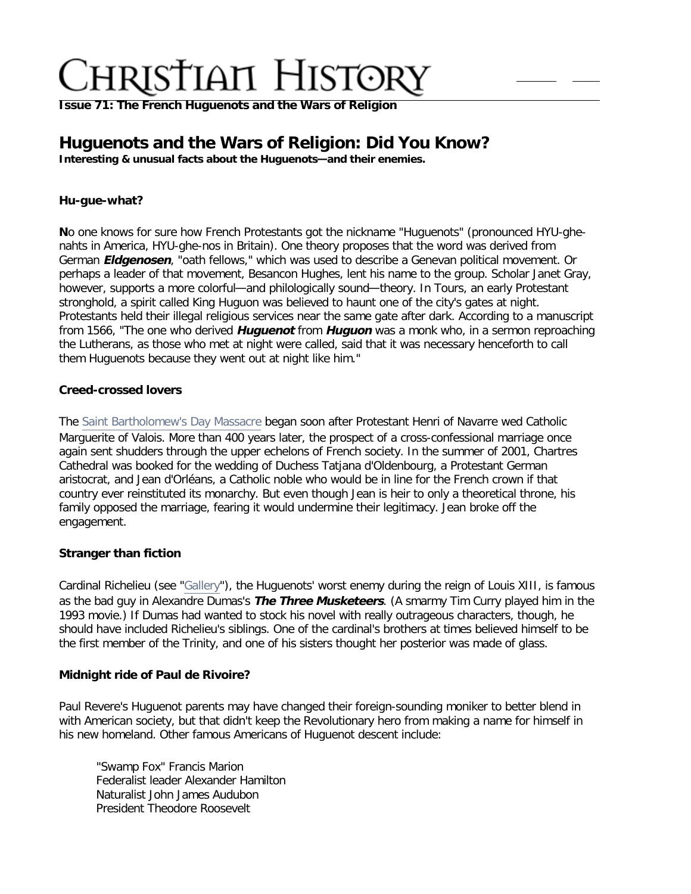# Christian History

**Issue 71: The French Huguenots and the Wars of Religion**

## Huguenots and the Wars of Religion: Did You Know?

**Interesting & unusual facts about the Huguenots—and their enemies.**

### Hu-gue-what?

**N**o one knows for sure how French Protestants got the nickname "Huguenots" (pronounced HYU-ghe-nahts in America, HYU-ghe-nos in Britain). One theory proposes that the word was derived from German ***Eldgenosen***, "oath fellows," which was used to describe a Genevan political movement. Or perhaps a leader of that movement, Besancon Hughes, lent his name to the group. Scholar Janet Gray, however, supports a more colorful—and philologically sound—theory. In Tours, an early Protestant stronghold, a spirit called King Huguon was believed to haunt one of the city's gates at night. Protestants held their illegal religious services near the same gate after dark. According to a manuscript from 1566, "The one who derived ***Huguenot*** from ***Huguon*** was a monk who, in a sermon reproaching the Lutherans, as those who met at night were called, said that it was necessary henceforth to call them Huguenots because they went out at night like him."

### Creed-crossed lovers

The Saint Bartholomew's Day Massacre began soon after Protestant Henri of Navarre wed Catholic Marguerite of Valois. More than 400 years later, the prospect of a cross-confessional marriage once again sent shudders through the upper echelons of French society. In the summer of 2001, Chartres Cathedral was booked for the wedding of Duchess Tatjana d'Oldenbourg, a Protestant German aristocrat, and Jean d'Orléans, a Catholic noble who would be in line for the French crown if that country ever reinstituted its monarchy. But even though Jean is heir to only a theoretical throne, his family opposed the marriage, fearing it would undermine their legitimacy. Jean broke off the engagement.

### Stranger than fiction

Cardinal Richelieu (see "Gallery"), the Huguenots' worst enemy during the reign of Louis XIII, is famous as the bad guy in Alexandre Dumas's ***The Three Musketeers***. (A smarmy Tim Curry played him in the 1993 movie.) If Dumas had wanted to stock his novel with really outrageous characters, though, he should have included Richelieu's siblings. One of the cardinal's brothers at times believed himself to be the first member of the Trinity, and one of his sisters thought her posterior was made of glass.

### Midnight ride of Paul de Rivoire?

Paul Revere's Huguenot parents may have changed their foreign-sounding moniker to better blend in with American society, but that didn't keep the Revolutionary hero from making a name for himself in his new homeland. Other famous Americans of Huguenot descent include:

- "Swamp Fox" Francis Marion
- Federalist leader Alexander Hamilton
- Naturalist John James Audubon
- President Theodore Roosevelt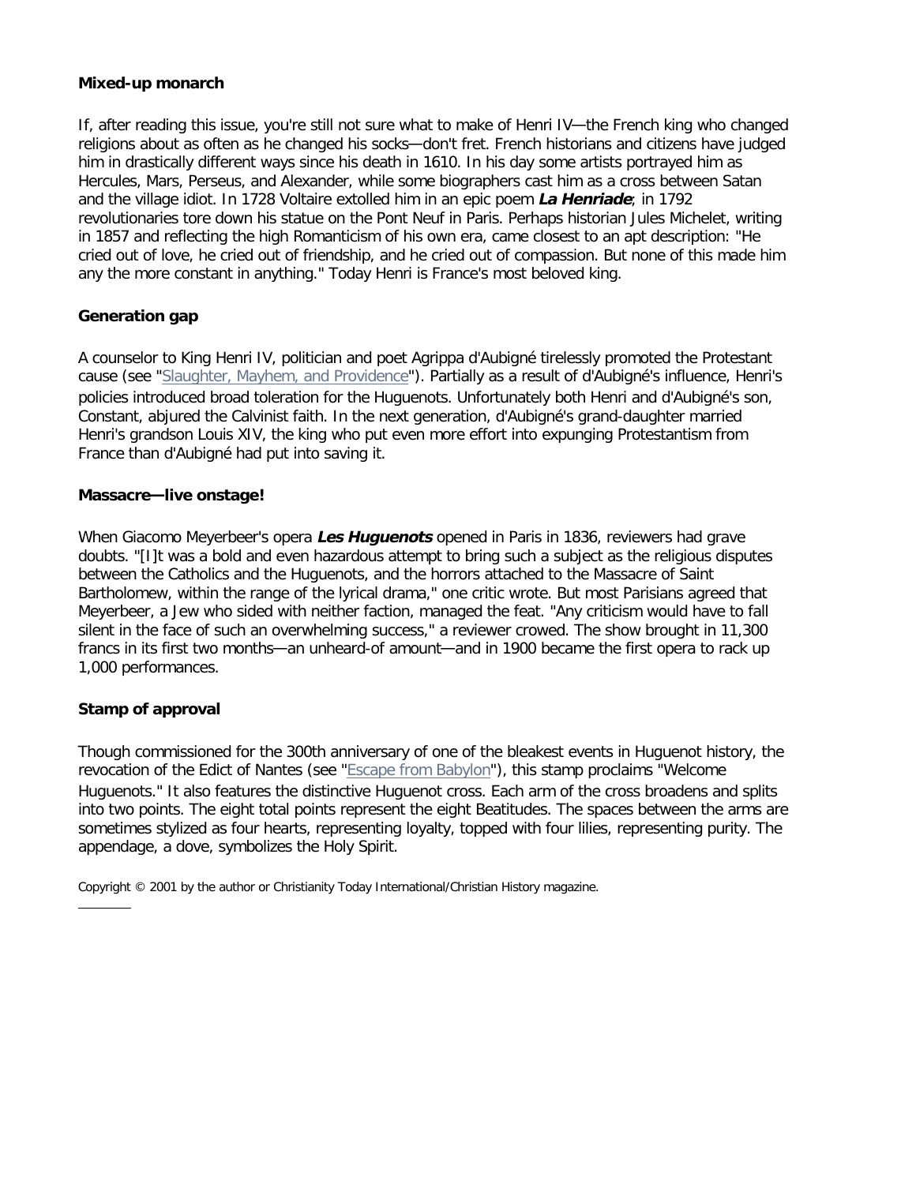### Mixed-up monarch

If, after reading this issue, you're still not sure what to make of Henri IV—the French king who changed religions about as often as he changed his socks—don't fret. French historians and citizens have judged him in drastically different ways since his death in 1610. In his day some artists portrayed him as Hercules, Mars, Perseus, and Alexander, while some biographers cast him as a cross between Satan and the village idiot. In 1728 Voltaire extolled him in an epic poem ***La Henriade***; in 1792 revolutionaries tore down his statue on the Pont Neuf in Paris. Perhaps historian Jules Michelet, writing in 1857 and reflecting the high Romanticism of his own era, came closest to an apt description: "He cried out of love, he cried out of friendship, and he cried out of compassion. But none of this made him any the more constant in anything." Today Henri is France's most beloved king.

### Generation gap

A counselor to King Henri IV, politician and poet Agrippa d'Aubigné tirelessly promoted the Protestant cause (see "Slaughter, Mayhem, and Providence"). Partially as a result of d'Aubigné's influence, Henri's policies introduced broad toleration for the Huguenots. Unfortunately both Henri and d'Aubigné's son, Constant, abjured the Calvinist faith. In the next generation, d'Aubigné's grand-daughter married Henri's grandson Louis XIV, the king who put even more effort into expunging Protestantism from France than d'Aubigné had put into saving it.

### Massacre—live onstage!

When Giacomo Meyerbeer's opera ***Les Huguenots*** opened in Paris in 1836, reviewers had grave doubts. "[I]t was a bold and even hazardous attempt to bring such a subject as the religious disputes between the Catholics and the Huguenots, and the horrors attached to the Massacre of Saint Bartholomew, within the range of the lyrical drama," one critic wrote. But most Parisians agreed that Meyerbeer, a Jew who sided with neither faction, managed the feat. "Any criticism would have to fall silent in the face of such an overwhelming success," a reviewer crowed. The show brought in 11,300 francs in its first two months—an unheard-of amount—and in 1900 became the first opera to rack up 1,000 performances.

### Stamp of approval

Though commissioned for the 300th anniversary of one of the bleakest events in Huguenot history, the revocation of the Edict of Nantes (see "Escape from Babylon"), this stamp proclaims "Welcome Huguenots." It also features the distinctive Huguenot cross. Each arm of the cross broadens and splits into two points. The eight total points represent the eight Beatitudes. The spaces between the arms are sometimes stylized as four hearts, representing loyalty, topped with four lilies, representing purity. The appendage, a dove, symbolizes the Holy Spirit.

Copyright © 2001 by the author or Christianity Today International/Christian History magazine.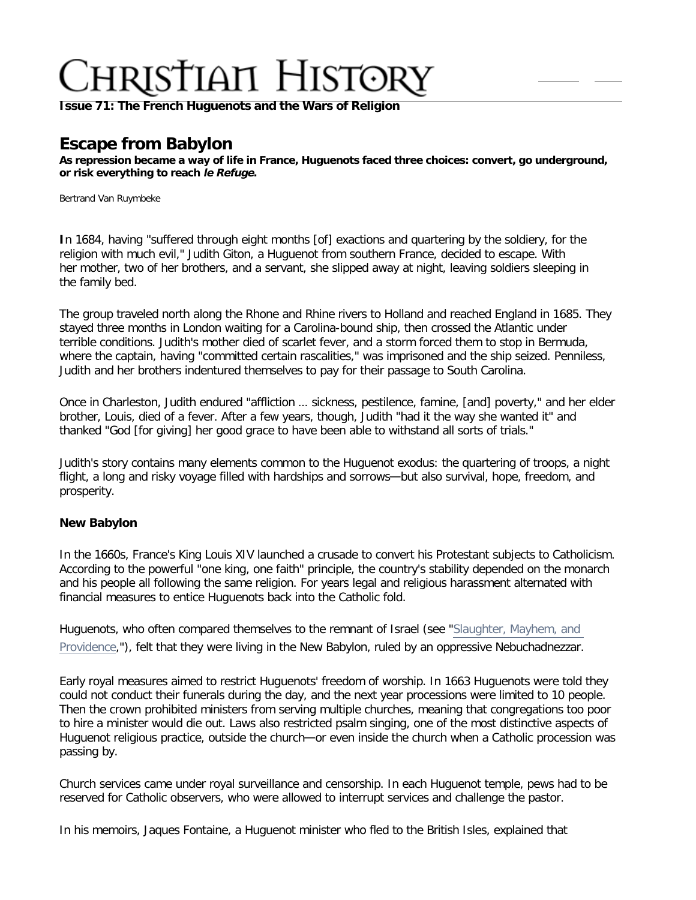**Issue 71: The French Huguenots and the Wars of Religion**

# Escape from Babylon

**As repression became a way of life in France, Huguenots faced three choices: convert, go underground, or risk everything to reach *le Refuge*.**

Bertrand Van Ruymbeke

**I**n 1684, having "suffered through eight months [of] exactions and quartering by the soldiery, for the religion with much evil," Judith Giton, a Huguenot from southern France, decided to escape. With her mother, two of her brothers, and a servant, she slipped away at night, leaving soldiers sleeping in the family bed.

The group traveled north along the Rhone and Rhine rivers to Holland and reached England in 1685. They stayed three months in London waiting for a Carolina-bound ship, then crossed the Atlantic under terrible conditions. Judith's mother died of scarlet fever, and a storm forced them to stop in Bermuda, where the captain, having "committed certain rascalities," was imprisoned and the ship seized. Penniless, Judith and her brothers indentured themselves to pay for their passage to South Carolina.

Once in Charleston, Judith endured "affliction … sickness, pestilence, famine, [and] poverty," and her elder brother, Louis, died of a fever. After a few years, though, Judith "had it the way she wanted it" and thanked "God [for giving] her good grace to have been able to withstand all sorts of trials."

Judith's story contains many elements common to the Huguenot exodus: the quartering of troops, a night flight, a long and risky voyage filled with hardships and sorrows—but also survival, hope, freedom, and prosperity.

### New Babylon

In the 1660s, France's King Louis XIV launched a crusade to convert his Protestant subjects to Catholicism. According to the powerful "one king, one faith" principle, the country's stability depended on the monarch and his people all following the same religion. For years legal and religious harassment alternated with financial measures to entice Huguenots back into the Catholic fold.

Huguenots, who often compared themselves to the remnant of Israel (see "Slaughter, Mayhem, and Providence,"), felt that they were living in the New Babylon, ruled by an oppressive Nebuchadnezzar.

Early royal measures aimed to restrict Huguenots' freedom of worship. In 1663 Huguenots were told they could not conduct their funerals during the day, and the next year processions were limited to 10 people. Then the crown prohibited ministers from serving multiple churches, meaning that congregations too poor to hire a minister would die out. Laws also restricted psalm singing, one of the most distinctive aspects of Huguenot religious practice, outside the church—or even inside the church when a Catholic procession was passing by.

Church services came under royal surveillance and censorship. In each Huguenot temple, pews had to be reserved for Catholic observers, who were allowed to interrupt services and challenge the pastor.

In his memoirs, Jaques Fontaine, a Huguenot minister who fled to the British Isles, explained that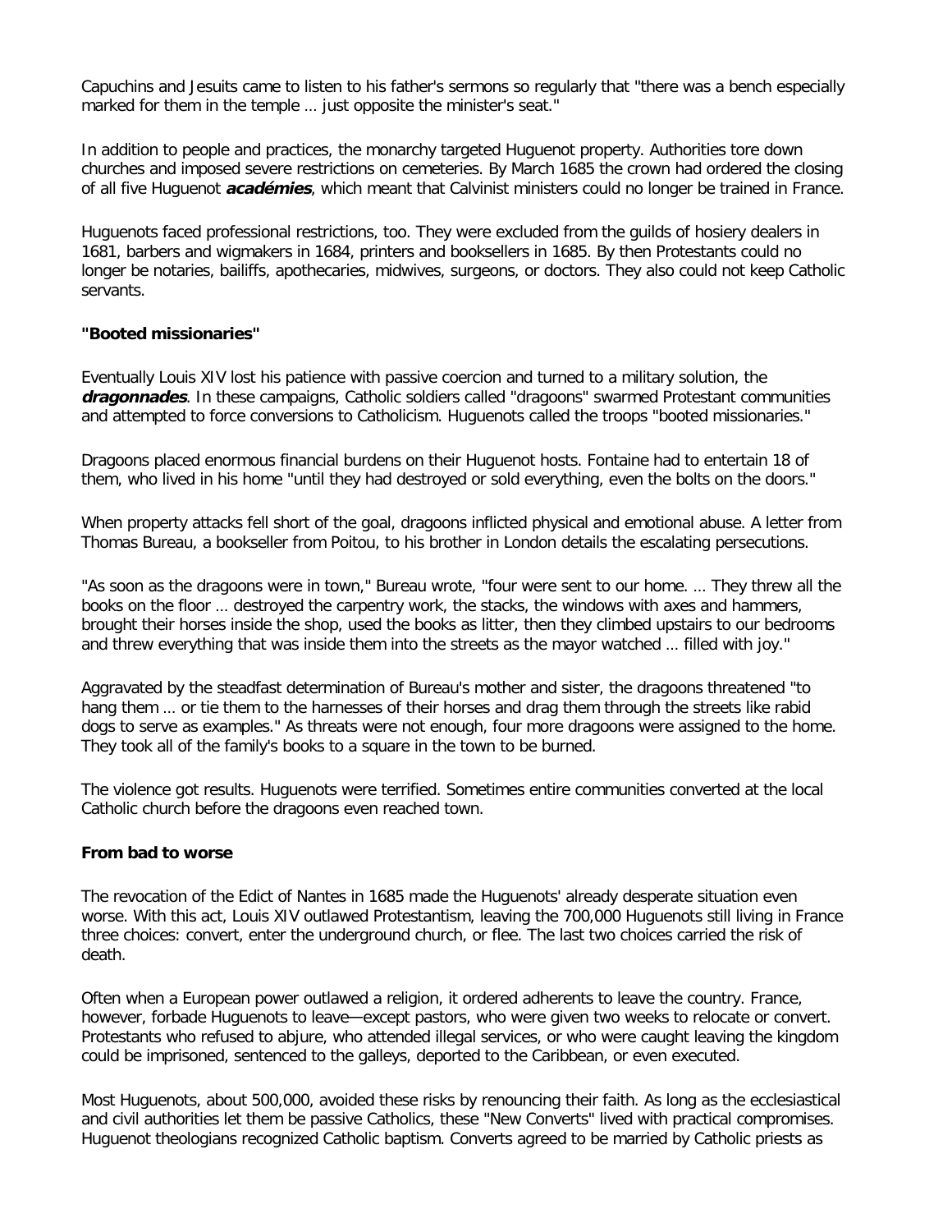Capuchins and Jesuits came to listen to his father's sermons so regularly that "there was a bench especially marked for them in the temple … just opposite the minister's seat."

In addition to people and practices, the monarchy targeted Huguenot property. Authorities tore down churches and imposed severe restrictions on cemeteries. By March 1685 the crown had ordered the closing of all five Huguenot ***académies***, which meant that Calvinist ministers could no longer be trained in France.

Huguenots faced professional restrictions, too. They were excluded from the guilds of hosiery dealers in 1681, barbers and wigmakers in 1684, printers and booksellers in 1685. By then Protestants could no longer be notaries, bailiffs, apothecaries, midwives, surgeons, or doctors. They also could not keep Catholic servants.

**"Booted missionaries"**

Eventually Louis XIV lost his patience with passive coercion and turned to a military solution, the ***dragonnades***. In these campaigns, Catholic soldiers called "dragoons" swarmed Protestant communities and attempted to force conversions to Catholicism. Huguenots called the troops "booted missionaries."

Dragoons placed enormous financial burdens on their Huguenot hosts. Fontaine had to entertain 18 of them, who lived in his home "until they had destroyed or sold everything, even the bolts on the doors."

When property attacks fell short of the goal, dragoons inflicted physical and emotional abuse. A letter from Thomas Bureau, a bookseller from Poitou, to his brother in London details the escalating persecutions.

"As soon as the dragoons were in town," Bureau wrote, "four were sent to our home. … They threw all the books on the floor … destroyed the carpentry work, the stacks, the windows with axes and hammers, brought their horses inside the shop, used the books as litter, then they climbed upstairs to our bedrooms and threw everything that was inside them into the streets as the mayor watched … filled with joy."

Aggravated by the steadfast determination of Bureau's mother and sister, the dragoons threatened "to hang them … or tie them to the harnesses of their horses and drag them through the streets like rabid dogs to serve as examples." As threats were not enough, four more dragoons were assigned to the home. They took all of the family's books to a square in the town to be burned.

The violence got results. Huguenots were terrified. Sometimes entire communities converted at the local Catholic church before the dragoons even reached town.

**From bad to worse**

The revocation of the Edict of Nantes in 1685 made the Huguenots' already desperate situation even worse. With this act, Louis XIV outlawed Protestantism, leaving the 700,000 Huguenots still living in France three choices: convert, enter the underground church, or flee. The last two choices carried the risk of death.

Often when a European power outlawed a religion, it ordered adherents to leave the country. France, however, forbade Huguenots to leave—except pastors, who were given two weeks to relocate or convert. Protestants who refused to abjure, who attended illegal services, or who were caught leaving the kingdom could be imprisoned, sentenced to the galleys, deported to the Caribbean, or even executed.

Most Huguenots, about 500,000, avoided these risks by renouncing their faith. As long as the ecclesiastical and civil authorities let them be passive Catholics, these "New Converts" lived with practical compromises. Huguenot theologians recognized Catholic baptism. Converts agreed to be married by Catholic priests as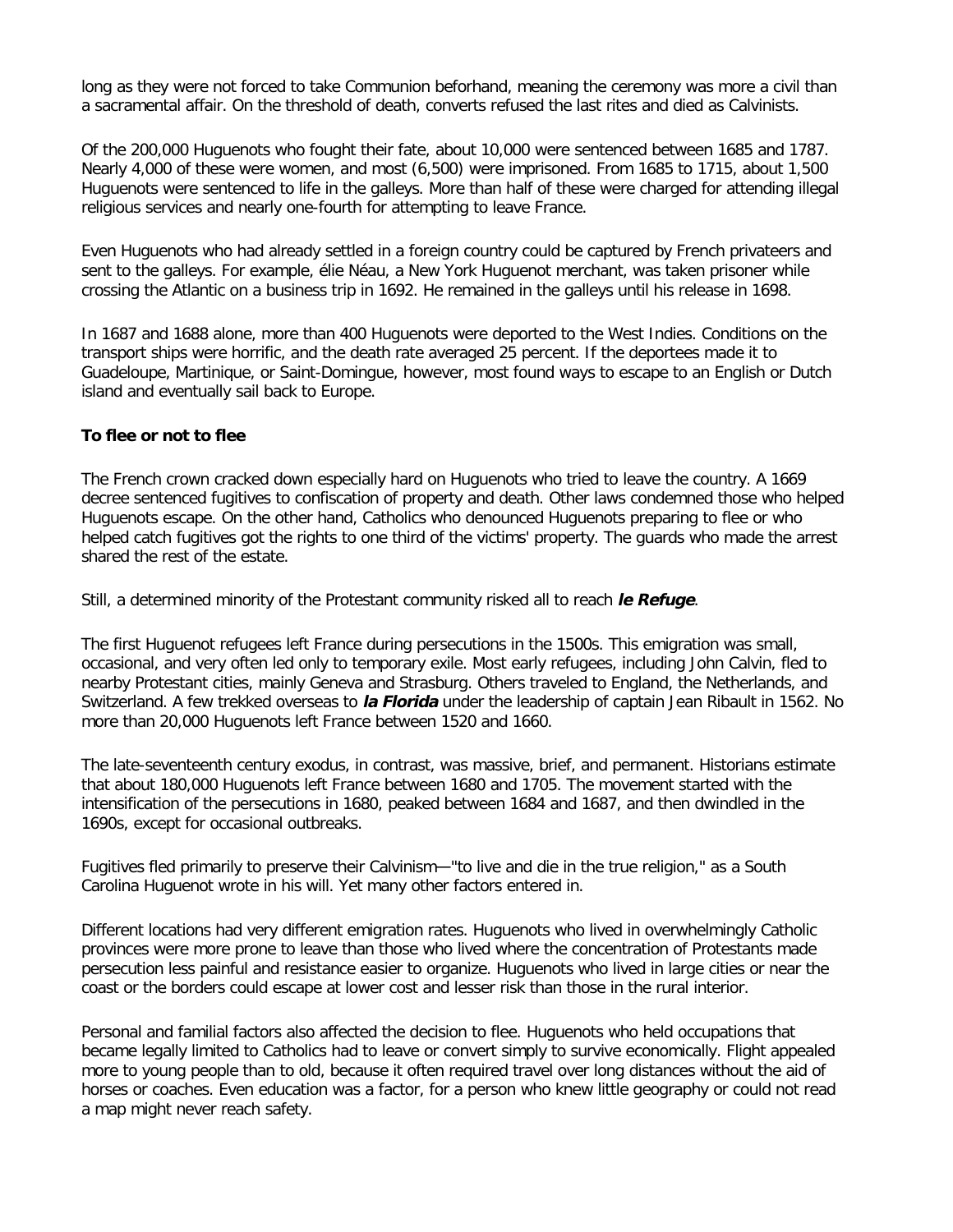long as they were not forced to take Communion beforhand, meaning the ceremony was more a civil than a sacramental affair. On the threshold of death, converts refused the last rites and died as Calvinists.

Of the 200,000 Huguenots who fought their fate, about 10,000 were sentenced between 1685 and 1787. Nearly 4,000 of these were women, and most (6,500) were imprisoned. From 1685 to 1715, about 1,500 Huguenots were sentenced to life in the galleys. More than half of these were charged for attending illegal religious services and nearly one-fourth for attempting to leave France.

Even Huguenots who had already settled in a foreign country could be captured by French privateers and sent to the galleys. For example, élie Néau, a New York Huguenot merchant, was taken prisoner while crossing the Atlantic on a business trip in 1692. He remained in the galleys until his release in 1698.

In 1687 and 1688 alone, more than 400 Huguenots were deported to the West Indies. Conditions on the transport ships were horrific, and the death rate averaged 25 percent. If the deportees made it to Guadeloupe, Martinique, or Saint-Domingue, however, most found ways to escape to an English or Dutch island and eventually sail back to Europe.

**To flee or not to flee**

The French crown cracked down especially hard on Huguenots who tried to leave the country. A 1669 decree sentenced fugitives to confiscation of property and death. Other laws condemned those who helped Huguenots escape. On the other hand, Catholics who denounced Huguenots preparing to flee or who helped catch fugitives got the rights to one third of the victims' property. The guards who made the arrest shared the rest of the estate.

Still, a determined minority of the Protestant community risked all to reach ***le Refuge***.

The first Huguenot refugees left France during persecutions in the 1500s. This emigration was small, occasional, and very often led only to temporary exile. Most early refugees, including John Calvin, fled to nearby Protestant cities, mainly Geneva and Strasburg. Others traveled to England, the Netherlands, and Switzerland. A few trekked overseas to ***la Florida*** under the leadership of captain Jean Ribault in 1562. No more than 20,000 Huguenots left France between 1520 and 1660.

The late-seventeenth century exodus, in contrast, was massive, brief, and permanent. Historians estimate that about 180,000 Huguenots left France between 1680 and 1705. The movement started with the intensification of the persecutions in 1680, peaked between 1684 and 1687, and then dwindled in the 1690s, except for occasional outbreaks.

Fugitives fled primarily to preserve their Calvinism—"to live and die in the true religion," as a South Carolina Huguenot wrote in his will. Yet many other factors entered in.

Different locations had very different emigration rates. Huguenots who lived in overwhelmingly Catholic provinces were more prone to leave than those who lived where the concentration of Protestants made persecution less painful and resistance easier to organize. Huguenots who lived in large cities or near the coast or the borders could escape at lower cost and lesser risk than those in the rural interior.

Personal and familial factors also affected the decision to flee. Huguenots who held occupations that became legally limited to Catholics had to leave or convert simply to survive economically. Flight appealed more to young people than to old, because it often required travel over long distances without the aid of horses or coaches. Even education was a factor, for a person who knew little geography or could not read a map might never reach safety.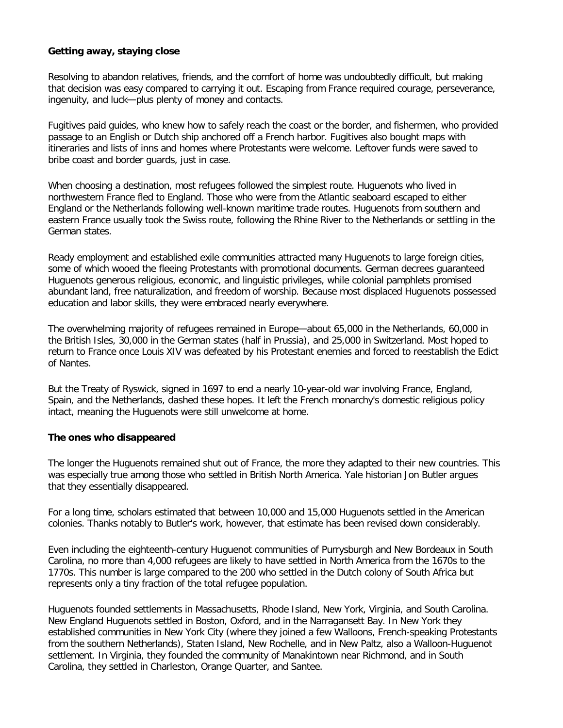**Getting away, staying close**

Resolving to abandon relatives, friends, and the comfort of home was undoubtedly difficult, but making that decision was easy compared to carrying it out. Escaping from France required courage, perseverance, ingenuity, and luck—plus plenty of money and contacts.

Fugitives paid guides, who knew how to safely reach the coast or the border, and fishermen, who provided passage to an English or Dutch ship anchored off a French harbor. Fugitives also bought maps with itineraries and lists of inns and homes where Protestants were welcome. Leftover funds were saved to bribe coast and border guards, just in case.

When choosing a destination, most refugees followed the simplest route. Huguenots who lived in northwestern France fled to England. Those who were from the Atlantic seaboard escaped to either England or the Netherlands following well-known maritime trade routes. Huguenots from southern and eastern France usually took the Swiss route, following the Rhine River to the Netherlands or settling in the German states.

Ready employment and established exile communities attracted many Huguenots to large foreign cities, some of which wooed the fleeing Protestants with promotional documents. German decrees guaranteed Huguenots generous religious, economic, and linguistic privileges, while colonial pamphlets promised abundant land, free naturalization, and freedom of worship. Because most displaced Huguenots possessed education and labor skills, they were embraced nearly everywhere.

The overwhelming majority of refugees remained in Europe—about 65,000 in the Netherlands, 60,000 in the British Isles, 30,000 in the German states (half in Prussia), and 25,000 in Switzerland. Most hoped to return to France once Louis XIV was defeated by his Protestant enemies and forced to reestablish the Edict of Nantes.

But the Treaty of Ryswick, signed in 1697 to end a nearly 10-year-old war involving France, England, Spain, and the Netherlands, dashed these hopes. It left the French monarchy's domestic religious policy intact, meaning the Huguenots were still unwelcome at home.

**The ones who disappeared**

The longer the Huguenots remained shut out of France, the more they adapted to their new countries. This was especially true among those who settled in British North America. Yale historian Jon Butler argues that they essentially disappeared.

For a long time, scholars estimated that between 10,000 and 15,000 Huguenots settled in the American colonies. Thanks notably to Butler's work, however, that estimate has been revised down considerably.

Even including the eighteenth-century Huguenot communities of Purrysburgh and New Bordeaux in South Carolina, no more than 4,000 refugees are likely to have settled in North America from the 1670s to the 1770s. This number is large compared to the 200 who settled in the Dutch colony of South Africa but represents only a tiny fraction of the total refugee population.

Huguenots founded settlements in Massachusetts, Rhode Island, New York, Virginia, and South Carolina. New England Huguenots settled in Boston, Oxford, and in the Narragansett Bay. In New York they established communities in New York City (where they joined a few Walloons, French-speaking Protestants from the southern Netherlands), Staten Island, New Rochelle, and in New Paltz, also a Walloon-Huguenot settlement. In Virginia, they founded the community of Manakintown near Richmond, and in South Carolina, they settled in Charleston, Orange Quarter, and Santee.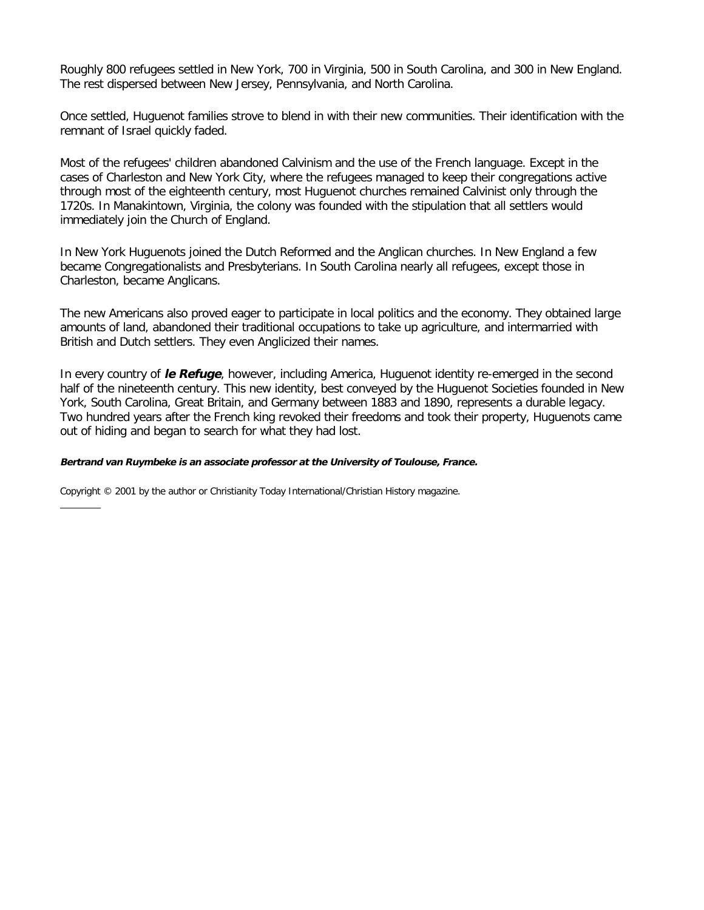Roughly 800 refugees settled in New York, 700 in Virginia, 500 in South Carolina, and 300 in New England. The rest dispersed between New Jersey, Pennsylvania, and North Carolina.

Once settled, Huguenot families strove to blend in with their new communities. Their identification with the remnant of Israel quickly faded.

Most of the refugees' children abandoned Calvinism and the use of the French language. Except in the cases of Charleston and New York City, where the refugees managed to keep their congregations active through most of the eighteenth century, most Huguenot churches remained Calvinist only through the 1720s. In Manakintown, Virginia, the colony was founded with the stipulation that all settlers would immediately join the Church of England.

In New York Huguenots joined the Dutch Reformed and the Anglican churches. In New England a few became Congregationalists and Presbyterians. In South Carolina nearly all refugees, except those in Charleston, became Anglicans.

The new Americans also proved eager to participate in local politics and the economy. They obtained large amounts of land, abandoned their traditional occupations to take up agriculture, and intermarried with British and Dutch settlers. They even Anglicized their names.

In every country of ***le Refuge***, however, including America, Huguenot identity re-emerged in the second half of the nineteenth century. This new identity, best conveyed by the Huguenot Societies founded in New York, South Carolina, Great Britain, and Germany between 1883 and 1890, represents a durable legacy. Two hundred years after the French king revoked their freedoms and took their property, Huguenots came out of hiding and began to search for what they had lost.

***Bertrand van Ruymbeke is an associate professor at the University of Toulouse, France.***

Copyright © 2001 by the author or Christianity Today International/Christian History magazine.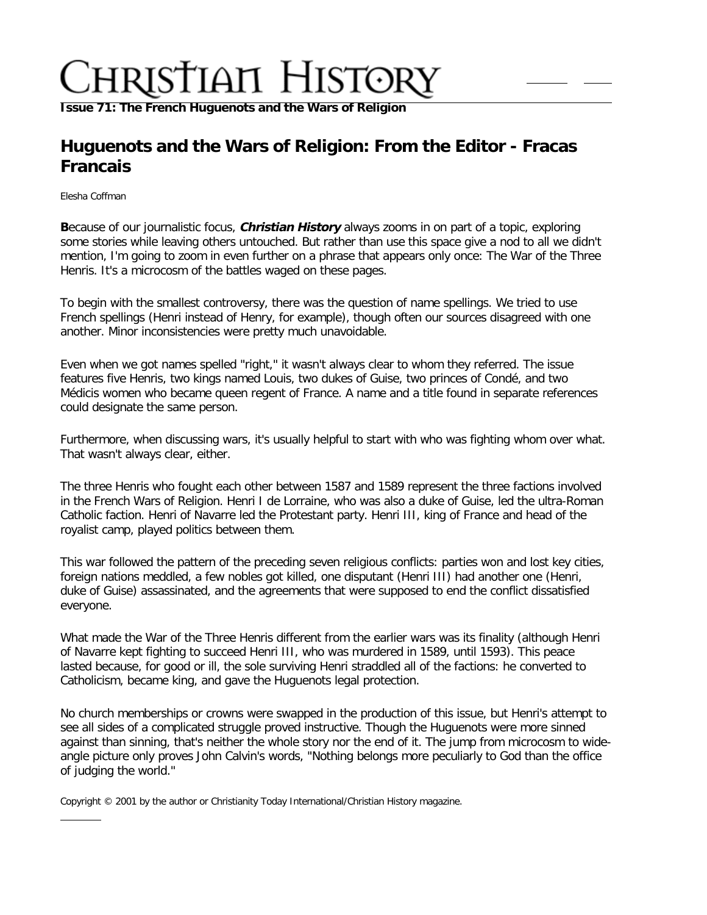# Christian History

**Issue 71: The French Huguenots and the Wars of Religion**

## Huguenots and the Wars of Religion: From the Editor - Fracas Francais

Elesha Coffman

**B**ecause of our journalistic focus, ***Christian History*** always zooms in on part of a topic, exploring some stories while leaving others untouched. But rather than use this space give a nod to all we didn't mention, I'm going to zoom in even further on a phrase that appears only once: The War of the Three Henris. It's a microcosm of the battles waged on these pages.

To begin with the smallest controversy, there was the question of name spellings. We tried to use French spellings (Henri instead of Henry, for example), though often our sources disagreed with one another. Minor inconsistencies were pretty much unavoidable.

Even when we got names spelled "right," it wasn't always clear to whom they referred. The issue features five Henris, two kings named Louis, two dukes of Guise, two princes of Condé, and two Médicis women who became queen regent of France. A name and a title found in separate references could designate the same person.

Furthermore, when discussing wars, it's usually helpful to start with who was fighting whom over what. That wasn't always clear, either.

The three Henris who fought each other between 1587 and 1589 represent the three factions involved in the French Wars of Religion. Henri I de Lorraine, who was also a duke of Guise, led the ultra-Roman Catholic faction. Henri of Navarre led the Protestant party. Henri III, king of France and head of the royalist camp, played politics between them.

This war followed the pattern of the preceding seven religious conflicts: parties won and lost key cities, foreign nations meddled, a few nobles got killed, one disputant (Henri III) had another one (Henri, duke of Guise) assassinated, and the agreements that were supposed to end the conflict dissatisfied everyone.

What made the War of the Three Henris different from the earlier wars was its finality (although Henri of Navarre kept fighting to succeed Henri III, who was murdered in 1589, until 1593). This peace lasted because, for good or ill, the sole surviving Henri straddled all of the factions: he converted to Catholicism, became king, and gave the Huguenots legal protection.

No church memberships or crowns were swapped in the production of this issue, but Henri's attempt to see all sides of a complicated struggle proved instructive. Though the Huguenots were more sinned against than sinning, that's neither the whole story nor the end of it. The jump from microcosm to wide-angle picture only proves John Calvin's words, "Nothing belongs more peculiarly to God than the office of judging the world."

Copyright © 2001 by the author or Christianity Today International/Christian History magazine.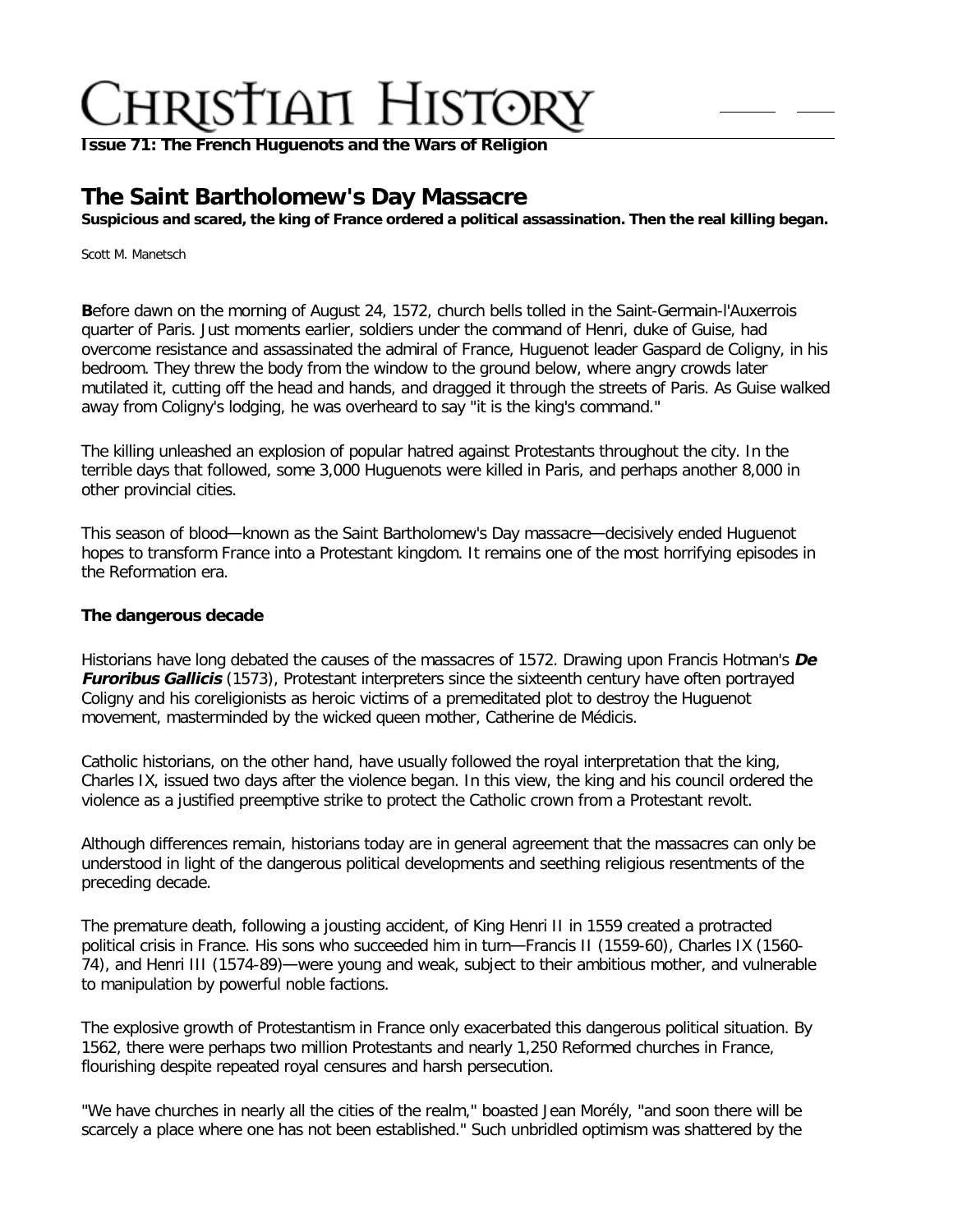**Issue 71: The French Huguenots and the Wars of Religion**

# The Saint Bartholomew's Day Massacre

**Suspicious and scared, the king of France ordered a political assassination. Then the real killing began.**

Scott M. Manetsch

**B**efore dawn on the morning of August 24, 1572, church bells tolled in the Saint-Germain-l'Auxerrois quarter of Paris. Just moments earlier, soldiers under the command of Henri, duke of Guise, had overcome resistance and assassinated the admiral of France, Huguenot leader Gaspard de Coligny, in his bedroom. They threw the body from the window to the ground below, where angry crowds later mutilated it, cutting off the head and hands, and dragged it through the streets of Paris. As Guise walked away from Coligny's lodging, he was overheard to say "it is the king's command."

The killing unleashed an explosion of popular hatred against Protestants throughout the city. In the terrible days that followed, some 3,000 Huguenots were killed in Paris, and perhaps another 8,000 in other provincial cities.

This season of blood—known as the Saint Bartholomew's Day massacre—decisively ended Huguenot hopes to transform France into a Protestant kingdom. It remains one of the most horrifying episodes in the Reformation era.

### The dangerous decade

Historians have long debated the causes of the massacres of 1572. Drawing upon Francis Hotman's ***De Furoribus Gallicis*** (1573), Protestant interpreters since the sixteenth century have often portrayed Coligny and his coreligionists as heroic victims of a premeditated plot to destroy the Huguenot movement, masterminded by the wicked queen mother, Catherine de Médicis.

Catholic historians, on the other hand, have usually followed the royal interpretation that the king, Charles IX, issued two days after the violence began. In this view, the king and his council ordered the violence as a justified preemptive strike to protect the Catholic crown from a Protestant revolt.

Although differences remain, historians today are in general agreement that the massacres can only be understood in light of the dangerous political developments and seething religious resentments of the preceding decade.

The premature death, following a jousting accident, of King Henri II in 1559 created a protracted political crisis in France. His sons who succeeded him in turn—Francis II (1559-60), Charles IX (1560-74), and Henri III (1574-89)—were young and weak, subject to their ambitious mother, and vulnerable to manipulation by powerful noble factions.

The explosive growth of Protestantism in France only exacerbated this dangerous political situation. By 1562, there were perhaps two million Protestants and nearly 1,250 Reformed churches in France, flourishing despite repeated royal censures and harsh persecution.

"We have churches in nearly all the cities of the realm," boasted Jean Morély, "and soon there will be scarcely a place where one has not been established." Such unbridled optimism was shattered by the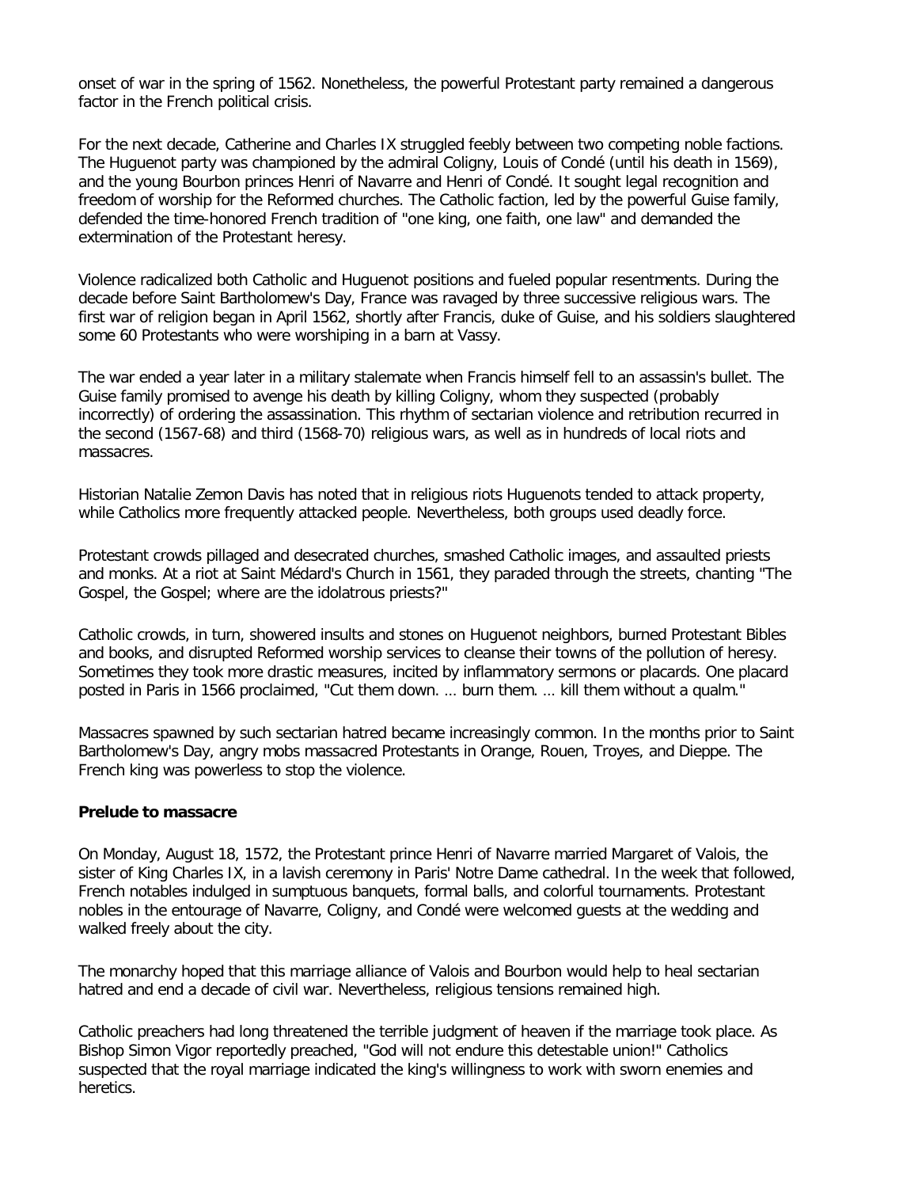onset of war in the spring of 1562. Nonetheless, the powerful Protestant party remained a dangerous factor in the French political crisis.

For the next decade, Catherine and Charles IX struggled feebly between two competing noble factions. The Huguenot party was championed by the admiral Coligny, Louis of Condé (until his death in 1569), and the young Bourbon princes Henri of Navarre and Henri of Condé. It sought legal recognition and freedom of worship for the Reformed churches. The Catholic faction, led by the powerful Guise family, defended the time-honored French tradition of "one king, one faith, one law" and demanded the extermination of the Protestant heresy.

Violence radicalized both Catholic and Huguenot positions and fueled popular resentments. During the decade before Saint Bartholomew's Day, France was ravaged by three successive religious wars. The first war of religion began in April 1562, shortly after Francis, duke of Guise, and his soldiers slaughtered some 60 Protestants who were worshiping in a barn at Vassy.

The war ended a year later in a military stalemate when Francis himself fell to an assassin's bullet. The Guise family promised to avenge his death by killing Coligny, whom they suspected (probably incorrectly) of ordering the assassination. This rhythm of sectarian violence and retribution recurred in the second (1567-68) and third (1568-70) religious wars, as well as in hundreds of local riots and massacres.

Historian Natalie Zemon Davis has noted that in religious riots Huguenots tended to attack property, while Catholics more frequently attacked people. Nevertheless, both groups used deadly force.

Protestant crowds pillaged and desecrated churches, smashed Catholic images, and assaulted priests and monks. At a riot at Saint Médard's Church in 1561, they paraded through the streets, chanting "The Gospel, the Gospel; where are the idolatrous priests?"

Catholic crowds, in turn, showered insults and stones on Huguenot neighbors, burned Protestant Bibles and books, and disrupted Reformed worship services to cleanse their towns of the pollution of heresy. Sometimes they took more drastic measures, incited by inflammatory sermons or placards. One placard posted in Paris in 1566 proclaimed, "Cut them down. ... burn them. ... kill them without a qualm."

Massacres spawned by such sectarian hatred became increasingly common. In the months prior to Saint Bartholomew's Day, angry mobs massacred Protestants in Orange, Rouen, Troyes, and Dieppe. The French king was powerless to stop the violence.

**Prelude to massacre**

On Monday, August 18, 1572, the Protestant prince Henri of Navarre married Margaret of Valois, the sister of King Charles IX, in a lavish ceremony in Paris' Notre Dame cathedral. In the week that followed, French notables indulged in sumptuous banquets, formal balls, and colorful tournaments. Protestant nobles in the entourage of Navarre, Coligny, and Condé were welcomed guests at the wedding and walked freely about the city.

The monarchy hoped that this marriage alliance of Valois and Bourbon would help to heal sectarian hatred and end a decade of civil war. Nevertheless, religious tensions remained high.

Catholic preachers had long threatened the terrible judgment of heaven if the marriage took place. As Bishop Simon Vigor reportedly preached, "God will not endure this detestable union!" Catholics suspected that the royal marriage indicated the king's willingness to work with sworn enemies and heretics.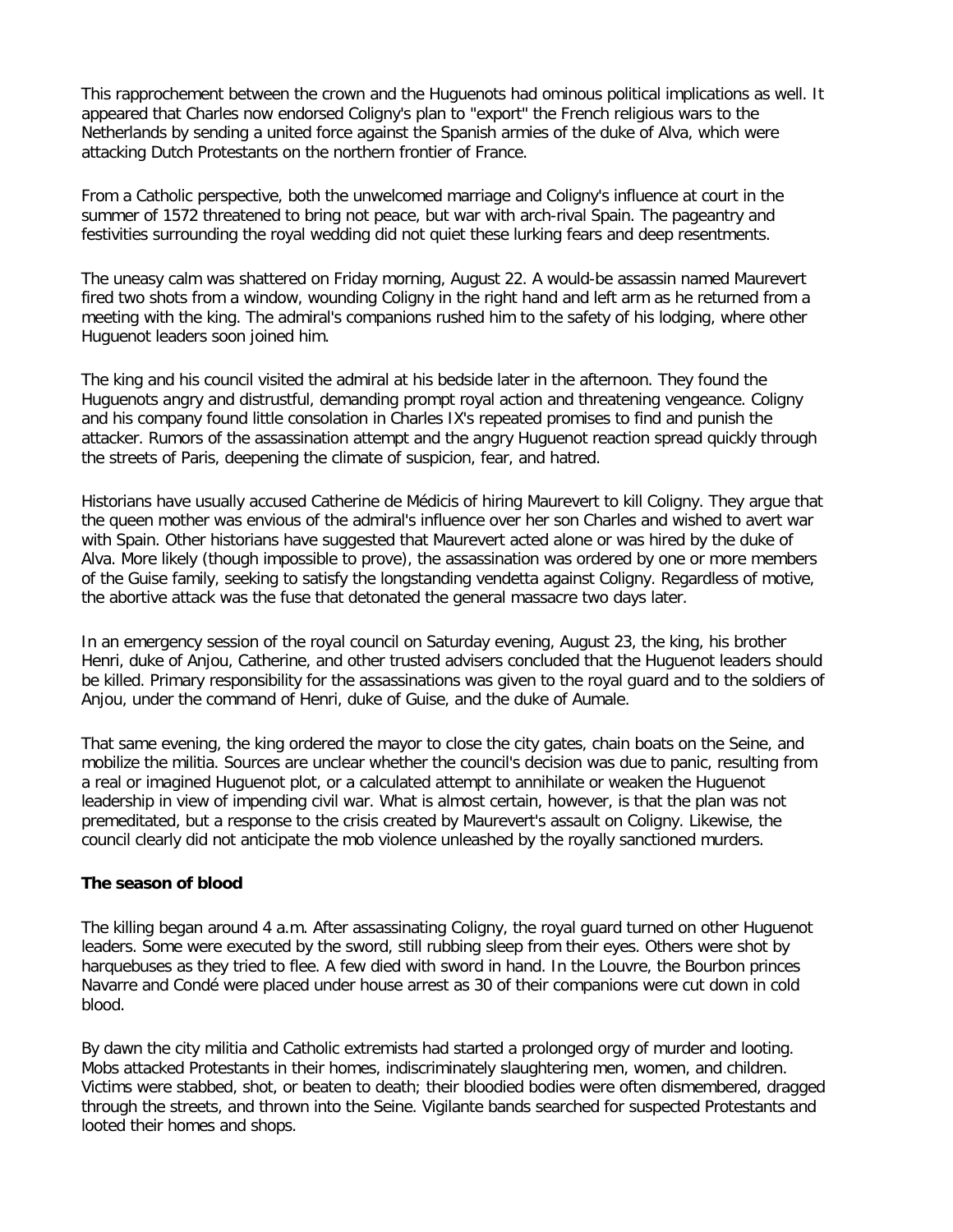This rapprochement between the crown and the Huguenots had ominous political implications as well. It appeared that Charles now endorsed Coligny's plan to "export" the French religious wars to the Netherlands by sending a united force against the Spanish armies of the duke of Alva, which were attacking Dutch Protestants on the northern frontier of France.

From a Catholic perspective, both the unwelcomed marriage and Coligny's influence at court in the summer of 1572 threatened to bring not peace, but war with arch-rival Spain. The pageantry and festivities surrounding the royal wedding did not quiet these lurking fears and deep resentments.

The uneasy calm was shattered on Friday morning, August 22. A would-be assassin named Maurevert fired two shots from a window, wounding Coligny in the right hand and left arm as he returned from a meeting with the king. The admiral's companions rushed him to the safety of his lodging, where other Huguenot leaders soon joined him.

The king and his council visited the admiral at his bedside later in the afternoon. They found the Huguenots angry and distrustful, demanding prompt royal action and threatening vengeance. Coligny and his company found little consolation in Charles IX's repeated promises to find and punish the attacker. Rumors of the assassination attempt and the angry Huguenot reaction spread quickly through the streets of Paris, deepening the climate of suspicion, fear, and hatred.

Historians have usually accused Catherine de Médicis of hiring Maurevert to kill Coligny. They argue that the queen mother was envious of the admiral's influence over her son Charles and wished to avert war with Spain. Other historians have suggested that Maurevert acted alone or was hired by the duke of Alva. More likely (though impossible to prove), the assassination was ordered by one or more members of the Guise family, seeking to satisfy the longstanding vendetta against Coligny. Regardless of motive, the abortive attack was the fuse that detonated the general massacre two days later.

In an emergency session of the royal council on Saturday evening, August 23, the king, his brother Henri, duke of Anjou, Catherine, and other trusted advisers concluded that the Huguenot leaders should be killed. Primary responsibility for the assassinations was given to the royal guard and to the soldiers of Anjou, under the command of Henri, duke of Guise, and the duke of Aumale.

That same evening, the king ordered the mayor to close the city gates, chain boats on the Seine, and mobilize the militia. Sources are unclear whether the council's decision was due to panic, resulting from a real or imagined Huguenot plot, or a calculated attempt to annihilate or weaken the Huguenot leadership in view of impending civil war. What is almost certain, however, is that the plan was not premeditated, but a response to the crisis created by Maurevert's assault on Coligny. Likewise, the council clearly did not anticipate the mob violence unleashed by the royally sanctioned murders.

**The season of blood**

The killing began around 4 a.m. After assassinating Coligny, the royal guard turned on other Huguenot leaders. Some were executed by the sword, still rubbing sleep from their eyes. Others were shot by harquebuses as they tried to flee. A few died with sword in hand. In the Louvre, the Bourbon princes Navarre and Condé were placed under house arrest as 30 of their companions were cut down in cold blood.

By dawn the city militia and Catholic extremists had started a prolonged orgy of murder and looting. Mobs attacked Protestants in their homes, indiscriminately slaughtering men, women, and children. Victims were stabbed, shot, or beaten to death; their bloodied bodies were often dismembered, dragged through the streets, and thrown into the Seine. Vigilante bands searched for suspected Protestants and looted their homes and shops.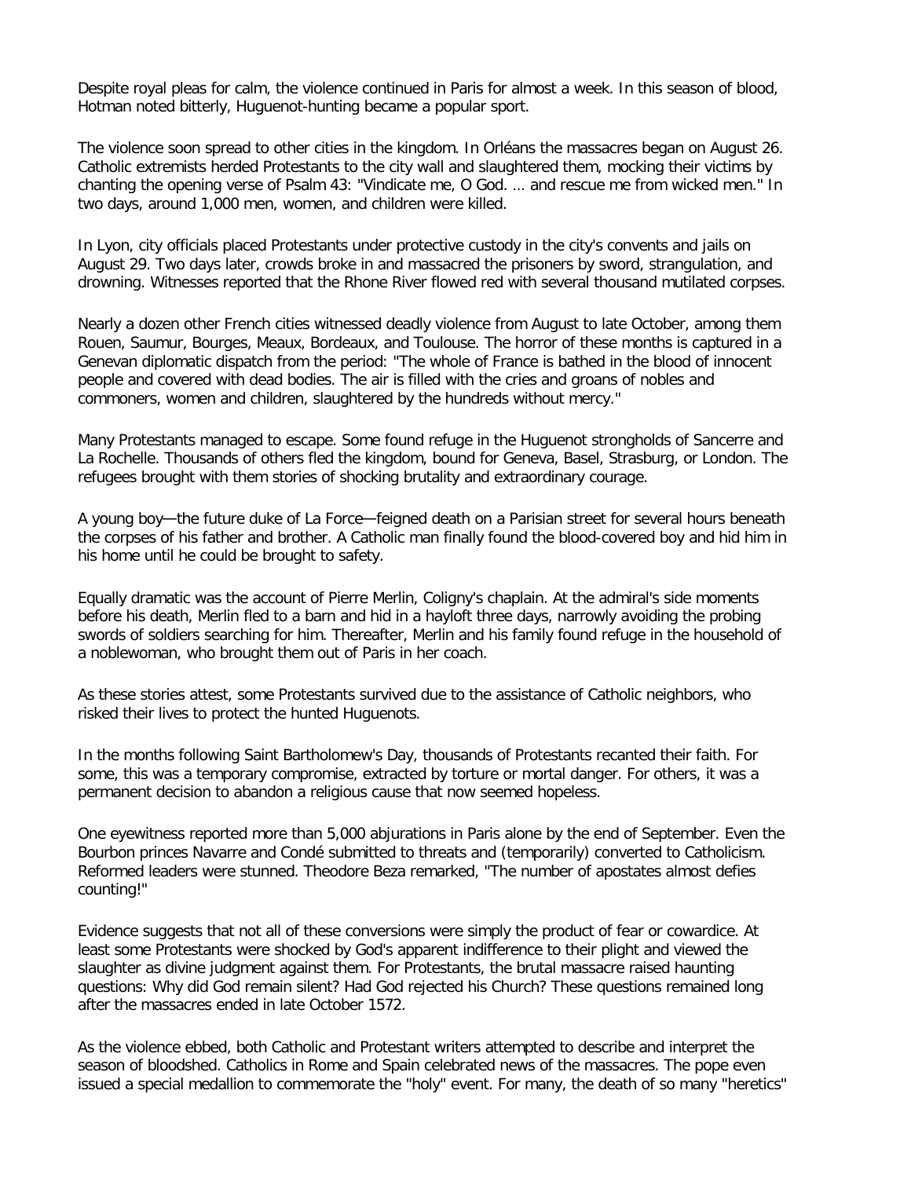Despite royal pleas for calm, the violence continued in Paris for almost a week. In this season of blood, Hotman noted bitterly, Huguenot-hunting became a popular sport.

The violence soon spread to other cities in the kingdom. In Orléans the massacres began on August 26. Catholic extremists herded Protestants to the city wall and slaughtered them, mocking their victims by chanting the opening verse of Psalm 43: "Vindicate me, O God. ... and rescue me from wicked men." In two days, around 1,000 men, women, and children were killed.

In Lyon, city officials placed Protestants under protective custody in the city's convents and jails on August 29. Two days later, crowds broke in and massacred the prisoners by sword, strangulation, and drowning. Witnesses reported that the Rhone River flowed red with several thousand mutilated corpses.

Nearly a dozen other French cities witnessed deadly violence from August to late October, among them Rouen, Saumur, Bourges, Meaux, Bordeaux, and Toulouse. The horror of these months is captured in a Genevan diplomatic dispatch from the period: "The whole of France is bathed in the blood of innocent people and covered with dead bodies. The air is filled with the cries and groans of nobles and commoners, women and children, slaughtered by the hundreds without mercy."

Many Protestants managed to escape. Some found refuge in the Huguenot strongholds of Sancerre and La Rochelle. Thousands of others fled the kingdom, bound for Geneva, Basel, Strasburg, or London. The refugees brought with them stories of shocking brutality and extraordinary courage.

A young boy—the future duke of La Force—feigned death on a Parisian street for several hours beneath the corpses of his father and brother. A Catholic man finally found the blood-covered boy and hid him in his home until he could be brought to safety.

Equally dramatic was the account of Pierre Merlin, Coligny's chaplain. At the admiral's side moments before his death, Merlin fled to a barn and hid in a hayloft three days, narrowly avoiding the probing swords of soldiers searching for him. Thereafter, Merlin and his family found refuge in the household of a noblewoman, who brought them out of Paris in her coach.

As these stories attest, some Protestants survived due to the assistance of Catholic neighbors, who risked their lives to protect the hunted Huguenots.

In the months following Saint Bartholomew's Day, thousands of Protestants recanted their faith. For some, this was a temporary compromise, extracted by torture or mortal danger. For others, it was a permanent decision to abandon a religious cause that now seemed hopeless.

One eyewitness reported more than 5,000 abjurations in Paris alone by the end of September. Even the Bourbon princes Navarre and Condé submitted to threats and (temporarily) converted to Catholicism. Reformed leaders were stunned. Theodore Beza remarked, "The number of apostates almost defies counting!"

Evidence suggests that not all of these conversions were simply the product of fear or cowardice. At least some Protestants were shocked by God's apparent indifference to their plight and viewed the slaughter as divine judgment against them. For Protestants, the brutal massacre raised haunting questions: Why did God remain silent? Had God rejected his Church? These questions remained long after the massacres ended in late October 1572.

As the violence ebbed, both Catholic and Protestant writers attempted to describe and interpret the season of bloodshed. Catholics in Rome and Spain celebrated news of the massacres. The pope even issued a special medallion to commemorate the "holy" event. For many, the death of so many "heretics"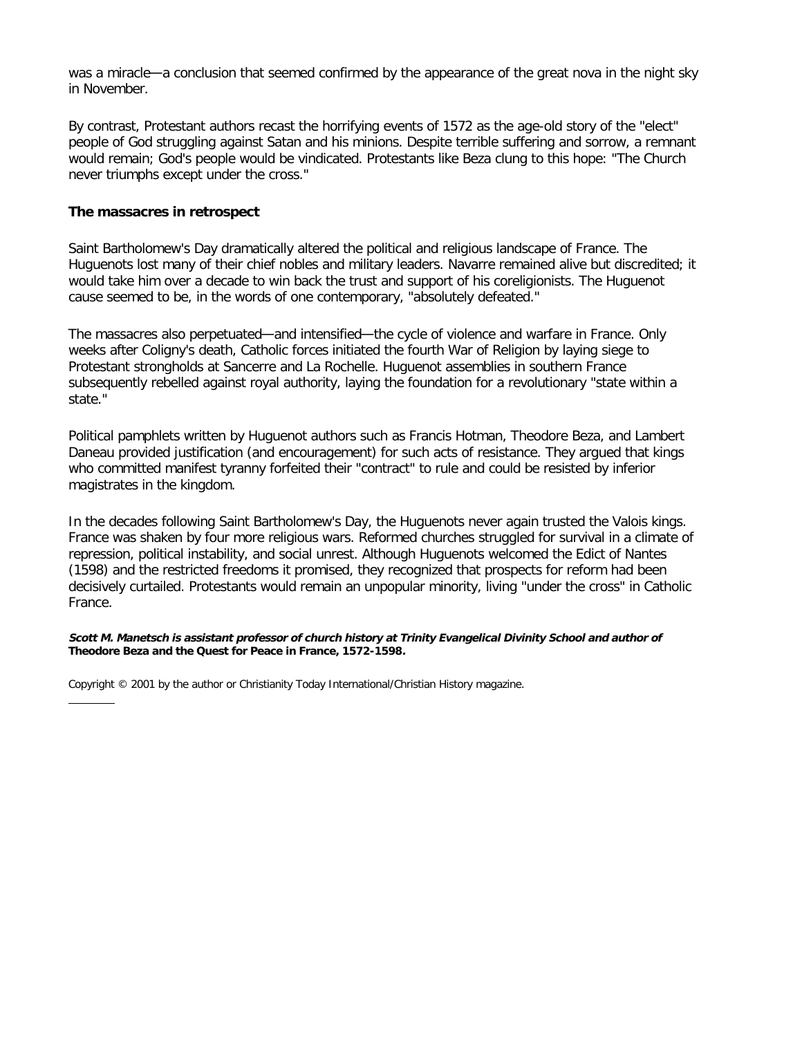was a miracle—a conclusion that seemed confirmed by the appearance of the great nova in the night sky in November.

By contrast, Protestant authors recast the horrifying events of 1572 as the age-old story of the "elect" people of God struggling against Satan and his minions. Despite terrible suffering and sorrow, a remnant would remain; God's people would be vindicated. Protestants like Beza clung to this hope: "The Church never triumphs except under the cross."

### The massacres in retrospect

Saint Bartholomew's Day dramatically altered the political and religious landscape of France. The Huguenots lost many of their chief nobles and military leaders. Navarre remained alive but discredited; it would take him over a decade to win back the trust and support of his coreligionists. The Huguenot cause seemed to be, in the words of one contemporary, "absolutely defeated."

The massacres also perpetuated—and intensified—the cycle of violence and warfare in France. Only weeks after Coligny's death, Catholic forces initiated the fourth War of Religion by laying siege to Protestant strongholds at Sancerre and La Rochelle. Huguenot assemblies in southern France subsequently rebelled against royal authority, laying the foundation for a revolutionary "state within a state."

Political pamphlets written by Huguenot authors such as Francis Hotman, Theodore Beza, and Lambert Daneau provided justification (and encouragement) for such acts of resistance. They argued that kings who committed manifest tyranny forfeited their "contract" to rule and could be resisted by inferior magistrates in the kingdom.

In the decades following Saint Bartholomew's Day, the Huguenots never again trusted the Valois kings. France was shaken by four more religious wars. Reformed churches struggled for survival in a climate of repression, political instability, and social unrest. Although Huguenots welcomed the Edict of Nantes (1598) and the restricted freedoms it promised, they recognized that prospects for reform had been decisively curtailed. Protestants would remain an unpopular minority, living "under the cross" in Catholic France.

***Scott M. Manetsch is assistant professor of church history at Trinity Evangelical Divinity School and author of* Theodore Beza and the Quest for Peace in France, 1572-1598.**

Copyright © 2001 by the author or Christianity Today International/Christian History magazine.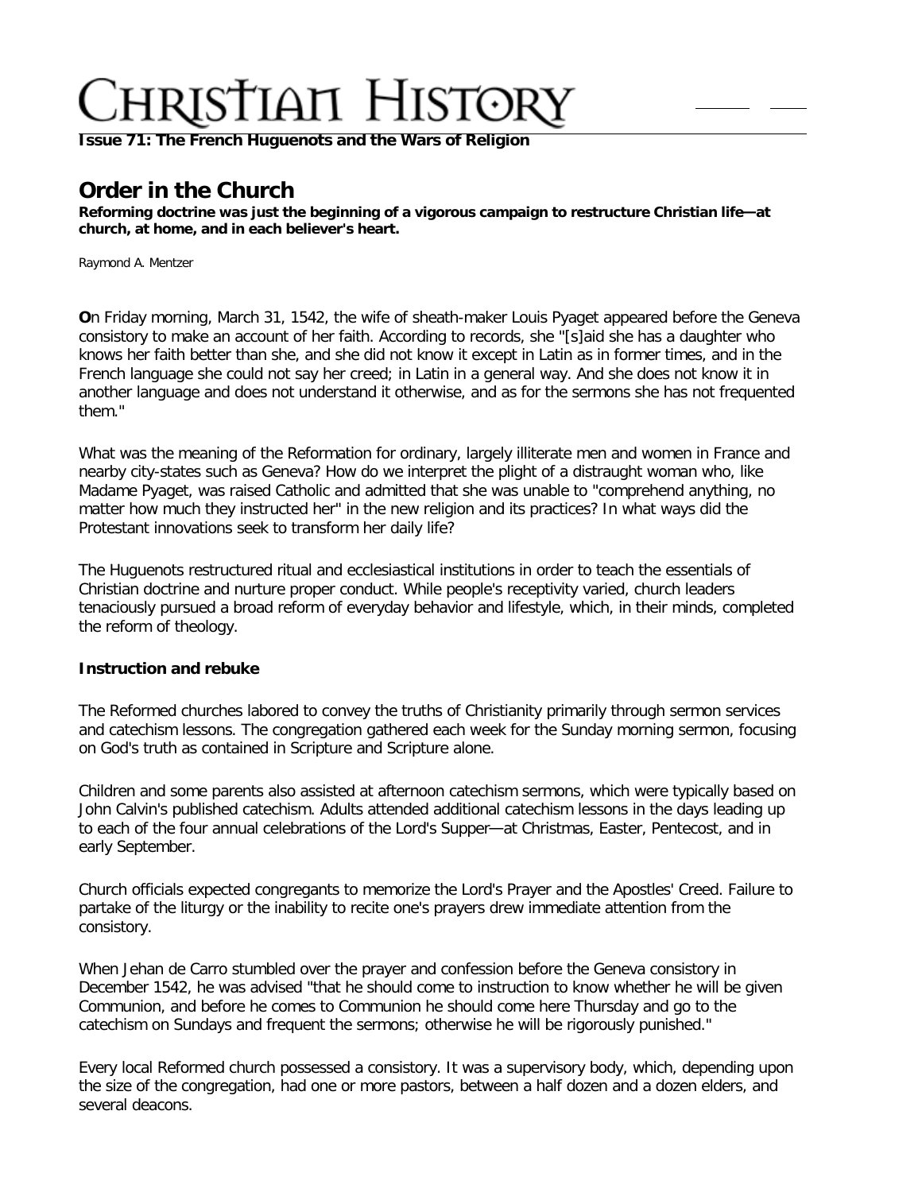**Issue 71: The French Huguenots and the Wars of Religion**

# Order in the Church

**Reforming doctrine was just the beginning of a vigorous campaign to restructure Christian life—at church, at home, and in each believer's heart.**

Raymond A. Mentzer

**O**n Friday morning, March 31, 1542, the wife of sheath-maker Louis Pyaget appeared before the Geneva consistory to make an account of her faith. According to records, she "[s]aid she has a daughter who knows her faith better than she, and she did not know it except in Latin as in former times, and in the French language she could not say her creed; in Latin in a general way. And she does not know it in another language and does not understand it otherwise, and as for the sermons she has not frequented them."

What was the meaning of the Reformation for ordinary, largely illiterate men and women in France and nearby city-states such as Geneva? How do we interpret the plight of a distraught woman who, like Madame Pyaget, was raised Catholic and admitted that she was unable to "comprehend anything, no matter how much they instructed her" in the new religion and its practices? In what ways did the Protestant innovations seek to transform her daily life?

The Huguenots restructured ritual and ecclesiastical institutions in order to teach the essentials of Christian doctrine and nurture proper conduct. While people's receptivity varied, church leaders tenaciously pursued a broad reform of everyday behavior and lifestyle, which, in their minds, completed the reform of theology.

### Instruction and rebuke

The Reformed churches labored to convey the truths of Christianity primarily through sermon services and catechism lessons. The congregation gathered each week for the Sunday morning sermon, focusing on God's truth as contained in Scripture and Scripture alone.

Children and some parents also assisted at afternoon catechism sermons, which were typically based on John Calvin's published catechism. Adults attended additional catechism lessons in the days leading up to each of the four annual celebrations of the Lord's Supper—at Christmas, Easter, Pentecost, and in early September.

Church officials expected congregants to memorize the Lord's Prayer and the Apostles' Creed. Failure to partake of the liturgy or the inability to recite one's prayers drew immediate attention from the consistory.

When Jehan de Carro stumbled over the prayer and confession before the Geneva consistory in December 1542, he was advised "that he should come to instruction to know whether he will be given Communion, and before he comes to Communion he should come here Thursday and go to the catechism on Sundays and frequent the sermons; otherwise he will be rigorously punished."

Every local Reformed church possessed a consistory. It was a supervisory body, which, depending upon the size of the congregation, had one or more pastors, between a half dozen and a dozen elders, and several deacons.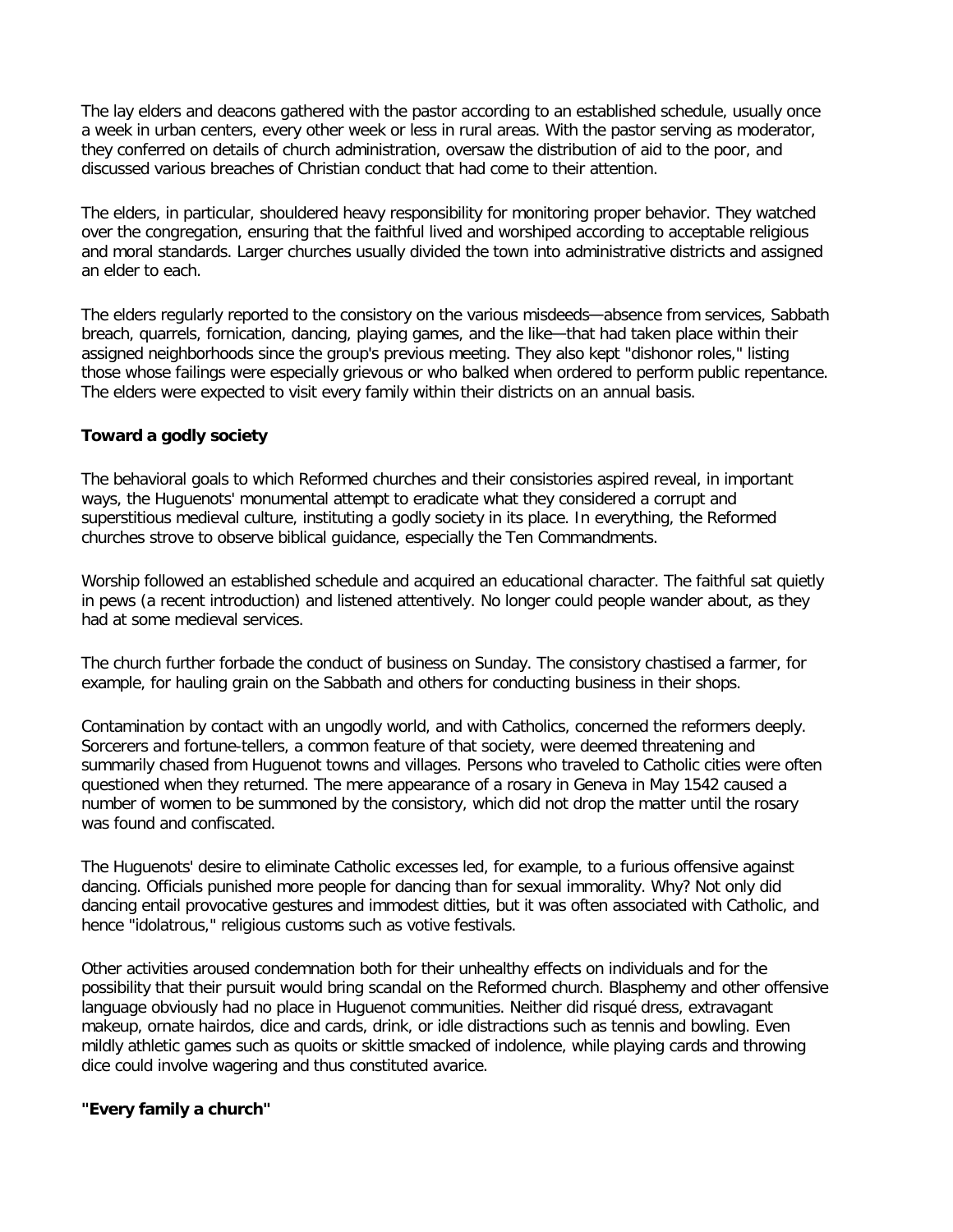The lay elders and deacons gathered with the pastor according to an established schedule, usually once a week in urban centers, every other week or less in rural areas. With the pastor serving as moderator, they conferred on details of church administration, oversaw the distribution of aid to the poor, and discussed various breaches of Christian conduct that had come to their attention.

The elders, in particular, shouldered heavy responsibility for monitoring proper behavior. They watched over the congregation, ensuring that the faithful lived and worshiped according to acceptable religious and moral standards. Larger churches usually divided the town into administrative districts and assigned an elder to each.

The elders regularly reported to the consistory on the various misdeeds—absence from services, Sabbath breach, quarrels, fornication, dancing, playing games, and the like—that had taken place within their assigned neighborhoods since the group's previous meeting. They also kept "dishonor roles," listing those whose failings were especially grievous or who balked when ordered to perform public repentance. The elders were expected to visit every family within their districts on an annual basis.

**Toward a godly society**

The behavioral goals to which Reformed churches and their consistories aspired reveal, in important ways, the Huguenots' monumental attempt to eradicate what they considered a corrupt and superstitious medieval culture, instituting a godly society in its place. In everything, the Reformed churches strove to observe biblical guidance, especially the Ten Commandments.

Worship followed an established schedule and acquired an educational character. The faithful sat quietly in pews (a recent introduction) and listened attentively. No longer could people wander about, as they had at some medieval services.

The church further forbade the conduct of business on Sunday. The consistory chastised a farmer, for example, for hauling grain on the Sabbath and others for conducting business in their shops.

Contamination by contact with an ungodly world, and with Catholics, concerned the reformers deeply. Sorcerers and fortune-tellers, a common feature of that society, were deemed threatening and summarily chased from Huguenot towns and villages. Persons who traveled to Catholic cities were often questioned when they returned. The mere appearance of a rosary in Geneva in May 1542 caused a number of women to be summoned by the consistory, which did not drop the matter until the rosary was found and confiscated.

The Huguenots' desire to eliminate Catholic excesses led, for example, to a furious offensive against dancing. Officials punished more people for dancing than for sexual immorality. Why? Not only did dancing entail provocative gestures and immodest ditties, but it was often associated with Catholic, and hence "idolatrous," religious customs such as votive festivals.

Other activities aroused condemnation both for their unhealthy effects on individuals and for the possibility that their pursuit would bring scandal on the Reformed church. Blasphemy and other offensive language obviously had no place in Huguenot communities. Neither did risqué dress, extravagant makeup, ornate hairdos, dice and cards, drink, or idle distractions such as tennis and bowling. Even mildly athletic games such as quoits or skittle smacked of indolence, while playing cards and throwing dice could involve wagering and thus constituted avarice.

**"Every family a church"**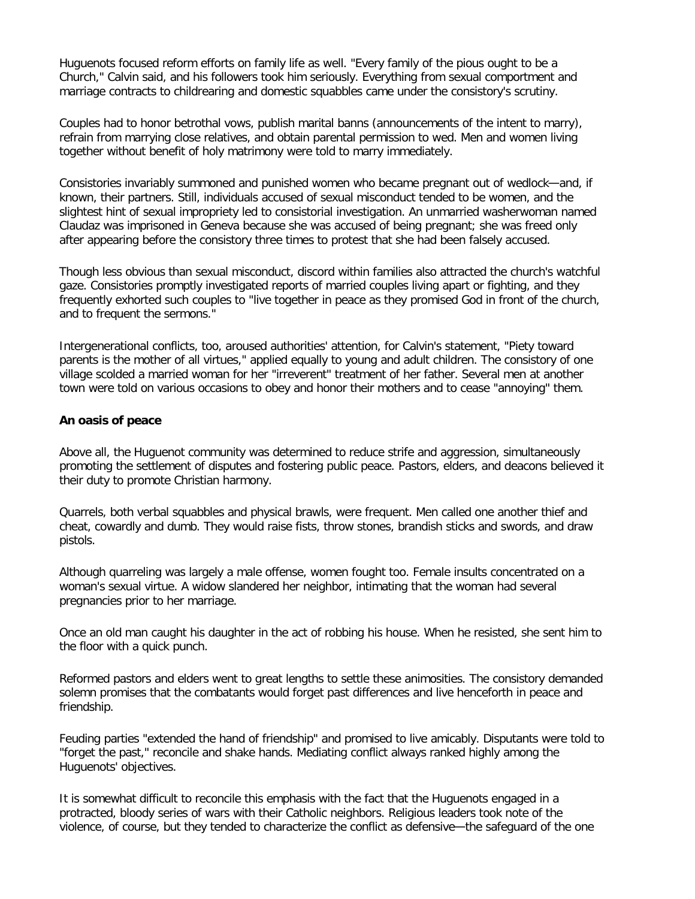Huguenots focused reform efforts on family life as well. "Every family of the pious ought to be a Church," Calvin said, and his followers took him seriously. Everything from sexual comportment and marriage contracts to childrearing and domestic squabbles came under the consistory's scrutiny.

Couples had to honor betrothal vows, publish marital banns (announcements of the intent to marry), refrain from marrying close relatives, and obtain parental permission to wed. Men and women living together without benefit of holy matrimony were told to marry immediately.

Consistories invariably summoned and punished women who became pregnant out of wedlock—and, if known, their partners. Still, individuals accused of sexual misconduct tended to be women, and the slightest hint of sexual impropriety led to consistorial investigation. An unmarried washerwoman named Claudaz was imprisoned in Geneva because she was accused of being pregnant; she was freed only after appearing before the consistory three times to protest that she had been falsely accused.

Though less obvious than sexual misconduct, discord within families also attracted the church's watchful gaze. Consistories promptly investigated reports of married couples living apart or fighting, and they frequently exhorted such couples to "live together in peace as they promised God in front of the church, and to frequent the sermons."

Intergenerational conflicts, too, aroused authorities' attention, for Calvin's statement, "Piety toward parents is the mother of all virtues," applied equally to young and adult children. The consistory of one village scolded a married woman for her "irreverent" treatment of her father. Several men at another town were told on various occasions to obey and honor their mothers and to cease "annoying" them.

**An oasis of peace**

Above all, the Huguenot community was determined to reduce strife and aggression, simultaneously promoting the settlement of disputes and fostering public peace. Pastors, elders, and deacons believed it their duty to promote Christian harmony.

Quarrels, both verbal squabbles and physical brawls, were frequent. Men called one another thief and cheat, cowardly and dumb. They would raise fists, throw stones, brandish sticks and swords, and draw pistols.

Although quarreling was largely a male offense, women fought too. Female insults concentrated on a woman's sexual virtue. A widow slandered her neighbor, intimating that the woman had several pregnancies prior to her marriage.

Once an old man caught his daughter in the act of robbing his house. When he resisted, she sent him to the floor with a quick punch.

Reformed pastors and elders went to great lengths to settle these animosities. The consistory demanded solemn promises that the combatants would forget past differences and live henceforth in peace and friendship.

Feuding parties "extended the hand of friendship" and promised to live amicably. Disputants were told to "forget the past," reconcile and shake hands. Mediating conflict always ranked highly among the Huguenots' objectives.

It is somewhat difficult to reconcile this emphasis with the fact that the Huguenots engaged in a protracted, bloody series of wars with their Catholic neighbors. Religious leaders took note of the violence, of course, but they tended to characterize the conflict as defensive—the safeguard of the one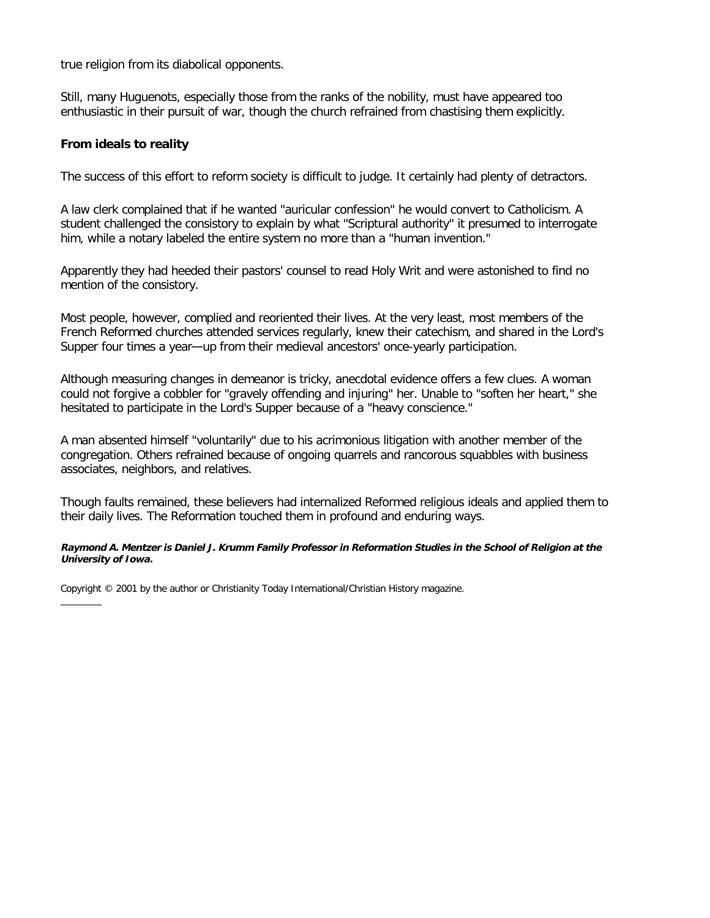true religion from its diabolical opponents.

Still, many Huguenots, especially those from the ranks of the nobility, must have appeared too enthusiastic in their pursuit of war, though the church refrained from chastising them explicitly.

**From ideals to reality**

The success of this effort to reform society is difficult to judge. It certainly had plenty of detractors.

A law clerk complained that if he wanted "auricular confession" he would convert to Catholicism. A student challenged the consistory to explain by what "Scriptural authority" it presumed to interrogate him, while a notary labeled the entire system no more than a "human invention."

Apparently they had heeded their pastors' counsel to read Holy Writ and were astonished to find no mention of the consistory.

Most people, however, complied and reoriented their lives. At the very least, most members of the French Reformed churches attended services regularly, knew their catechism, and shared in the Lord's Supper four times a year—up from their medieval ancestors' once-yearly participation.

Although measuring changes in demeanor is tricky, anecdotal evidence offers a few clues. A woman could not forgive a cobbler for "gravely offending and injuring" her. Unable to "soften her heart," she hesitated to participate in the Lord's Supper because of a "heavy conscience."

A man absented himself "voluntarily" due to his acrimonious litigation with another member of the congregation. Others refrained because of ongoing quarrels and rancorous squabbles with business associates, neighbors, and relatives.

Though faults remained, these believers had internalized Reformed religious ideals and applied them to their daily lives. The Reformation touched them in profound and enduring ways.

***Raymond A. Mentzer is Daniel J. Krumm Family Professor in Reformation Studies in the School of Religion at the University of Iowa.***

Copyright © 2001 by the author or Christianity Today International/Christian History magazine.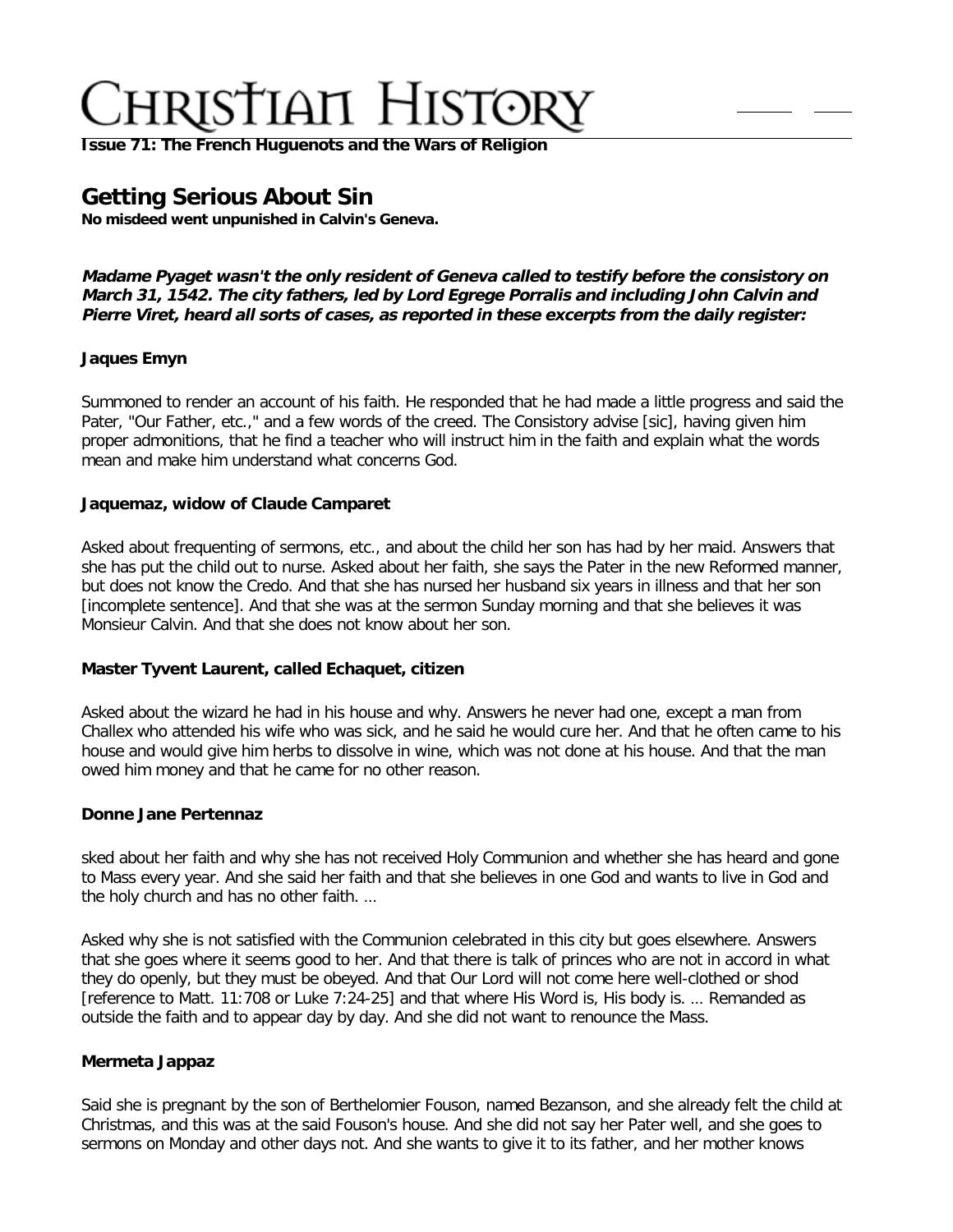**Issue 71: The French Huguenots and the Wars of Religion**

# Getting Serious About Sin

**No misdeed went unpunished in Calvin's Geneva.**

***Madame Pyaget wasn't the only resident of Geneva called to testify before the consistory on March 31, 1542. The city fathers, led by Lord Egrege Porralis and including John Calvin and Pierre Viret, heard all sorts of cases, as reported in these excerpts from the daily register:***

### Jaques Emyn

Summoned to render an account of his faith. He responded that he had made a little progress and said the Pater, "Our Father, etc.," and a few words of the creed. The Consistory advise [sic], having given him proper admonitions, that he find a teacher who will instruct him in the faith and explain what the words mean and make him understand what concerns God.

### Jaquemaz, widow of Claude Camparet

Asked about frequenting of sermons, etc., and about the child her son has had by her maid. Answers that she has put the child out to nurse. Asked about her faith, she says the Pater in the new Reformed manner, but does not know the Credo. And that she has nursed her husband six years in illness and that her son [incomplete sentence]. And that she was at the sermon Sunday morning and that she believes it was Monsieur Calvin. And that she does not know about her son.

### Master Tyvent Laurent, called Echaquet, citizen

Asked about the wizard he had in his house and why. Answers he never had one, except a man from Challex who attended his wife who was sick, and he said he would cure her. And that he often came to his house and would give him herbs to dissolve in wine, which was not done at his house. And that the man owed him money and that he came for no other reason.

### Donne Jane Pertennaz

sked about her faith and why she has not received Holy Communion and whether she has heard and gone to Mass every year. And she said her faith and that she believes in one God and wants to live in God and the holy church and has no other faith. …

Asked why she is not satisfied with the Communion celebrated in this city but goes elsewhere. Answers that she goes where it seems good to her. And that there is talk of princes who are not in accord in what they do openly, but they must be obeyed. And that Our Lord will not come here well-clothed or shod [reference to Matt. 11:708 or Luke 7:24-25] and that where His Word is, His body is. … Remanded as outside the faith and to appear day by day. And she did not want to renounce the Mass.

### Mermeta Jappaz

Said she is pregnant by the son of Berthelomier Fouson, named Bezanson, and she already felt the child at Christmas, and this was at the said Fouson's house. And she did not say her Pater well, and she goes to sermons on Monday and other days not. And she wants to give it to its father, and her mother knows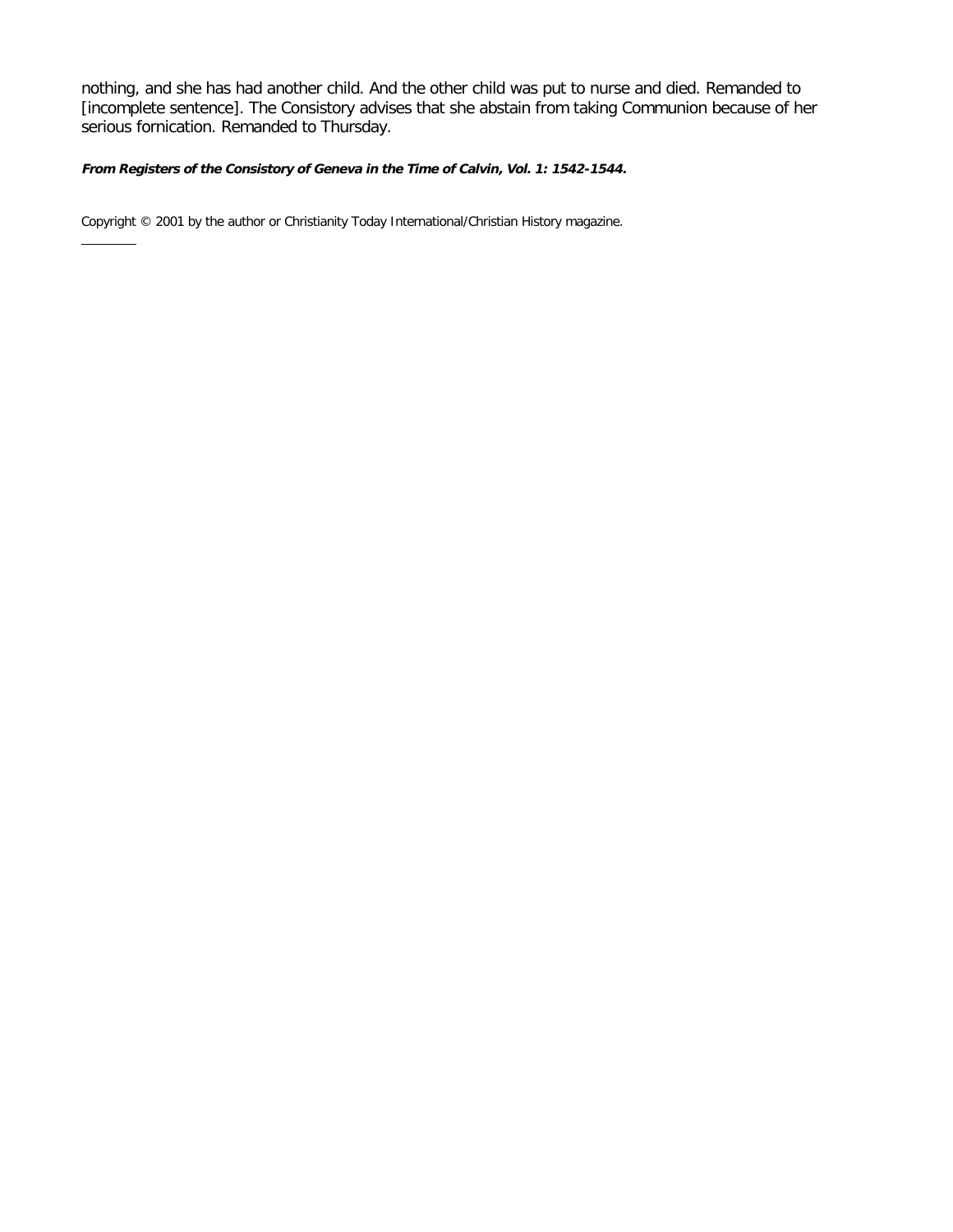nothing, and she has had another child. And the other child was put to nurse and died. Remanded to [incomplete sentence]. The Consistory advises that she abstain from taking Communion because of her serious fornication. Remanded to Thursday.

***From Registers of the Consistory of Geneva in the Time of Calvin, Vol. 1: 1542-1544.***

Copyright © 2001 by the author or Christianity Today International/Christian History magazine.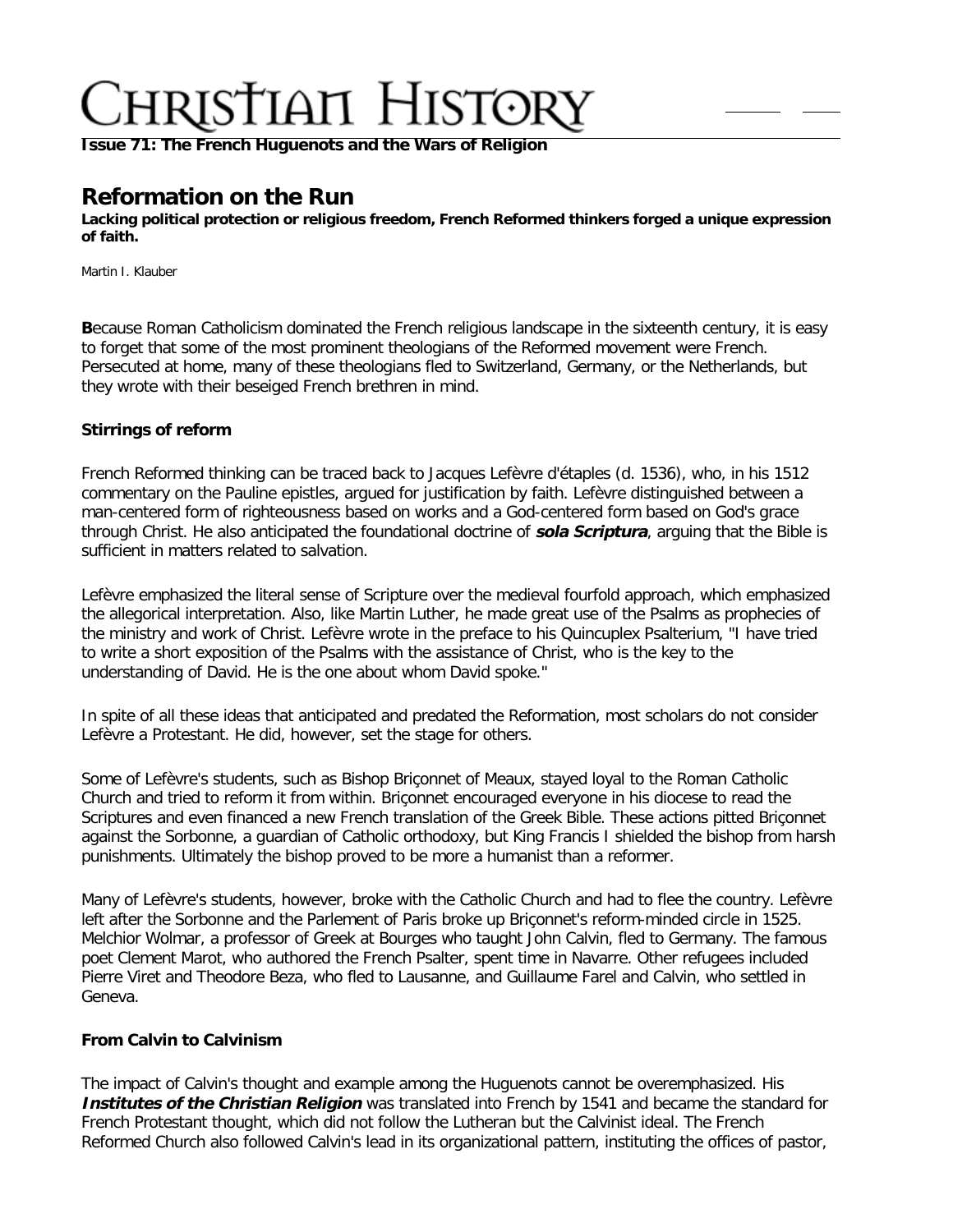# Christian History

**Issue 71: The French Huguenots and the Wars of Religion**

## Reformation on the Run

**Lacking political protection or religious freedom, French Reformed thinkers forged a unique expression of faith.**

Martin I. Klauber

**B**ecause Roman Catholicism dominated the French religious landscape in the sixteenth century, it is easy to forget that some of the most prominent theologians of the Reformed movement were French. Persecuted at home, many of these theologians fled to Switzerland, Germany, or the Netherlands, but they wrote with their beseiged French brethren in mind.

### Stirrings of reform

French Reformed thinking can be traced back to Jacques Lefèvre d'étaples (d. 1536), who, in his 1512 commentary on the Pauline epistles, argued for justification by faith. Lefèvre distinguished between a man-centered form of righteousness based on works and a God-centered form based on God's grace through Christ. He also anticipated the foundational doctrine of ***sola Scriptura***, arguing that the Bible is sufficient in matters related to salvation.

Lefèvre emphasized the literal sense of Scripture over the medieval fourfold approach, which emphasized the allegorical interpretation. Also, like Martin Luther, he made great use of the Psalms as prophecies of the ministry and work of Christ. Lefèvre wrote in the preface to his Quincuplex Psalterium, "I have tried to write a short exposition of the Psalms with the assistance of Christ, who is the key to the understanding of David. He is the one about whom David spoke."

In spite of all these ideas that anticipated and predated the Reformation, most scholars do not consider Lefèvre a Protestant. He did, however, set the stage for others.

Some of Lefèvre's students, such as Bishop Briçonnet of Meaux, stayed loyal to the Roman Catholic Church and tried to reform it from within. Briçonnet encouraged everyone in his diocese to read the Scriptures and even financed a new French translation of the Greek Bible. These actions pitted Briçonnet against the Sorbonne, a guardian of Catholic orthodoxy, but King Francis I shielded the bishop from harsh punishments. Ultimately the bishop proved to be more a humanist than a reformer.

Many of Lefèvre's students, however, broke with the Catholic Church and had to flee the country. Lefèvre left after the Sorbonne and the Parlement of Paris broke up Briçonnet's reform-minded circle in 1525. Melchior Wolmar, a professor of Greek at Bourges who taught John Calvin, fled to Germany. The famous poet Clement Marot, who authored the French Psalter, spent time in Navarre. Other refugees included Pierre Viret and Theodore Beza, who fled to Lausanne, and Guillaume Farel and Calvin, who settled in Geneva.

### From Calvin to Calvinism

The impact of Calvin's thought and example among the Huguenots cannot be overemphasized. His ***Institutes of the Christian Religion*** was translated into French by 1541 and became the standard for French Protestant thought, which did not follow the Lutheran but the Calvinist ideal. The French Reformed Church also followed Calvin's lead in its organizational pattern, instituting the offices of pastor,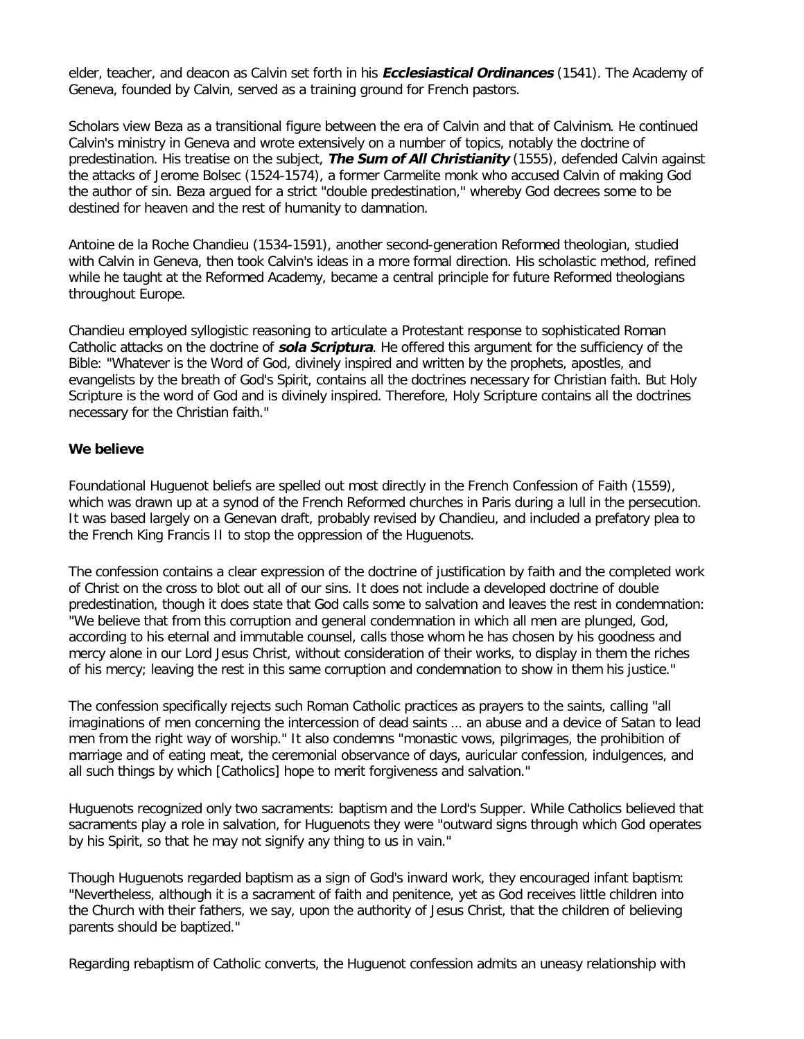elder, teacher, and deacon as Calvin set forth in his ***Ecclesiastical Ordinances*** (1541). The Academy of Geneva, founded by Calvin, served as a training ground for French pastors.

Scholars view Beza as a transitional figure between the era of Calvin and that of Calvinism. He continued Calvin's ministry in Geneva and wrote extensively on a number of topics, notably the doctrine of predestination. His treatise on the subject, ***The Sum of All Christianity*** (1555), defended Calvin against the attacks of Jerome Bolsec (1524-1574), a former Carmelite monk who accused Calvin of making God the author of sin. Beza argued for a strict "double predestination," whereby God decrees some to be destined for heaven and the rest of humanity to damnation.

Antoine de la Roche Chandieu (1534-1591), another second-generation Reformed theologian, studied with Calvin in Geneva, then took Calvin's ideas in a more formal direction. His scholastic method, refined while he taught at the Reformed Academy, became a central principle for future Reformed theologians throughout Europe.

Chandieu employed syllogistic reasoning to articulate a Protestant response to sophisticated Roman Catholic attacks on the doctrine of ***sola Scriptura***. He offered this argument for the sufficiency of the Bible: "Whatever is the Word of God, divinely inspired and written by the prophets, apostles, and evangelists by the breath of God's Spirit, contains all the doctrines necessary for Christian faith. But Holy Scripture is the word of God and is divinely inspired. Therefore, Holy Scripture contains all the doctrines necessary for the Christian faith."

**We believe**

Foundational Huguenot beliefs are spelled out most directly in the French Confession of Faith (1559), which was drawn up at a synod of the French Reformed churches in Paris during a lull in the persecution. It was based largely on a Genevan draft, probably revised by Chandieu, and included a prefatory plea to the French King Francis II to stop the oppression of the Huguenots.

The confession contains a clear expression of the doctrine of justification by faith and the completed work of Christ on the cross to blot out all of our sins. It does not include a developed doctrine of double predestination, though it does state that God calls some to salvation and leaves the rest in condemnation: "We believe that from this corruption and general condemnation in which all men are plunged, God, according to his eternal and immutable counsel, calls those whom he has chosen by his goodness and mercy alone in our Lord Jesus Christ, without consideration of their works, to display in them the riches of his mercy; leaving the rest in this same corruption and condemnation to show in them his justice."

The confession specifically rejects such Roman Catholic practices as prayers to the saints, calling "all imaginations of men concerning the intercession of dead saints … an abuse and a device of Satan to lead men from the right way of worship." It also condemns "monastic vows, pilgrimages, the prohibition of marriage and of eating meat, the ceremonial observance of days, auricular confession, indulgences, and all such things by which [Catholics] hope to merit forgiveness and salvation."

Huguenots recognized only two sacraments: baptism and the Lord's Supper. While Catholics believed that sacraments play a role in salvation, for Huguenots they were "outward signs through which God operates by his Spirit, so that he may not signify any thing to us in vain."

Though Huguenots regarded baptism as a sign of God's inward work, they encouraged infant baptism: "Nevertheless, although it is a sacrament of faith and penitence, yet as God receives little children into the Church with their fathers, we say, upon the authority of Jesus Christ, that the children of believing parents should be baptized."

Regarding rebaptism of Catholic converts, the Huguenot confession admits an uneasy relationship with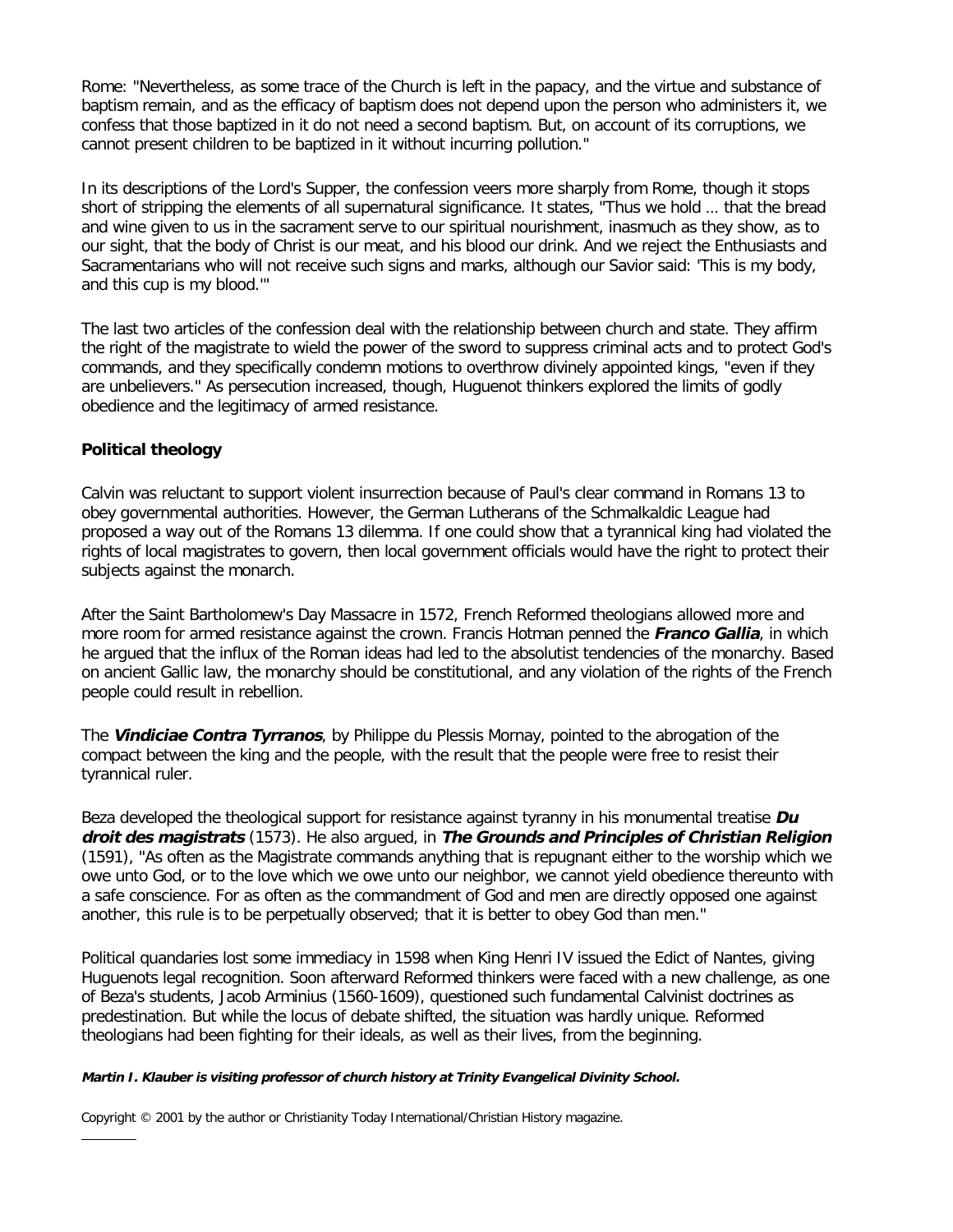Rome: "Nevertheless, as some trace of the Church is left in the papacy, and the virtue and substance of baptism remain, and as the efficacy of baptism does not depend upon the person who administers it, we confess that those baptized in it do not need a second baptism. But, on account of its corruptions, we cannot present children to be baptized in it without incurring pollution."

In its descriptions of the Lord's Supper, the confession veers more sharply from Rome, though it stops short of stripping the elements of all supernatural significance. It states, "Thus we hold … that the bread and wine given to us in the sacrament serve to our spiritual nourishment, inasmuch as they show, as to our sight, that the body of Christ is our meat, and his blood our drink. And we reject the Enthusiasts and Sacramentarians who will not receive such signs and marks, although our Savior said: 'This is my body, and this cup is my blood.'"

The last two articles of the confession deal with the relationship between church and state. They affirm the right of the magistrate to wield the power of the sword to suppress criminal acts and to protect God's commands, and they specifically condemn motions to overthrow divinely appointed kings, "even if they are unbelievers." As persecution increased, though, Huguenot thinkers explored the limits of godly obedience and the legitimacy of armed resistance.

### Political theology

Calvin was reluctant to support violent insurrection because of Paul's clear command in Romans 13 to obey governmental authorities. However, the German Lutherans of the Schmalkaldic League had proposed a way out of the Romans 13 dilemma. If one could show that a tyrannical king had violated the rights of local magistrates to govern, then local government officials would have the right to protect their subjects against the monarch.

After the Saint Bartholomew's Day Massacre in 1572, French Reformed theologians allowed more and more room for armed resistance against the crown. Francis Hotman penned the ***Franco Gallia***, in which he argued that the influx of the Roman ideas had led to the absolutist tendencies of the monarchy. Based on ancient Gallic law, the monarchy should be constitutional, and any violation of the rights of the French people could result in rebellion.

The ***Vindiciae Contra Tyrranos***, by Philippe du Plessis Mornay, pointed to the abrogation of the compact between the king and the people, with the result that the people were free to resist their tyrannical ruler.

Beza developed the theological support for resistance against tyranny in his monumental treatise ***Du droit des magistrats*** (1573). He also argued, in ***The Grounds and Principles of Christian Religion*** (1591), "As often as the Magistrate commands anything that is repugnant either to the worship which we owe unto God, or to the love which we owe unto our neighbor, we cannot yield obedience thereunto with a safe conscience. For as often as the commandment of God and men are directly opposed one against another, this rule is to be perpetually observed; that it is better to obey God than men."

Political quandaries lost some immediacy in 1598 when King Henri IV issued the Edict of Nantes, giving Huguenots legal recognition. Soon afterward Reformed thinkers were faced with a new challenge, as one of Beza's students, Jacob Arminius (1560-1609), questioned such fundamental Calvinist doctrines as predestination. But while the locus of debate shifted, the situation was hardly unique. Reformed theologians had been fighting for their ideals, as well as their lives, from the beginning.

***Martin I. Klauber is visiting professor of church history at Trinity Evangelical Divinity School.***

Copyright © 2001 by the author or Christianity Today International/Christian History magazine.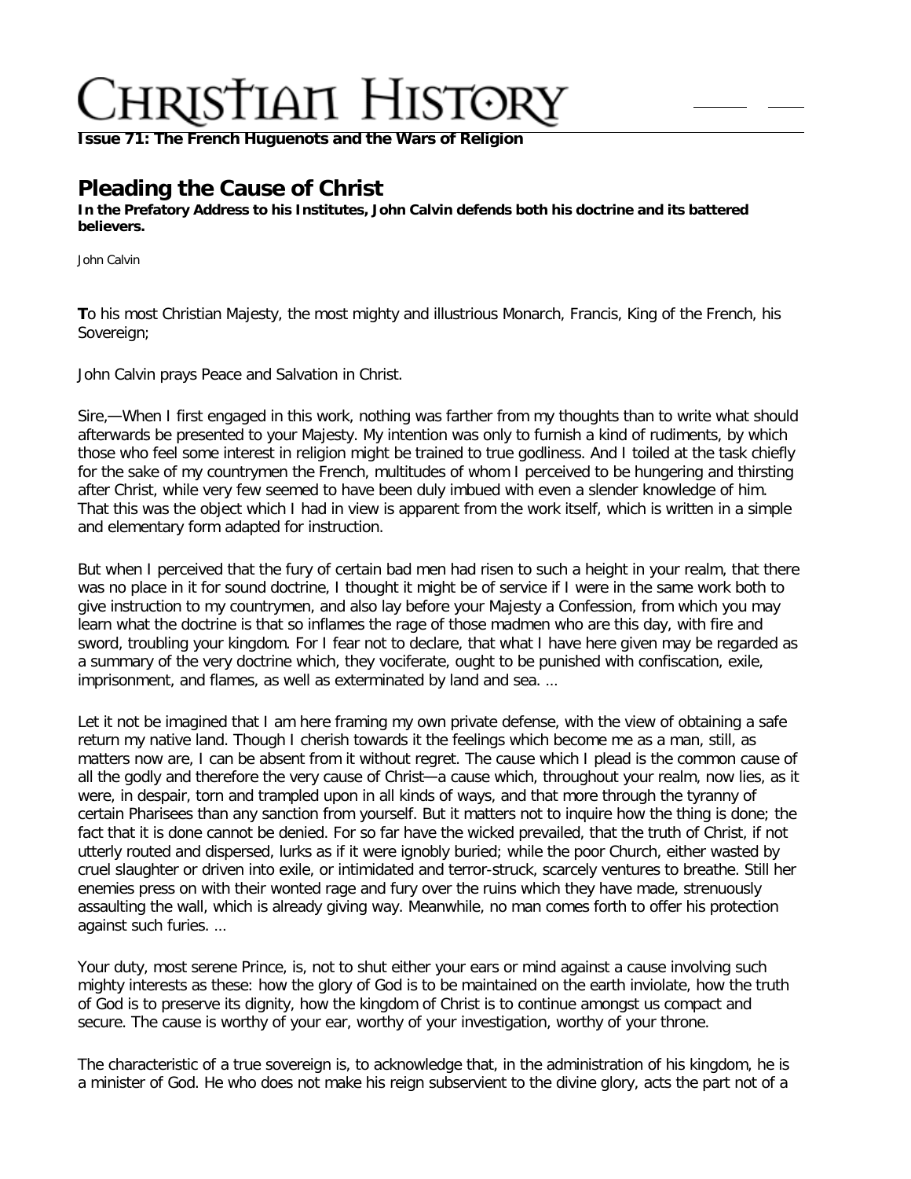**Issue 71: The French Huguenots and the Wars of Religion**

## Pleading the Cause of Christ

**In the Prefatory Address to his Institutes, John Calvin defends both his doctrine and its battered believers.**

John Calvin

**T**o his most Christian Majesty, the most mighty and illustrious Monarch, Francis, King of the French, his Sovereign;

John Calvin prays Peace and Salvation in Christ.

Sire,—When I first engaged in this work, nothing was farther from my thoughts than to write what should afterwards be presented to your Majesty. My intention was only to furnish a kind of rudiments, by which those who feel some interest in religion might be trained to true godliness. And I toiled at the task chiefly for the sake of my countrymen the French, multitudes of whom I perceived to be hungering and thirsting after Christ, while very few seemed to have been duly imbued with even a slender knowledge of him. That this was the object which I had in view is apparent from the work itself, which is written in a simple and elementary form adapted for instruction.

But when I perceived that the fury of certain bad men had risen to such a height in your realm, that there was no place in it for sound doctrine, I thought it might be of service if I were in the same work both to give instruction to my countrymen, and also lay before your Majesty a Confession, from which you may learn what the doctrine is that so inflames the rage of those madmen who are this day, with fire and sword, troubling your kingdom. For I fear not to declare, that what I have here given may be regarded as a summary of the very doctrine which, they vociferate, ought to be punished with confiscation, exile, imprisonment, and flames, as well as exterminated by land and sea. …

Let it not be imagined that I am here framing my own private defense, with the view of obtaining a safe return my native land. Though I cherish towards it the feelings which become me as a man, still, as matters now are, I can be absent from it without regret. The cause which I plead is the common cause of all the godly and therefore the very cause of Christ—a cause which, throughout your realm, now lies, as it were, in despair, torn and trampled upon in all kinds of ways, and that more through the tyranny of certain Pharisees than any sanction from yourself. But it matters not to inquire how the thing is done; the fact that it is done cannot be denied. For so far have the wicked prevailed, that the truth of Christ, if not utterly routed and dispersed, lurks as if it were ignobly buried; while the poor Church, either wasted by cruel slaughter or driven into exile, or intimidated and terror-struck, scarcely ventures to breathe. Still her enemies press on with their wonted rage and fury over the ruins which they have made, strenuously assaulting the wall, which is already giving way. Meanwhile, no man comes forth to offer his protection against such furies. …

Your duty, most serene Prince, is, not to shut either your ears or mind against a cause involving such mighty interests as these: how the glory of God is to be maintained on the earth inviolate, how the truth of God is to preserve its dignity, how the kingdom of Christ is to continue amongst us compact and secure. The cause is worthy of your ear, worthy of your investigation, worthy of your throne.

The characteristic of a true sovereign is, to acknowledge that, in the administration of his kingdom, he is a minister of God. He who does not make his reign subservient to the divine glory, acts the part not of a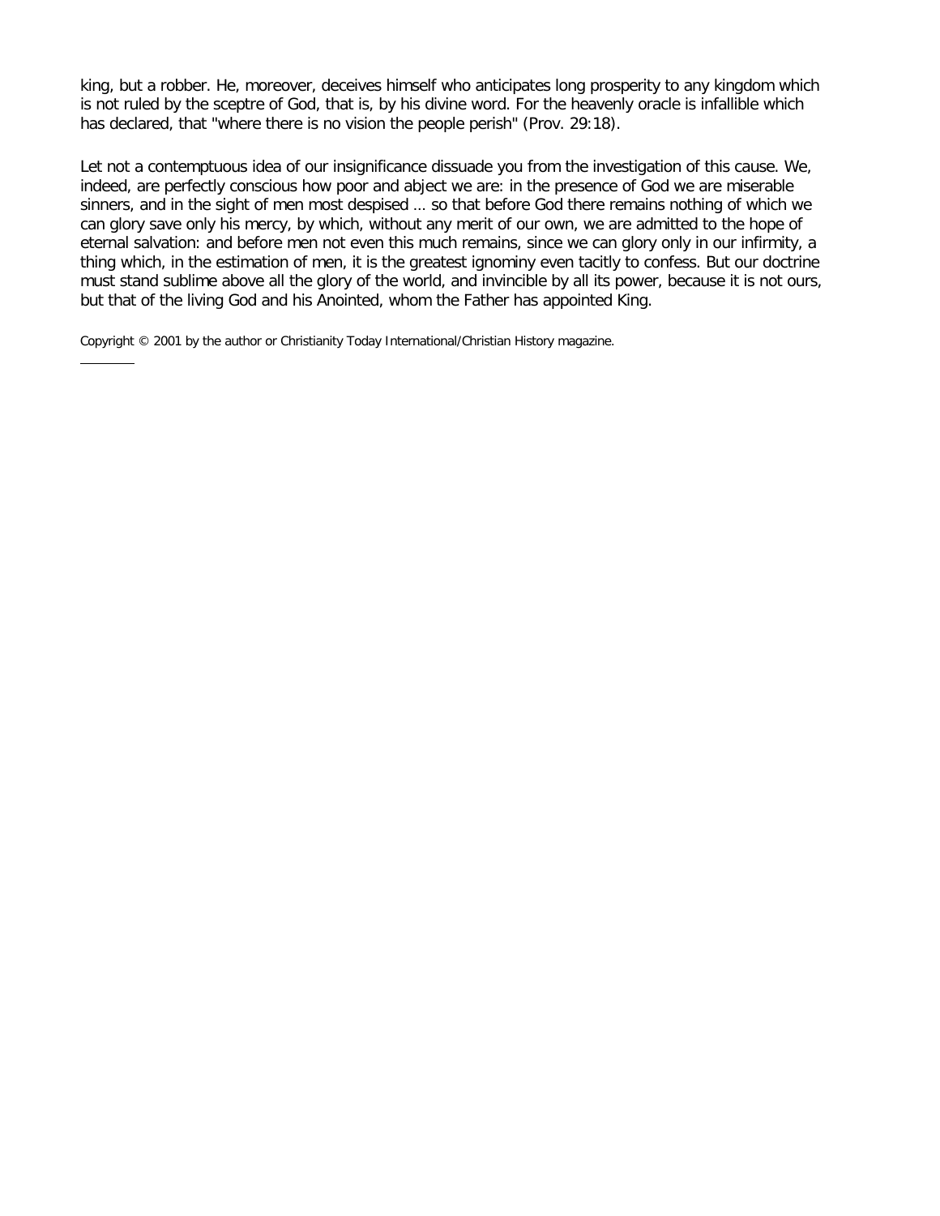king, but a robber. He, moreover, deceives himself who anticipates long prosperity to any kingdom which is not ruled by the sceptre of God, that is, by his divine word. For the heavenly oracle is infallible which has declared, that "where there is no vision the people perish" (Prov. 29:18).

Let not a contemptuous idea of our insignificance dissuade you from the investigation of this cause. We, indeed, are perfectly conscious how poor and abject we are: in the presence of God we are miserable sinners, and in the sight of men most despised … so that before God there remains nothing of which we can glory save only his mercy, by which, without any merit of our own, we are admitted to the hope of eternal salvation: and before men not even this much remains, since we can glory only in our infirmity, a thing which, in the estimation of men, it is the greatest ignominy even tacitly to confess. But our doctrine must stand sublime above all the glory of the world, and invincible by all its power, because it is not ours, but that of the living God and his Anointed, whom the Father has appointed King.

Copyright © 2001 by the author or Christianity Today International/Christian History magazine.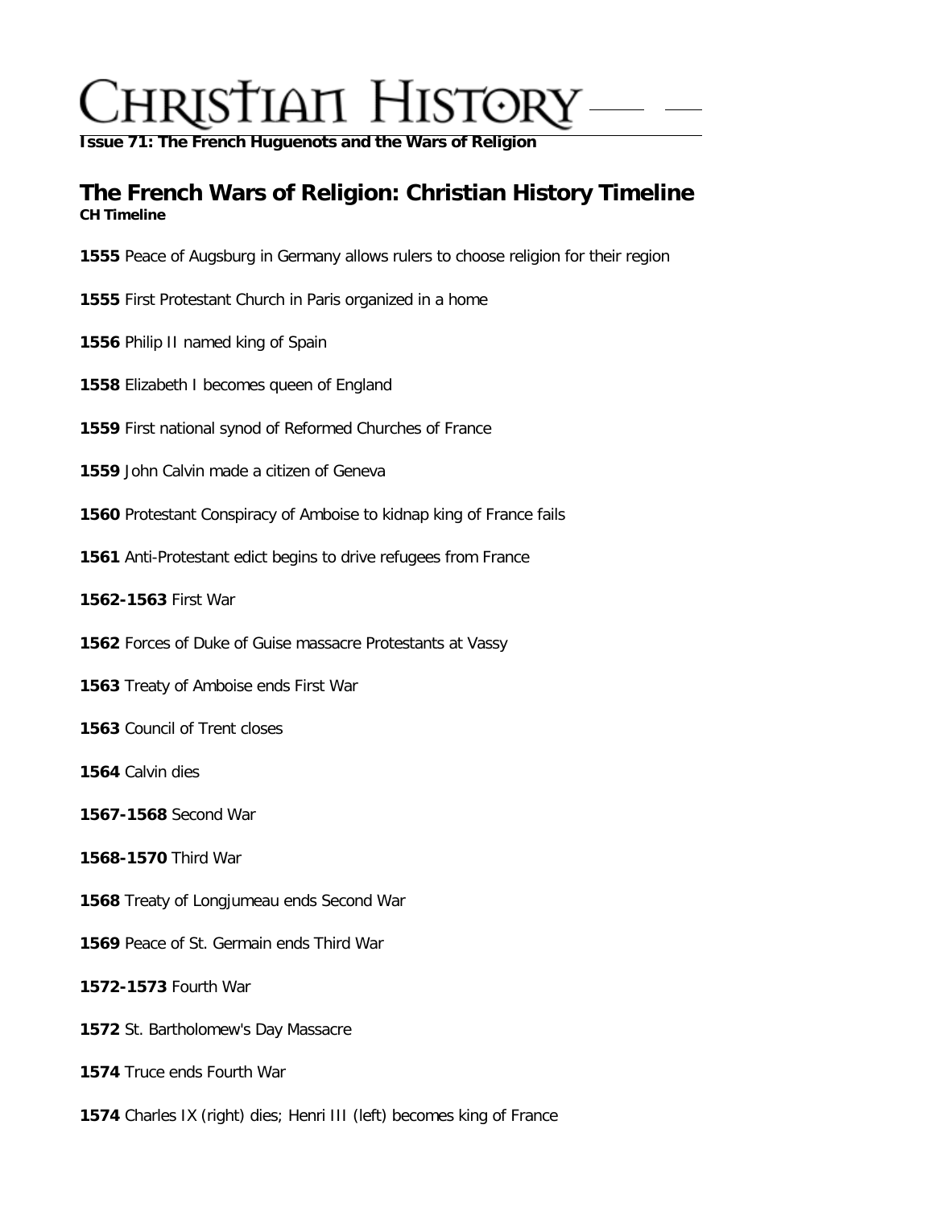# Christian History

**Issue 71: The French Huguenots and the Wars of Religion**

## The French Wars of Religion: Christian History Timeline

**CH Timeline**

**1555** Peace of Augsburg in Germany allows rulers to choose religion for their region

**1555** First Protestant Church in Paris organized in a home

**1556** Philip II named king of Spain

**1558** Elizabeth I becomes queen of England

**1559** First national synod of Reformed Churches of France

**1559** John Calvin made a citizen of Geneva

**1560** Protestant Conspiracy of Amboise to kidnap king of France fails

**1561** Anti-Protestant edict begins to drive refugees from France

**1562-1563** First War

**1562** Forces of Duke of Guise massacre Protestants at Vassy

**1563** Treaty of Amboise ends First War

**1563** Council of Trent closes

**1564** Calvin dies

**1567-1568** Second War

**1568-1570** Third War

**1568** Treaty of Longjumeau ends Second War

**1569** Peace of St. Germain ends Third War

**1572-1573** Fourth War

**1572** St. Bartholomew's Day Massacre

**1574** Truce ends Fourth War

**1574** Charles IX (right) dies; Henri III (left) becomes king of France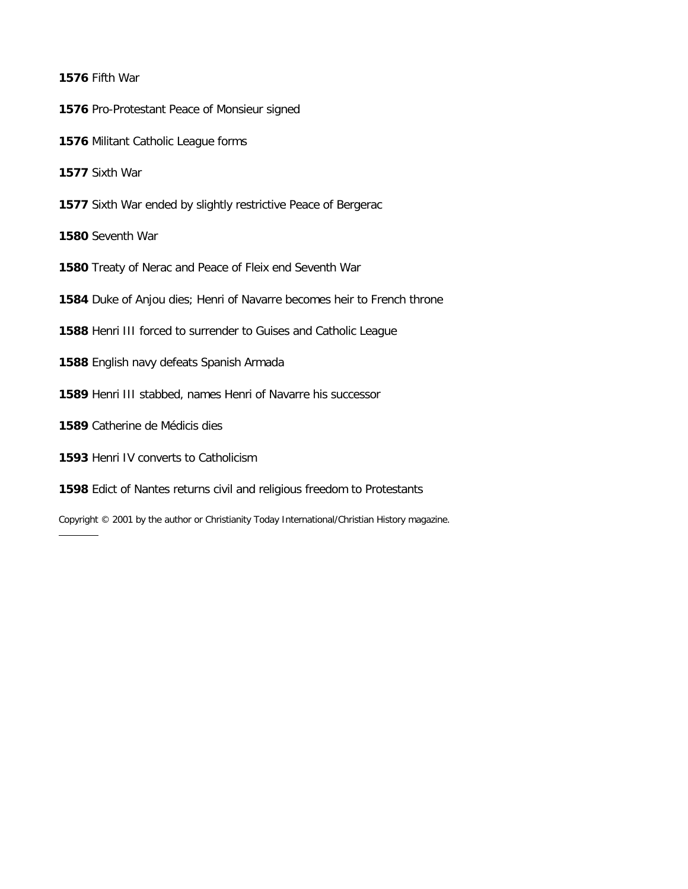**1576** Fifth War

**1576** Pro-Protestant Peace of Monsieur signed

**1576** Militant Catholic League forms

**1577** Sixth War

**1577** Sixth War ended by slightly restrictive Peace of Bergerac

**1580** Seventh War

**1580** Treaty of Nerac and Peace of Fleix end Seventh War

**1584** Duke of Anjou dies; Henri of Navarre becomes heir to French throne

**1588** Henri III forced to surrender to Guises and Catholic League

**1588** English navy defeats Spanish Armada

**1589** Henri III stabbed, names Henri of Navarre his successor

**1589** Catherine de Médicis dies

**1593** Henri IV converts to Catholicism

**1598** Edict of Nantes returns civil and religious freedom to Protestants

Copyright © 2001 by the author or Christianity Today International/Christian History magazine.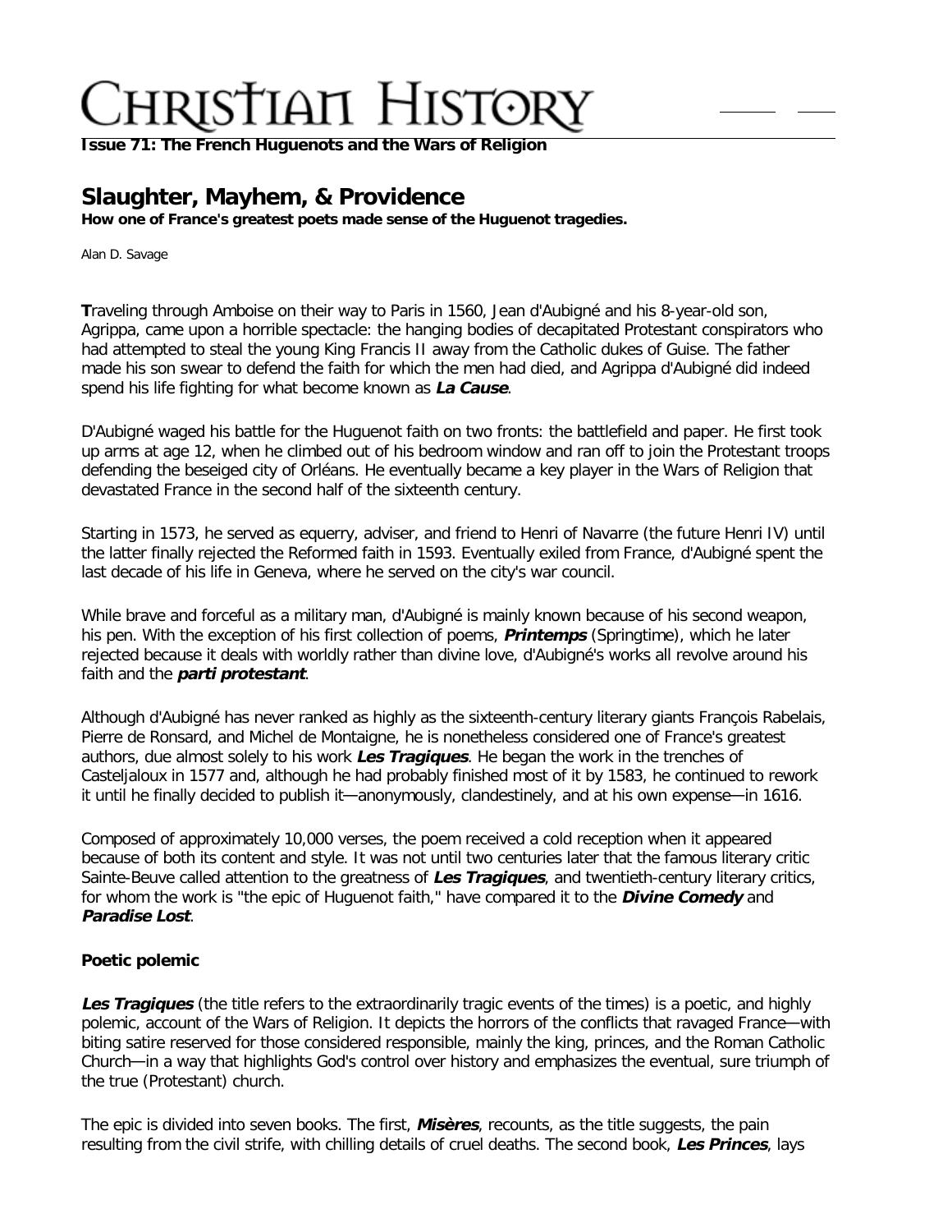**Issue 71: The French Huguenots and the Wars of Religion**

## Slaughter, Mayhem, & Providence

**How one of France's greatest poets made sense of the Huguenot tragedies.**

Alan D. Savage

**T**raveling through Amboise on their way to Paris in 1560, Jean d'Aubigné and his 8-year-old son, Agrippa, came upon a horrible spectacle: the hanging bodies of decapitated Protestant conspirators who had attempted to steal the young King Francis II away from the Catholic dukes of Guise. The father made his son swear to defend the faith for which the men had died, and Agrippa d'Aubigné did indeed spend his life fighting for what become known as ***La Cause***.

D'Aubigné waged his battle for the Huguenot faith on two fronts: the battlefield and paper. He first took up arms at age 12, when he climbed out of his bedroom window and ran off to join the Protestant troops defending the beseiged city of Orléans. He eventually became a key player in the Wars of Religion that devastated France in the second half of the sixteenth century.

Starting in 1573, he served as equerry, adviser, and friend to Henri of Navarre (the future Henri IV) until the latter finally rejected the Reformed faith in 1593. Eventually exiled from France, d'Aubigné spent the last decade of his life in Geneva, where he served on the city's war council.

While brave and forceful as a military man, d'Aubigné is mainly known because of his second weapon, his pen. With the exception of his first collection of poems, ***Printemps*** (Springtime), which he later rejected because it deals with worldly rather than divine love, d'Aubigné's works all revolve around his faith and the ***parti protestant***.

Although d'Aubigné has never ranked as highly as the sixteenth-century literary giants François Rabelais, Pierre de Ronsard, and Michel de Montaigne, he is nonetheless considered one of France's greatest authors, due almost solely to his work ***Les Tragiques***. He began the work in the trenches of Casteljaloux in 1577 and, although he had probably finished most of it by 1583, he continued to rework it until he finally decided to publish it—anonymously, clandestinely, and at his own expense—in 1616.

Composed of approximately 10,000 verses, the poem received a cold reception when it appeared because of both its content and style. It was not until two centuries later that the famous literary critic Sainte-Beuve called attention to the greatness of ***Les Tragiques***, and twentieth-century literary critics, for whom the work is "the epic of Huguenot faith," have compared it to the ***Divine Comedy*** and ***Paradise Lost***.

### Poetic polemic

***Les Tragiques*** (the title refers to the extraordinarily tragic events of the times) is a poetic, and highly polemic, account of the Wars of Religion. It depicts the horrors of the conflicts that ravaged France—with biting satire reserved for those considered responsible, mainly the king, princes, and the Roman Catholic Church—in a way that highlights God's control over history and emphasizes the eventual, sure triumph of the true (Protestant) church.

The epic is divided into seven books. The first, ***Misères***, recounts, as the title suggests, the pain resulting from the civil strife, with chilling details of cruel deaths. The second book, ***Les Princes***, lays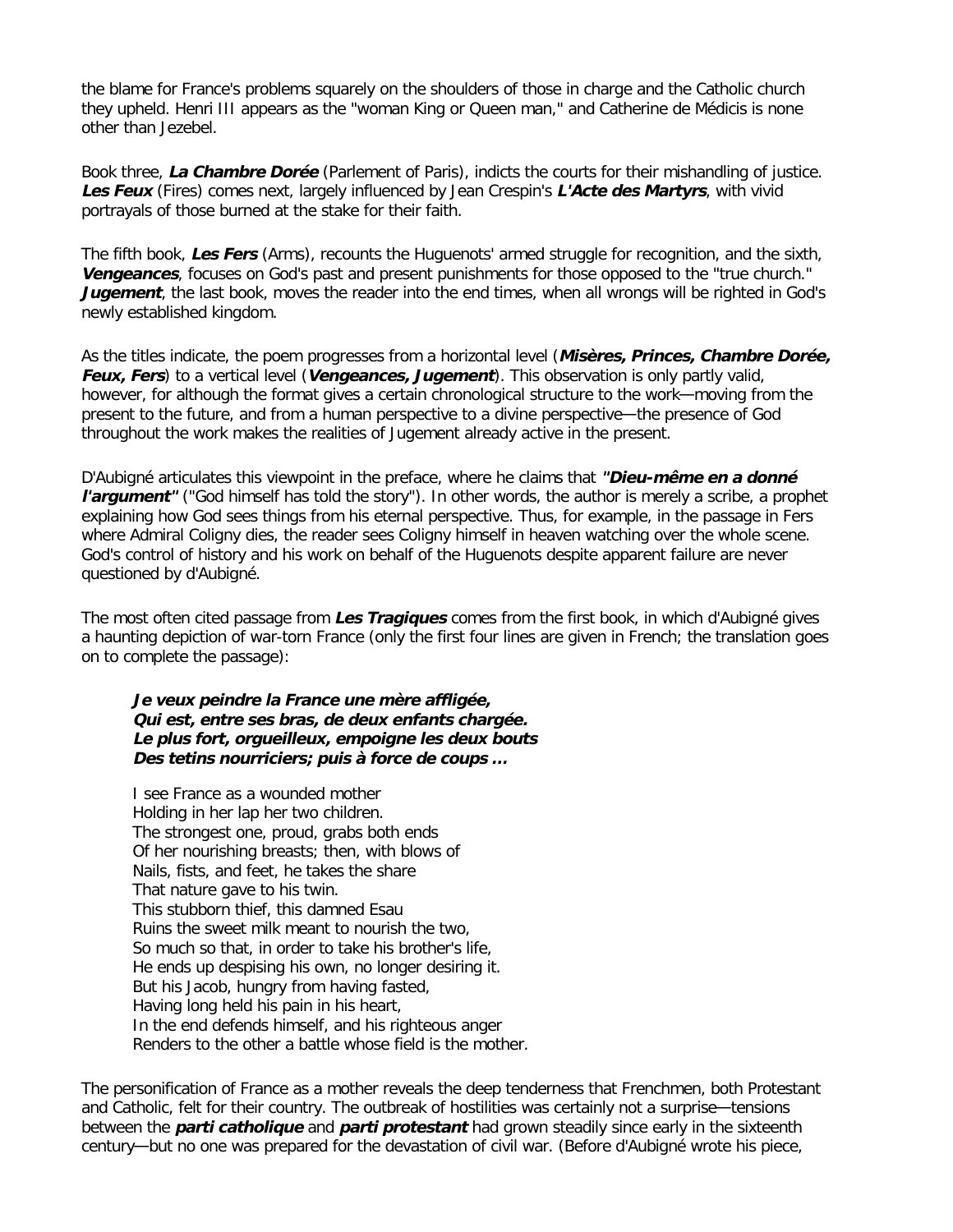the blame for France's problems squarely on the shoulders of those in charge and the Catholic church they upheld. Henri III appears as the "woman King or Queen man," and Catherine de Médicis is none other than Jezebel.

Book three, ***La Chambre Dorée*** (Parlement of Paris), indicts the courts for their mishandling of justice. ***Les Feux*** (Fires) comes next, largely influenced by Jean Crespin's ***L'Acte des Martyrs***, with vivid portrayals of those burned at the stake for their faith.

The fifth book, ***Les Fers*** (Arms), recounts the Huguenots' armed struggle for recognition, and the sixth, ***Vengeances***, focuses on God's past and present punishments for those opposed to the "true church." ***Jugement***, the last book, moves the reader into the end times, when all wrongs will be righted in God's newly established kingdom.

As the titles indicate, the poem progresses from a horizontal level (***Misères, Princes, Chambre Dorée, Feux, Fers***) to a vertical level (***Vengeances, Jugement***). This observation is only partly valid, however, for although the format gives a certain chronological structure to the work—moving from the present to the future, and from a human perspective to a divine perspective—the presence of God throughout the work makes the realities of Jugement already active in the present.

D'Aubigné articulates this viewpoint in the preface, where he claims that ***"Dieu-même en a donné l'argument"*** ("God himself has told the story"). In other words, the author is merely a scribe, a prophet explaining how God sees things from his eternal perspective. Thus, for example, in the passage in Fers where Admiral Coligny dies, the reader sees Coligny himself in heaven watching over the whole scene. God's control of history and his work on behalf of the Huguenots despite apparent failure are never questioned by d'Aubigné.

The most often cited passage from ***Les Tragiques*** comes from the first book, in which d'Aubigné gives a haunting depiction of war-torn France (only the first four lines are given in French; the translation goes on to complete the passage):

> ***Je veux peindre la France une mère affligée,***
> ***Qui est, entre ses bras, de deux enfants chargée.***
> ***Le plus fort, orgueilleux, empoigne les deux bouts***
> ***Des tetins nourriciers; puis à force de coups ...***
>
> I see France as a wounded mother
> Holding in her lap her two children.
> The strongest one, proud, grabs both ends
> Of her nourishing breasts; then, with blows of
> Nails, fists, and feet, he takes the share
> That nature gave to his twin.
> This stubborn thief, this damned Esau
> Ruins the sweet milk meant to nourish the two,
> So much so that, in order to take his brother's life,
> He ends up despising his own, no longer desiring it.
> But his Jacob, hungry from having fasted,
> Having long held his pain in his heart,
> In the end defends himself, and his righteous anger
> Renders to the other a battle whose field is the mother.

The personification of France as a mother reveals the deep tenderness that Frenchmen, both Protestant and Catholic, felt for their country. The outbreak of hostilities was certainly not a surprise—tensions between the ***parti catholique*** and ***parti protestant*** had grown steadily since early in the sixteenth century—but no one was prepared for the devastation of civil war. (Before d'Aubigné wrote his piece,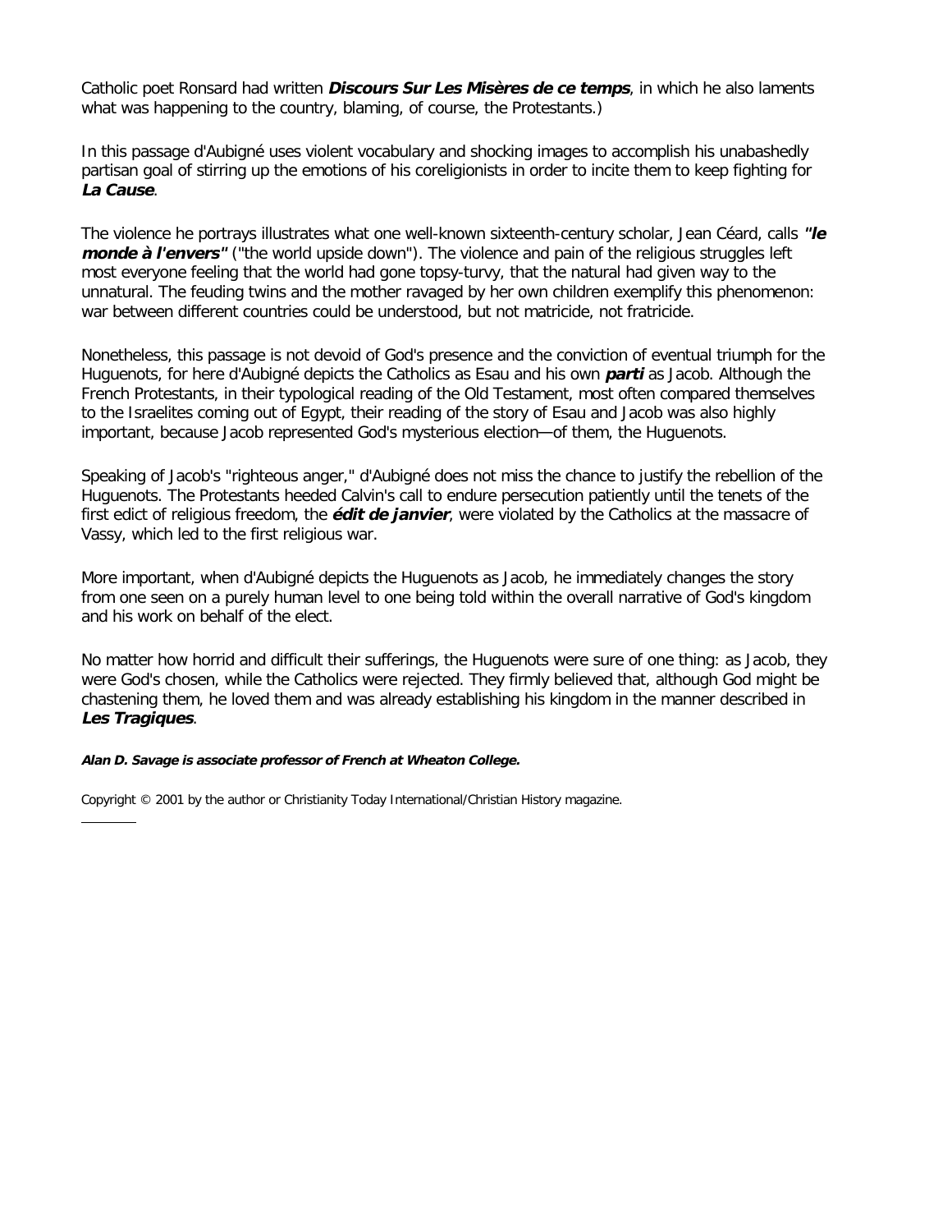Catholic poet Ronsard had written ***Discours Sur Les Misères de ce temps***, in which he also laments what was happening to the country, blaming, of course, the Protestants.)

In this passage d'Aubigné uses violent vocabulary and shocking images to accomplish his unabashedly partisan goal of stirring up the emotions of his coreligionists in order to incite them to keep fighting for ***La Cause***.

The violence he portrays illustrates what one well-known sixteenth-century scholar, Jean Céard, calls ***"le monde à l'envers"*** ("the world upside down"). The violence and pain of the religious struggles left most everyone feeling that the world had gone topsy-turvy, that the natural had given way to the unnatural. The feuding twins and the mother ravaged by her own children exemplify this phenomenon: war between different countries could be understood, but not matricide, not fratricide.

Nonetheless, this passage is not devoid of God's presence and the conviction of eventual triumph for the Huguenots, for here d'Aubigné depicts the Catholics as Esau and his own ***parti*** as Jacob. Although the French Protestants, in their typological reading of the Old Testament, most often compared themselves to the Israelites coming out of Egypt, their reading of the story of Esau and Jacob was also highly important, because Jacob represented God's mysterious election—of them, the Huguenots.

Speaking of Jacob's "righteous anger," d'Aubigné does not miss the chance to justify the rebellion of the Huguenots. The Protestants heeded Calvin's call to endure persecution patiently until the tenets of the first edict of religious freedom, the ***édit de janvier***, were violated by the Catholics at the massacre of Vassy, which led to the first religious war.

More important, when d'Aubigné depicts the Huguenots as Jacob, he immediately changes the story from one seen on a purely human level to one being told within the overall narrative of God's kingdom and his work on behalf of the elect.

No matter how horrid and difficult their sufferings, the Huguenots were sure of one thing: as Jacob, they were God's chosen, while the Catholics were rejected. They firmly believed that, although God might be chastening them, he loved them and was already establishing his kingdom in the manner described in ***Les Tragiques***.

***Alan D. Savage is associate professor of French at Wheaton College.***

Copyright © 2001 by the author or Christianity Today International/Christian History magazine.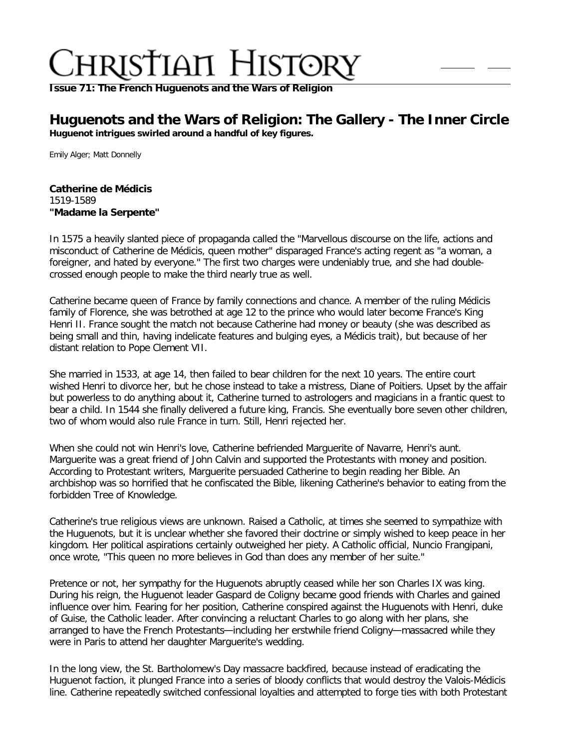**Issue 71: The French Huguenots and the Wars of Religion**

## Huguenots and the Wars of Religion: The Gallery - The Inner Circle

**Huguenot intrigues swirled around a handful of key figures.**

Emily Alger; Matt Donnelly

**Catherine de Médicis**
1519-1589
**"Madame la Serpente"**

In 1575 a heavily slanted piece of propaganda called the "Marvellous discourse on the life, actions and misconduct of Catherine de Médicis, queen mother" disparaged France's acting regent as "a woman, a foreigner, and hated by everyone." The first two charges were undeniably true, and she had double-crossed enough people to make the third nearly true as well.

Catherine became queen of France by family connections and chance. A member of the ruling Médicis family of Florence, she was betrothed at age 12 to the prince who would later become France's King Henri II. France sought the match not because Catherine had money or beauty (she was described as being small and thin, having indelicate features and bulging eyes, a Médicis trait), but because of her distant relation to Pope Clement VII.

She married in 1533, at age 14, then failed to bear children for the next 10 years. The entire court wished Henri to divorce her, but he chose instead to take a mistress, Diane of Poitiers. Upset by the affair but powerless to do anything about it, Catherine turned to astrologers and magicians in a frantic quest to bear a child. In 1544 she finally delivered a future king, Francis. She eventually bore seven other children, two of whom would also rule France in turn. Still, Henri rejected her.

When she could not win Henri's love, Catherine befriended Marguerite of Navarre, Henri's aunt. Marguerite was a great friend of John Calvin and supported the Protestants with money and position. According to Protestant writers, Marguerite persuaded Catherine to begin reading her Bible. An archbishop was so horrified that he confiscated the Bible, likening Catherine's behavior to eating from the forbidden Tree of Knowledge.

Catherine's true religious views are unknown. Raised a Catholic, at times she seemed to sympathize with the Huguenots, but it is unclear whether she favored their doctrine or simply wished to keep peace in her kingdom. Her political aspirations certainly outweighed her piety. A Catholic official, Nuncio Frangipani, once wrote, "This queen no more believes in God than does any member of her suite."

Pretence or not, her sympathy for the Huguenots abruptly ceased while her son Charles IX was king. During his reign, the Huguenot leader Gaspard de Coligny became good friends with Charles and gained influence over him. Fearing for her position, Catherine conspired against the Huguenots with Henri, duke of Guise, the Catholic leader. After convincing a reluctant Charles to go along with her plans, she arranged to have the French Protestants—including her erstwhile friend Coligny—massacred while they were in Paris to attend her daughter Marguerite's wedding.

In the long view, the St. Bartholomew's Day massacre backfired, because instead of eradicating the Huguenot faction, it plunged France into a series of bloody conflicts that would destroy the Valois-Médicis line. Catherine repeatedly switched confessional loyalties and attempted to forge ties with both Protestant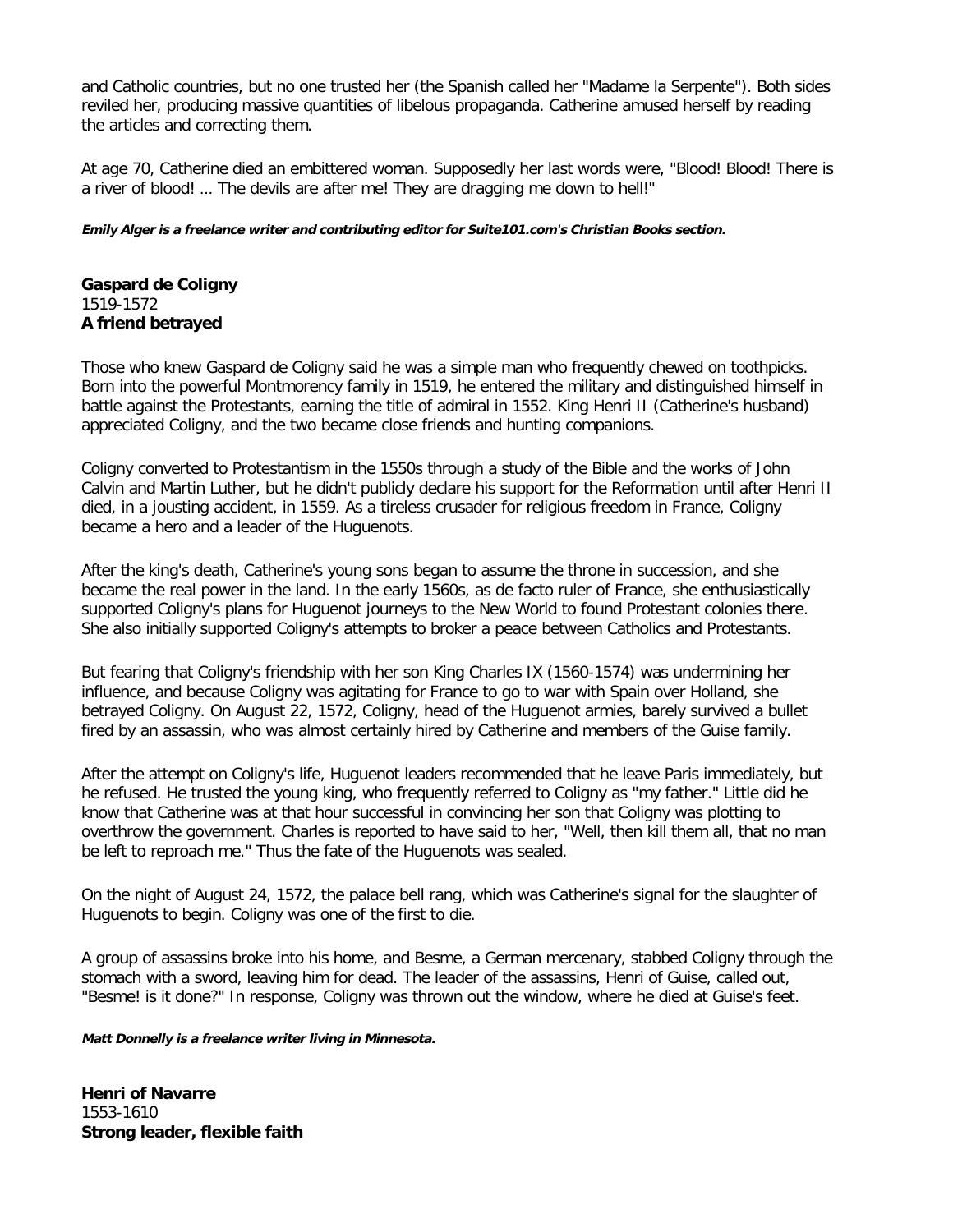and Catholic countries, but no one trusted her (the Spanish called her "Madame la Serpente"). Both sides reviled her, producing massive quantities of libelous propaganda. Catherine amused herself by reading the articles and correcting them.

At age 70, Catherine died an embittered woman. Supposedly her last words were, "Blood! Blood! There is a river of blood! ... The devils are after me! They are dragging me down to hell!"

***Emily Alger is a freelance writer and contributing editor for Suite101.com's Christian Books section.***

**Gaspard de Coligny**
1519-1572
**A friend betrayed**

Those who knew Gaspard de Coligny said he was a simple man who frequently chewed on toothpicks. Born into the powerful Montmorency family in 1519, he entered the military and distinguished himself in battle against the Protestants, earning the title of admiral in 1552. King Henri II (Catherine's husband) appreciated Coligny, and the two became close friends and hunting companions.

Coligny converted to Protestantism in the 1550s through a study of the Bible and the works of John Calvin and Martin Luther, but he didn't publicly declare his support for the Reformation until after Henri II died, in a jousting accident, in 1559. As a tireless crusader for religious freedom in France, Coligny became a hero and a leader of the Huguenots.

After the king's death, Catherine's young sons began to assume the throne in succession, and she became the real power in the land. In the early 1560s, as de facto ruler of France, she enthusiastically supported Coligny's plans for Huguenot journeys to the New World to found Protestant colonies there. She also initially supported Coligny's attempts to broker a peace between Catholics and Protestants.

But fearing that Coligny's friendship with her son King Charles IX (1560-1574) was undermining her influence, and because Coligny was agitating for France to go to war with Spain over Holland, she betrayed Coligny. On August 22, 1572, Coligny, head of the Huguenot armies, barely survived a bullet fired by an assassin, who was almost certainly hired by Catherine and members of the Guise family.

After the attempt on Coligny's life, Huguenot leaders recommended that he leave Paris immediately, but he refused. He trusted the young king, who frequently referred to Coligny as "my father." Little did he know that Catherine was at that hour successful in convincing her son that Coligny was plotting to overthrow the government. Charles is reported to have said to her, "Well, then kill them all, that no man be left to reproach me." Thus the fate of the Huguenots was sealed.

On the night of August 24, 1572, the palace bell rang, which was Catherine's signal for the slaughter of Huguenots to begin. Coligny was one of the first to die.

A group of assassins broke into his home, and Besme, a German mercenary, stabbed Coligny through the stomach with a sword, leaving him for dead. The leader of the assassins, Henri of Guise, called out, "Besme! is it done?" In response, Coligny was thrown out the window, where he died at Guise's feet.

***Matt Donnelly is a freelance writer living in Minnesota.***

**Henri of Navarre**
1553-1610
**Strong leader, flexible faith**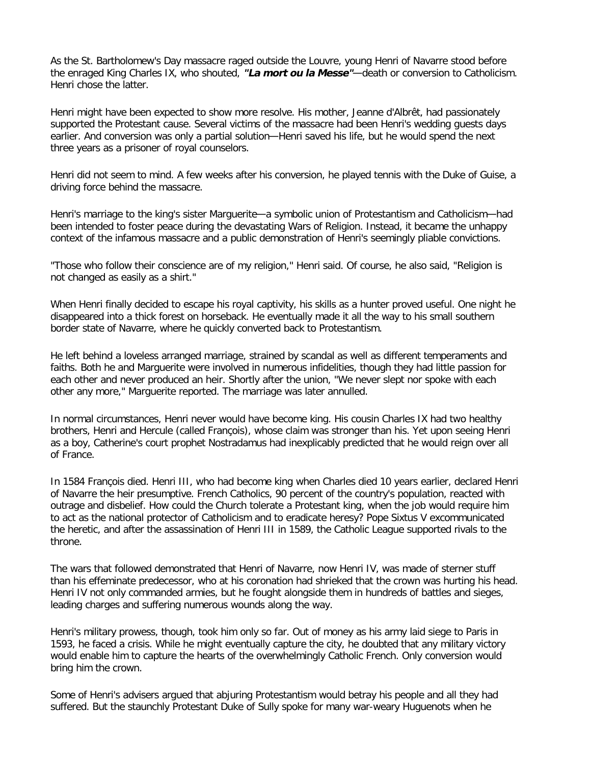As the St. Bartholomew's Day massacre raged outside the Louvre, young Henri of Navarre stood before the enraged King Charles IX, who shouted, ***"La mort ou la Messe"***—death or conversion to Catholicism. Henri chose the latter.

Henri might have been expected to show more resolve. His mother, Jeanne d'Albrêt, had passionately supported the Protestant cause. Several victims of the massacre had been Henri's wedding guests days earlier. And conversion was only a partial solution—Henri saved his life, but he would spend the next three years as a prisoner of royal counselors.

Henri did not seem to mind. A few weeks after his conversion, he played tennis with the Duke of Guise, a driving force behind the massacre.

Henri's marriage to the king's sister Marguerite—a symbolic union of Protestantism and Catholicism—had been intended to foster peace during the devastating Wars of Religion. Instead, it became the unhappy context of the infamous massacre and a public demonstration of Henri's seemingly pliable convictions.

"Those who follow their conscience are of my religion," Henri said. Of course, he also said, "Religion is not changed as easily as a shirt."

When Henri finally decided to escape his royal captivity, his skills as a hunter proved useful. One night he disappeared into a thick forest on horseback. He eventually made it all the way to his small southern border state of Navarre, where he quickly converted back to Protestantism.

He left behind a loveless arranged marriage, strained by scandal as well as different temperaments and faiths. Both he and Marguerite were involved in numerous infidelities, though they had little passion for each other and never produced an heir. Shortly after the union, "We never slept nor spoke with each other any more," Marguerite reported. The marriage was later annulled.

In normal circumstances, Henri never would have become king. His cousin Charles IX had two healthy brothers, Henri and Hercule (called François), whose claim was stronger than his. Yet upon seeing Henri as a boy, Catherine's court prophet Nostradamus had inexplicably predicted that he would reign over all of France.

In 1584 François died. Henri III, who had become king when Charles died 10 years earlier, declared Henri of Navarre the heir presumptive. French Catholics, 90 percent of the country's population, reacted with outrage and disbelief. How could the Church tolerate a Protestant king, when the job would require him to act as the national protector of Catholicism and to eradicate heresy? Pope Sixtus V excommunicated the heretic, and after the assassination of Henri III in 1589, the Catholic League supported rivals to the throne.

The wars that followed demonstrated that Henri of Navarre, now Henri IV, was made of sterner stuff than his effeminate predecessor, who at his coronation had shrieked that the crown was hurting his head. Henri IV not only commanded armies, but he fought alongside them in hundreds of battles and sieges, leading charges and suffering numerous wounds along the way.

Henri's military prowess, though, took him only so far. Out of money as his army laid siege to Paris in 1593, he faced a crisis. While he might eventually capture the city, he doubted that any military victory would enable him to capture the hearts of the overwhelmingly Catholic French. Only conversion would bring him the crown.

Some of Henri's advisers argued that abjuring Protestantism would betray his people and all they had suffered. But the staunchly Protestant Duke of Sully spoke for many war-weary Huguenots when he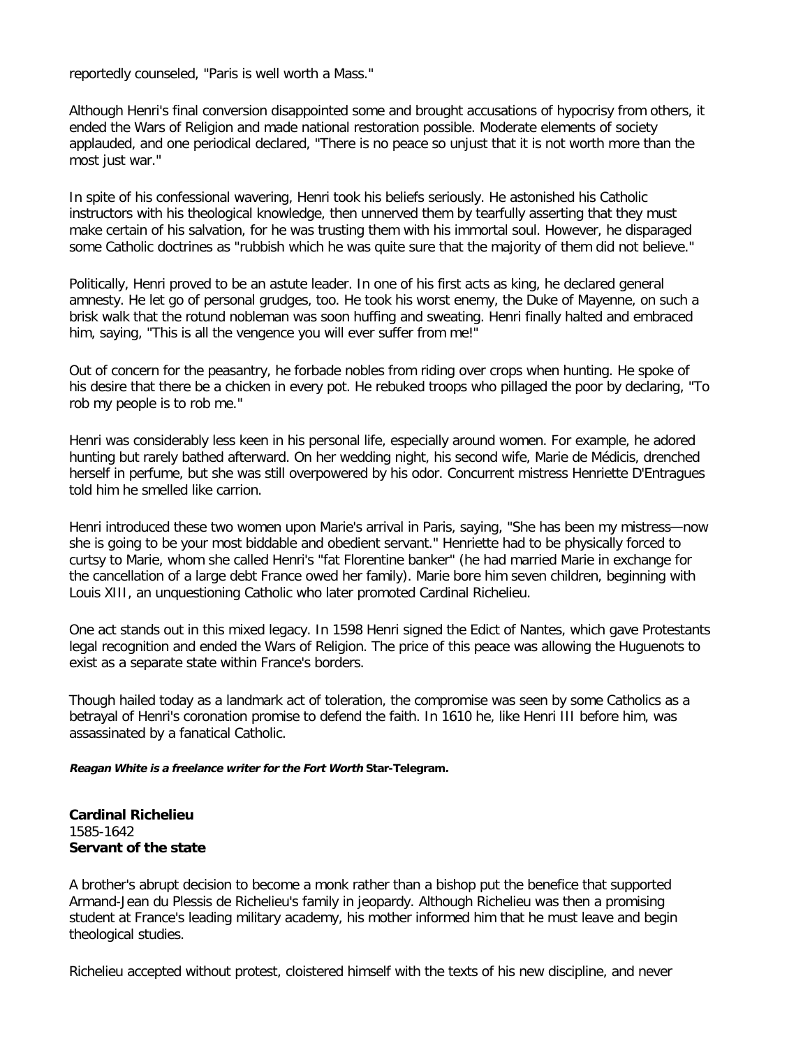reportedly counseled, "Paris is well worth a Mass."

Although Henri's final conversion disappointed some and brought accusations of hypocrisy from others, it ended the Wars of Religion and made national restoration possible. Moderate elements of society applauded, and one periodical declared, "There is no peace so unjust that it is not worth more than the most just war."

In spite of his confessional wavering, Henri took his beliefs seriously. He astonished his Catholic instructors with his theological knowledge, then unnerved them by tearfully asserting that they must make certain of his salvation, for he was trusting them with his immortal soul. However, he disparaged some Catholic doctrines as "rubbish which he was quite sure that the majority of them did not believe."

Politically, Henri proved to be an astute leader. In one of his first acts as king, he declared general amnesty. He let go of personal grudges, too. He took his worst enemy, the Duke of Mayenne, on such a brisk walk that the rotund nobleman was soon huffing and sweating. Henri finally halted and embraced him, saying, "This is all the vengence you will ever suffer from me!"

Out of concern for the peasantry, he forbade nobles from riding over crops when hunting. He spoke of his desire that there be a chicken in every pot. He rebuked troops who pillaged the poor by declaring, "To rob my people is to rob me."

Henri was considerably less keen in his personal life, especially around women. For example, he adored hunting but rarely bathed afterward. On her wedding night, his second wife, Marie de Médicis, drenched herself in perfume, but she was still overpowered by his odor. Concurrent mistress Henriette D'Entragues told him he smelled like carrion.

Henri introduced these two women upon Marie's arrival in Paris, saying, "She has been my mistress—now she is going to be your most biddable and obedient servant." Henriette had to be physically forced to curtsy to Marie, whom she called Henri's "fat Florentine banker" (he had married Marie in exchange for the cancellation of a large debt France owed her family). Marie bore him seven children, beginning with Louis XIII, an unquestioning Catholic who later promoted Cardinal Richelieu.

One act stands out in this mixed legacy. In 1598 Henri signed the Edict of Nantes, which gave Protestants legal recognition and ended the Wars of Religion. The price of this peace was allowing the Huguenots to exist as a separate state within France's borders.

Though hailed today as a landmark act of toleration, the compromise was seen by some Catholics as a betrayal of Henri's coronation promise to defend the faith. In 1610 he, like Henri III before him, was assassinated by a fanatical Catholic.

***Reagan White is a freelance writer for the Fort Worth* Star-Telegram*.***

**Cardinal Richelieu**
1585-1642
**Servant of the state**

A brother's abrupt decision to become a monk rather than a bishop put the benefice that supported Armand-Jean du Plessis de Richelieu's family in jeopardy. Although Richelieu was then a promising student at France's leading military academy, his mother informed him that he must leave and begin theological studies.

Richelieu accepted without protest, cloistered himself with the texts of his new discipline, and never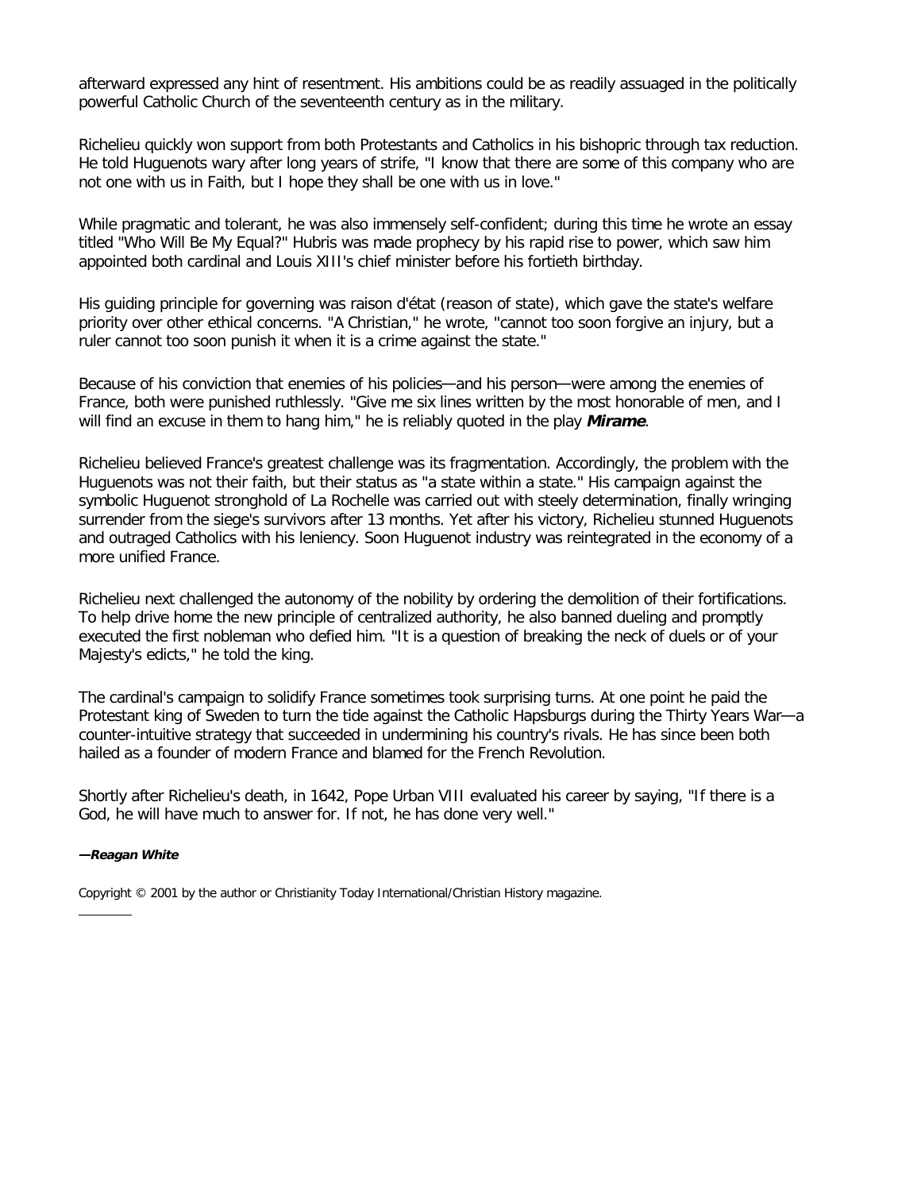afterward expressed any hint of resentment. His ambitions could be as readily assuaged in the politically powerful Catholic Church of the seventeenth century as in the military.

Richelieu quickly won support from both Protestants and Catholics in his bishopric through tax reduction. He told Huguenots wary after long years of strife, "I know that there are some of this company who are not one with us in Faith, but I hope they shall be one with us in love."

While pragmatic and tolerant, he was also immensely self-confident; during this time he wrote an essay titled "Who Will Be My Equal?" Hubris was made prophecy by his rapid rise to power, which saw him appointed both cardinal and Louis XIII's chief minister before his fortieth birthday.

His guiding principle for governing was raison d'état (reason of state), which gave the state's welfare priority over other ethical concerns. "A Christian," he wrote, "cannot too soon forgive an injury, but a ruler cannot too soon punish it when it is a crime against the state."

Because of his conviction that enemies of his policies—and his person—were among the enemies of France, both were punished ruthlessly. "Give me six lines written by the most honorable of men, and I will find an excuse in them to hang him," he is reliably quoted in the play ***Mirame***.

Richelieu believed France's greatest challenge was its fragmentation. Accordingly, the problem with the Huguenots was not their faith, but their status as "a state within a state." His campaign against the symbolic Huguenot stronghold of La Rochelle was carried out with steely determination, finally wringing surrender from the siege's survivors after 13 months. Yet after his victory, Richelieu stunned Huguenots and outraged Catholics with his leniency. Soon Huguenot industry was reintegrated in the economy of a more unified France.

Richelieu next challenged the autonomy of the nobility by ordering the demolition of their fortifications. To help drive home the new principle of centralized authority, he also banned dueling and promptly executed the first nobleman who defied him. "It is a question of breaking the neck of duels or of your Majesty's edicts," he told the king.

The cardinal's campaign to solidify France sometimes took surprising turns. At one point he paid the Protestant king of Sweden to turn the tide against the Catholic Hapsburgs during the Thirty Years War—a counter-intuitive strategy that succeeded in undermining his country's rivals. He has since been both hailed as a founder of modern France and blamed for the French Revolution.

Shortly after Richelieu's death, in 1642, Pope Urban VIII evaluated his career by saying, "If there is a God, he will have much to answer for. If not, he has done very well."

***—Reagan White***

Copyright © 2001 by the author or Christianity Today International/Christian History magazine.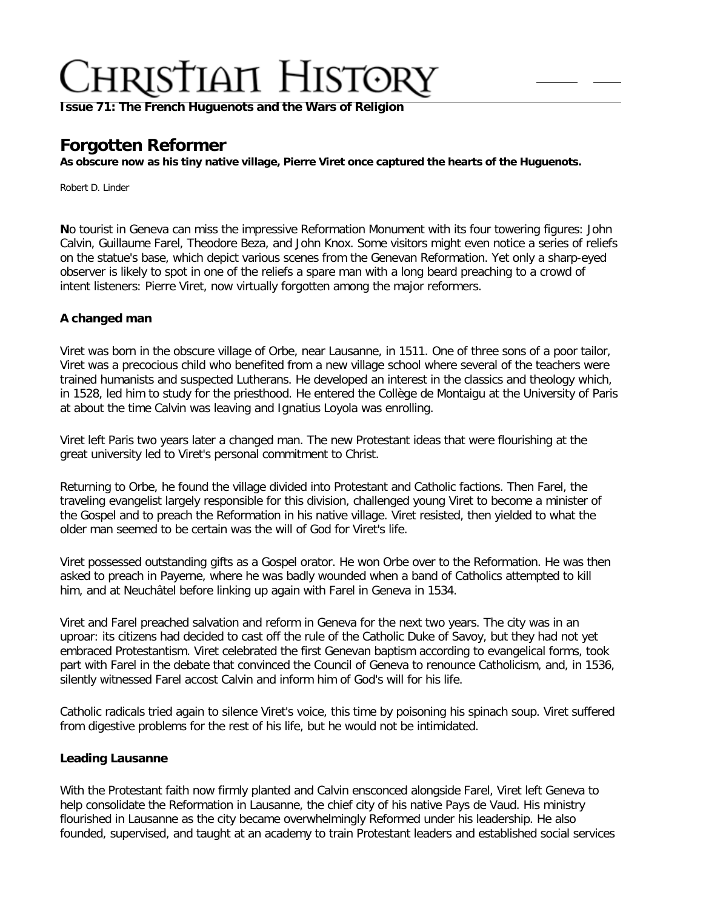**Issue 71: The French Huguenots and the Wars of Religion**

# Forgotten Reformer

**As obscure now as his tiny native village, Pierre Viret once captured the hearts of the Huguenots.**

Robert D. Linder

**N**o tourist in Geneva can miss the impressive Reformation Monument with its four towering figures: John Calvin, Guillaume Farel, Theodore Beza, and John Knox. Some visitors might even notice a series of reliefs on the statue's base, which depict various scenes from the Genevan Reformation. Yet only a sharp-eyed observer is likely to spot in one of the reliefs a spare man with a long beard preaching to a crowd of intent listeners: Pierre Viret, now virtually forgotten among the major reformers.

### A changed man

Viret was born in the obscure village of Orbe, near Lausanne, in 1511. One of three sons of a poor tailor, Viret was a precocious child who benefited from a new village school where several of the teachers were trained humanists and suspected Lutherans. He developed an interest in the classics and theology which, in 1528, led him to study for the priesthood. He entered the Collège de Montaigu at the University of Paris at about the time Calvin was leaving and Ignatius Loyola was enrolling.

Viret left Paris two years later a changed man. The new Protestant ideas that were flourishing at the great university led to Viret's personal commitment to Christ.

Returning to Orbe, he found the village divided into Protestant and Catholic factions. Then Farel, the traveling evangelist largely responsible for this division, challenged young Viret to become a minister of the Gospel and to preach the Reformation in his native village. Viret resisted, then yielded to what the older man seemed to be certain was the will of God for Viret's life.

Viret possessed outstanding gifts as a Gospel orator. He won Orbe over to the Reformation. He was then asked to preach in Payerne, where he was badly wounded when a band of Catholics attempted to kill him, and at Neuchâtel before linking up again with Farel in Geneva in 1534.

Viret and Farel preached salvation and reform in Geneva for the next two years. The city was in an uproar: its citizens had decided to cast off the rule of the Catholic Duke of Savoy, but they had not yet embraced Protestantism. Viret celebrated the first Genevan baptism according to evangelical forms, took part with Farel in the debate that convinced the Council of Geneva to renounce Catholicism, and, in 1536, silently witnessed Farel accost Calvin and inform him of God's will for his life.

Catholic radicals tried again to silence Viret's voice, this time by poisoning his spinach soup. Viret suffered from digestive problems for the rest of his life, but he would not be intimidated.

### Leading Lausanne

With the Protestant faith now firmly planted and Calvin ensconced alongside Farel, Viret left Geneva to help consolidate the Reformation in Lausanne, the chief city of his native Pays de Vaud. His ministry flourished in Lausanne as the city became overwhelmingly Reformed under his leadership. He also founded, supervised, and taught at an academy to train Protestant leaders and established social services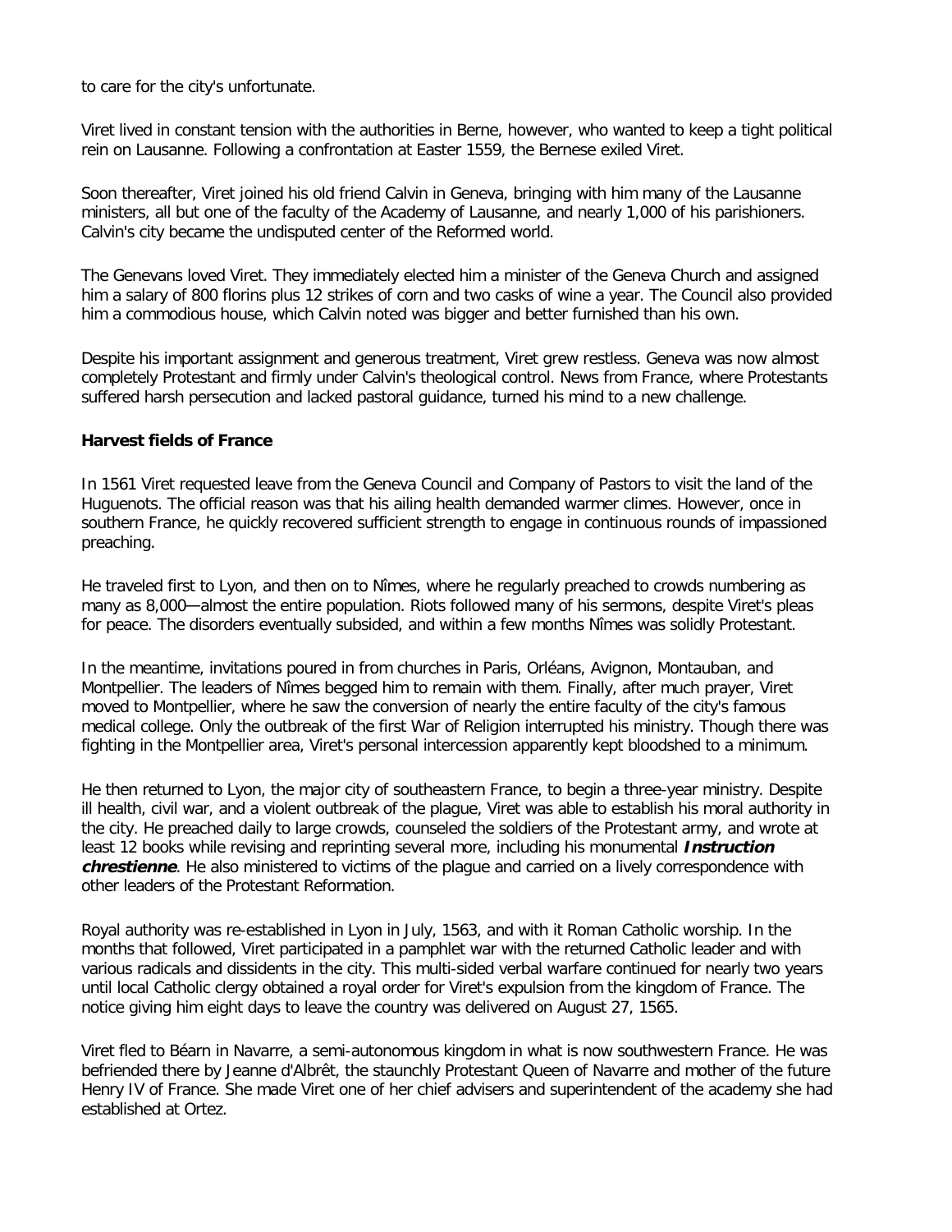to care for the city's unfortunate.

Viret lived in constant tension with the authorities in Berne, however, who wanted to keep a tight political rein on Lausanne. Following a confrontation at Easter 1559, the Bernese exiled Viret.

Soon thereafter, Viret joined his old friend Calvin in Geneva, bringing with him many of the Lausanne ministers, all but one of the faculty of the Academy of Lausanne, and nearly 1,000 of his parishioners. Calvin's city became the undisputed center of the Reformed world.

The Genevans loved Viret. They immediately elected him a minister of the Geneva Church and assigned him a salary of 800 florins plus 12 strikes of corn and two casks of wine a year. The Council also provided him a commodious house, which Calvin noted was bigger and better furnished than his own.

Despite his important assignment and generous treatment, Viret grew restless. Geneva was now almost completely Protestant and firmly under Calvin's theological control. News from France, where Protestants suffered harsh persecution and lacked pastoral guidance, turned his mind to a new challenge.

**Harvest fields of France**

In 1561 Viret requested leave from the Geneva Council and Company of Pastors to visit the land of the Huguenots. The official reason was that his ailing health demanded warmer climes. However, once in southern France, he quickly recovered sufficient strength to engage in continuous rounds of impassioned preaching.

He traveled first to Lyon, and then on to Nîmes, where he regularly preached to crowds numbering as many as 8,000—almost the entire population. Riots followed many of his sermons, despite Viret's pleas for peace. The disorders eventually subsided, and within a few months Nîmes was solidly Protestant.

In the meantime, invitations poured in from churches in Paris, Orléans, Avignon, Montauban, and Montpellier. The leaders of Nîmes begged him to remain with them. Finally, after much prayer, Viret moved to Montpellier, where he saw the conversion of nearly the entire faculty of the city's famous medical college. Only the outbreak of the first War of Religion interrupted his ministry. Though there was fighting in the Montpellier area, Viret's personal intercession apparently kept bloodshed to a minimum.

He then returned to Lyon, the major city of southeastern France, to begin a three-year ministry. Despite ill health, civil war, and a violent outbreak of the plague, Viret was able to establish his moral authority in the city. He preached daily to large crowds, counseled the soldiers of the Protestant army, and wrote at least 12 books while revising and reprinting several more, including his monumental ***Instruction chrestienne***. He also ministered to victims of the plague and carried on a lively correspondence with other leaders of the Protestant Reformation.

Royal authority was re-established in Lyon in July, 1563, and with it Roman Catholic worship. In the months that followed, Viret participated in a pamphlet war with the returned Catholic leader and with various radicals and dissidents in the city. This multi-sided verbal warfare continued for nearly two years until local Catholic clergy obtained a royal order for Viret's expulsion from the kingdom of France. The notice giving him eight days to leave the country was delivered on August 27, 1565.

Viret fled to Béarn in Navarre, a semi-autonomous kingdom in what is now southwestern France. He was befriended there by Jeanne d'Albrêt, the staunchly Protestant Queen of Navarre and mother of the future Henry IV of France. She made Viret one of her chief advisers and superintendent of the academy she had established at Ortez.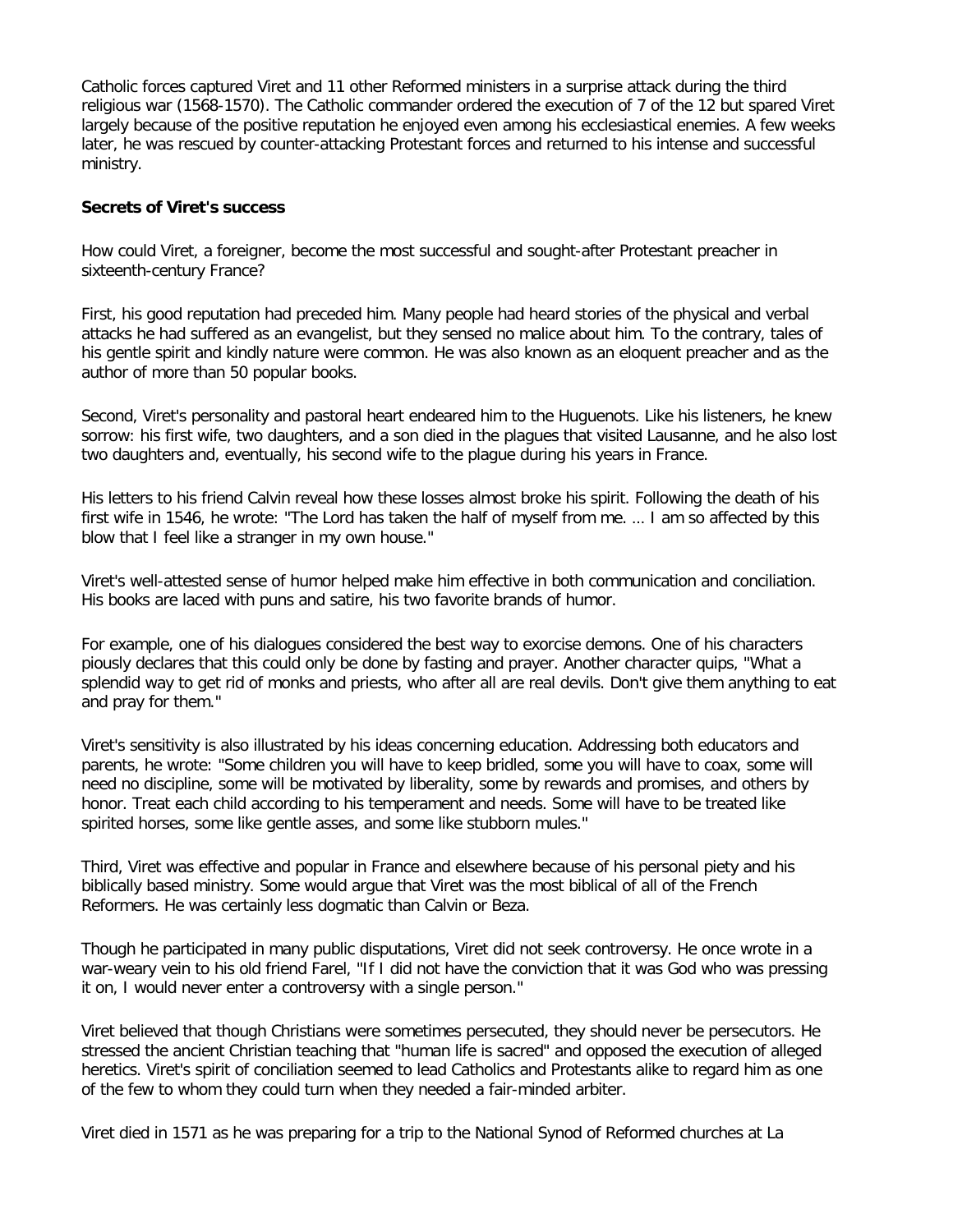Catholic forces captured Viret and 11 other Reformed ministers in a surprise attack during the third religious war (1568-1570). The Catholic commander ordered the execution of 7 of the 12 but spared Viret largely because of the positive reputation he enjoyed even among his ecclesiastical enemies. A few weeks later, he was rescued by counter-attacking Protestant forces and returned to his intense and successful ministry.

**Secrets of Viret's success**

How could Viret, a foreigner, become the most successful and sought-after Protestant preacher in sixteenth-century France?

First, his good reputation had preceded him. Many people had heard stories of the physical and verbal attacks he had suffered as an evangelist, but they sensed no malice about him. To the contrary, tales of his gentle spirit and kindly nature were common. He was also known as an eloquent preacher and as the author of more than 50 popular books.

Second, Viret's personality and pastoral heart endeared him to the Huguenots. Like his listeners, he knew sorrow: his first wife, two daughters, and a son died in the plagues that visited Lausanne, and he also lost two daughters and, eventually, his second wife to the plague during his years in France.

His letters to his friend Calvin reveal how these losses almost broke his spirit. Following the death of his first wife in 1546, he wrote: "The Lord has taken the half of myself from me. ... I am so affected by this blow that I feel like a stranger in my own house."

Viret's well-attested sense of humor helped make him effective in both communication and conciliation. His books are laced with puns and satire, his two favorite brands of humor.

For example, one of his dialogues considered the best way to exorcise demons. One of his characters piously declares that this could only be done by fasting and prayer. Another character quips, "What a splendid way to get rid of monks and priests, who after all are real devils. Don't give them anything to eat and pray for them."

Viret's sensitivity is also illustrated by his ideas concerning education. Addressing both educators and parents, he wrote: "Some children you will have to keep bridled, some you will have to coax, some will need no discipline, some will be motivated by liberality, some by rewards and promises, and others by honor. Treat each child according to his temperament and needs. Some will have to be treated like spirited horses, some like gentle asses, and some like stubborn mules."

Third, Viret was effective and popular in France and elsewhere because of his personal piety and his biblically based ministry. Some would argue that Viret was the most biblical of all of the French Reformers. He was certainly less dogmatic than Calvin or Beza.

Though he participated in many public disputations, Viret did not seek controversy. He once wrote in a war-weary vein to his old friend Farel, "If I did not have the conviction that it was God who was pressing it on, I would never enter a controversy with a single person."

Viret believed that though Christians were sometimes persecuted, they should never be persecutors. He stressed the ancient Christian teaching that "human life is sacred" and opposed the execution of alleged heretics. Viret's spirit of conciliation seemed to lead Catholics and Protestants alike to regard him as one of the few to whom they could turn when they needed a fair-minded arbiter.

Viret died in 1571 as he was preparing for a trip to the National Synod of Reformed churches at La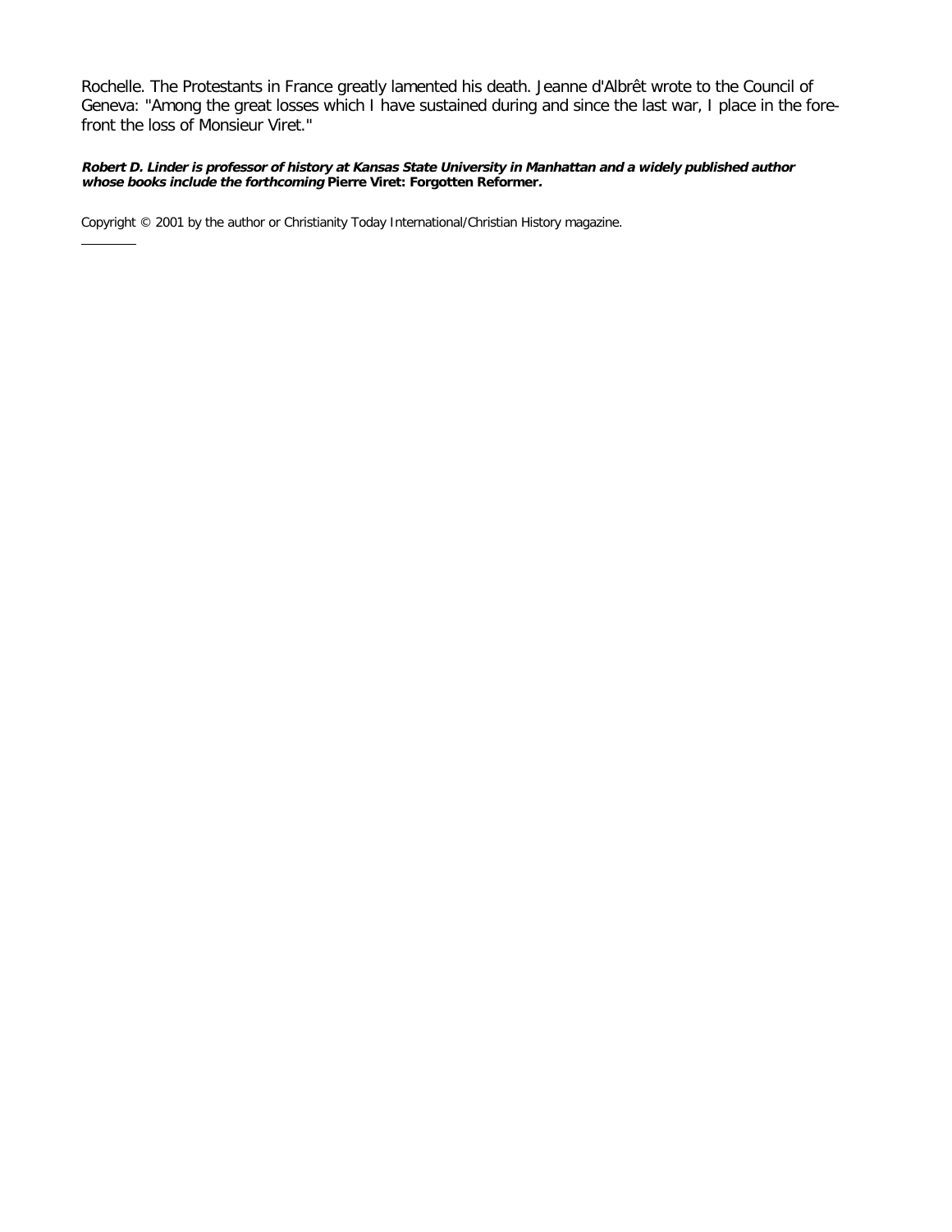Rochelle. The Protestants in France greatly lamented his death. Jeanne d'Albrêt wrote to the Council of Geneva: "Among the great losses which I have sustained during and since the last war, I place in the fore-front the loss of Monsieur Viret."

***Robert D. Linder is professor of history at Kansas State University in Manhattan and a widely published author whose books include the forthcoming* Pierre Viret: Forgotten Reformer*.***

Copyright © 2001 by the author or Christianity Today International/Christian History magazine.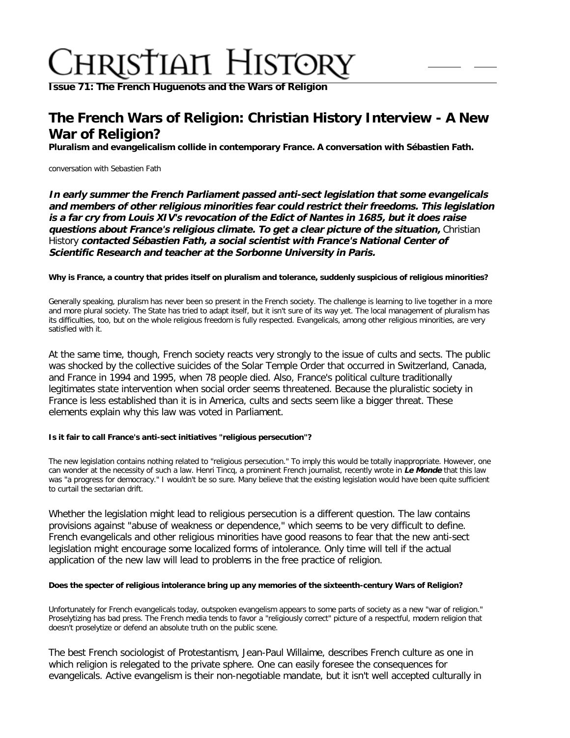**Issue 71: The French Huguenots and the Wars of Religion**

# The French Wars of Religion: Christian History Interview - A New War of Religion?

**Pluralism and evangelicalism collide in contemporary France. A conversation with Sébastien Fath.**

conversation with Sebastien Fath

***In early summer the French Parliament passed anti-sect legislation that some evangelicals and members of other religious minorities fear could restrict their freedoms. This legislation is a far cry from Louis XIV's revocation of the Edict of Nantes in 1685, but it does raise questions about France's religious climate. To get a clear picture of the situation,*** Christian History ***contacted Sébastien Fath, a social scientist with France's National Center of Scientific Research and teacher at the Sorbonne University in Paris.***

**Why is France, a country that prides itself on pluralism and tolerance, suddenly suspicious of religious minorities?**

Generally speaking, pluralism has never been so present in the French society. The challenge is learning to live together in a more and more plural society. The State has tried to adapt itself, but it isn't sure of its way yet. The local management of pluralism has its difficulties, too, but on the whole religious freedom is fully respected. Evangelicals, among other religious minorities, are very satisfied with it.

At the same time, though, French society reacts very strongly to the issue of cults and sects. The public was shocked by the collective suicides of the Solar Temple Order that occurred in Switzerland, Canada, and France in 1994 and 1995, when 78 people died. Also, France's political culture traditionally legitimates state intervention when social order seems threatened. Because the pluralistic society in France is less established than it is in America, cults and sects seem like a bigger threat. These elements explain why this law was voted in Parliament.

**Is it fair to call France's anti-sect initiatives "religious persecution"?**

The new legislation contains nothing related to "religious persecution." To imply this would be totally inappropriate. However, one can wonder at the necessity of such a law. Henri Tincq, a prominent French journalist, recently wrote in ***Le Monde*** that this law was "a progress for democracy." I wouldn't be so sure. Many believe that the existing legislation would have been quite sufficient to curtail the sectarian drift.

Whether the legislation might lead to religious persecution is a different question. The law contains provisions against "abuse of weakness or dependence," which seems to be very difficult to define. French evangelicals and other religious minorities have good reasons to fear that the new anti-sect legislation might encourage some localized forms of intolerance. Only time will tell if the actual application of the new law will lead to problems in the free practice of religion.

**Does the specter of religious intolerance bring up any memories of the sixteenth-century Wars of Religion?**

Unfortunately for French evangelicals today, outspoken evangelism appears to some parts of society as a new "war of religion." Proselytizing has bad press. The French media tends to favor a "religiously correct" picture of a respectful, modern religion that doesn't proselytize or defend an absolute truth on the public scene.

The best French sociologist of Protestantism, Jean-Paul Willaime, describes French culture as one in which religion is relegated to the private sphere. One can easily foresee the consequences for evangelicals. Active evangelism is their non-negotiable mandate, but it isn't well accepted culturally in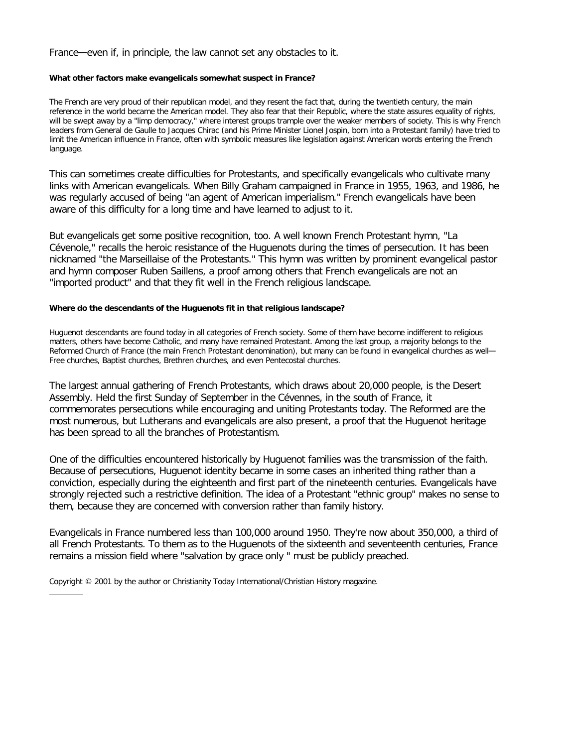France—even if, in principle, the law cannot set any obstacles to it.

**What other factors make evangelicals somewhat suspect in France?**

The French are very proud of their republican model, and they resent the fact that, during the twentieth century, the main reference in the world became the American model. They also fear that their Republic, where the state assures equality of rights, will be swept away by a "limp democracy," where interest groups trample over the weaker members of society. This is why French leaders from General de Gaulle to Jacques Chirac (and his Prime Minister Lionel Jospin, born into a Protestant family) have tried to limit the American influence in France, often with symbolic measures like legislation against American words entering the French language.

This can sometimes create difficulties for Protestants, and specifically evangelicals who cultivate many links with American evangelicals. When Billy Graham campaigned in France in 1955, 1963, and 1986, he was regularly accused of being "an agent of American imperialism." French evangelicals have been aware of this difficulty for a long time and have learned to adjust to it.

But evangelicals get some positive recognition, too. A well known French Protestant hymn, "La Cévenole," recalls the heroic resistance of the Huguenots during the times of persecution. It has been nicknamed "the Marseillaise of the Protestants." This hymn was written by prominent evangelical pastor and hymn composer Ruben Saillens, a proof among others that French evangelicals are not an "imported product" and that they fit well in the French religious landscape.

**Where do the descendants of the Huguenots fit in that religious landscape?**

Huguenot descendants are found today in all categories of French society. Some of them have become indifferent to religious matters, others have become Catholic, and many have remained Protestant. Among the last group, a majority belongs to the Reformed Church of France (the main French Protestant denomination), but many can be found in evangelical churches as well—Free churches, Baptist churches, Brethren churches, and even Pentecostal churches.

The largest annual gathering of French Protestants, which draws about 20,000 people, is the Desert Assembly. Held the first Sunday of September in the Cévennes, in the south of France, it commemorates persecutions while encouraging and uniting Protestants today. The Reformed are the most numerous, but Lutherans and evangelicals are also present, a proof that the Huguenot heritage has been spread to all the branches of Protestantism.

One of the difficulties encountered historically by Huguenot families was the transmission of the faith. Because of persecutions, Huguenot identity became in some cases an inherited thing rather than a conviction, especially during the eighteenth and first part of the nineteenth centuries. Evangelicals have strongly rejected such a restrictive definition. The idea of a Protestant "ethnic group" makes no sense to them, because they are concerned with conversion rather than family history.

Evangelicals in France numbered less than 100,000 around 1950. They're now about 350,000, a third of all French Protestants. To them as to the Huguenots of the sixteenth and seventeenth centuries, France remains a mission field where "salvation by grace only " must be publicly preached.

Copyright © 2001 by the author or Christianity Today International/Christian History magazine.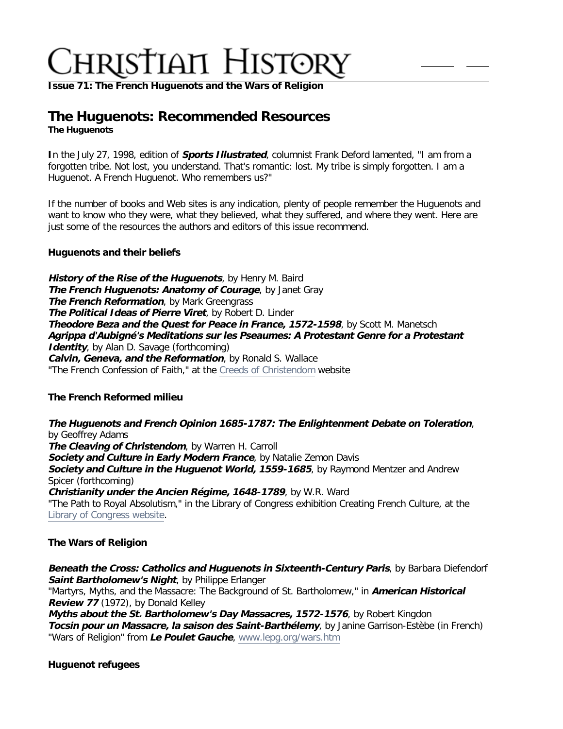**Issue 71: The French Huguenots and the Wars of Religion**

# The Huguenots: Recommended Resources

**The Huguenots**

**I**n the July 27, 1998, edition of ***Sports Illustrated***, columnist Frank Deford lamented, "I am from a forgotten tribe. Not lost, you understand. That's romantic: lost. My tribe is simply forgotten. I am a Huguenot. A French Huguenot. Who remembers us?"

If the number of books and Web sites is any indication, plenty of people remember the Huguenots and want to know who they were, what they believed, what they suffered, and where they went. Here are just some of the resources the authors and editors of this issue recommend.

### Huguenots and their beliefs

***History of the Rise of the Huguenots***, by Henry M. Baird
***The French Huguenots: Anatomy of Courage***, by Janet Gray
***The French Reformation***, by Mark Greengrass
***The Political Ideas of Pierre Viret***, by Robert D. Linder
***Theodore Beza and the Quest for Peace in France, 1572-1598***, by Scott M. Manetsch
***Agrippa d'Aubigné's Meditations sur les Pseaumes: A Protestant Genre for a Protestant Identity***, by Alan D. Savage (forthcoming)
***Calvin, Geneva, and the Reformation***, by Ronald S. Wallace
"The French Confession of Faith," at the Creeds of Christendom website

### The French Reformed milieu

***The Huguenots and French Opinion 1685-1787: The Enlightenment Debate on Toleration***, by Geoffrey Adams
***The Cleaving of Christendom***, by Warren H. Carroll
***Society and Culture in Early Modern France***, by Natalie Zemon Davis
***Society and Culture in the Huguenot World, 1559-1685***, by Raymond Mentzer and Andrew Spicer (forthcoming)
***Christianity under the Ancien Régime, 1648-1789***, by W.R. Ward
"The Path to Royal Absolutism," in the Library of Congress exhibition Creating French Culture, at the Library of Congress website.

### The Wars of Religion

***Beneath the Cross: Catholics and Huguenots in Sixteenth-Century Paris***, by Barbara Diefendorf
***Saint Bartholomew's Night***, by Philippe Erlanger
"Martyrs, Myths, and the Massacre: The Background of St. Bartholomew," in ***American Historical Review 77*** (1972), by Donald Kelley
***Myths about the St. Bartholomew's Day Massacres, 1572-1576***, by Robert Kingdon
***Tocsin pour un Massacre, la saison des Saint-Barthélemy***, by Janine Garrison-Estèbe (in French)
"Wars of Religion" from ***Le Poulet Gauche***, www.lepg.org/wars.htm

### Huguenot refugees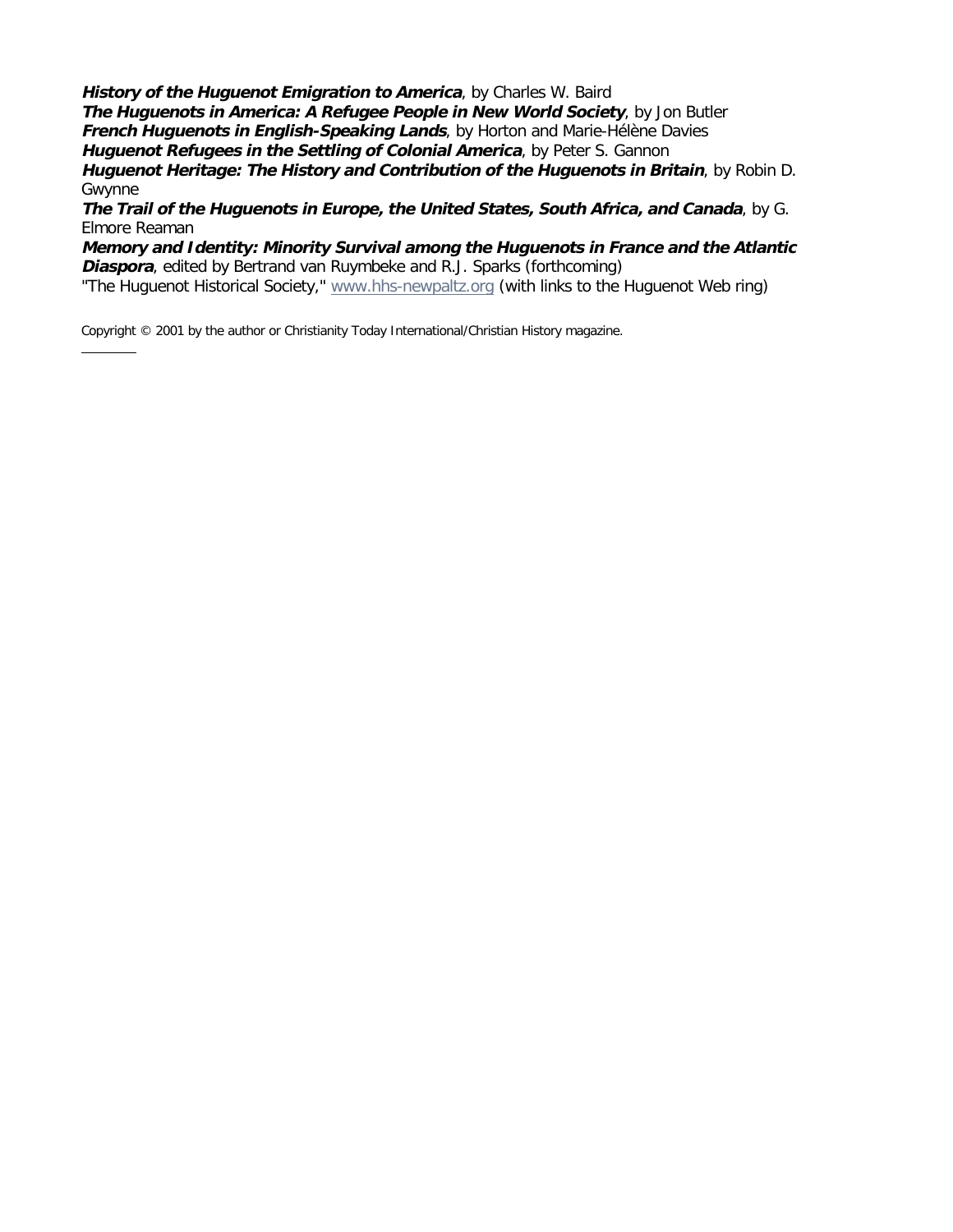***History of the Huguenot Emigration to America***, by Charles W. Baird
***The Huguenots in America: A Refugee People in New World Society***, by Jon Butler
***French Huguenots in English-Speaking Lands***, by Horton and Marie-Hélène Davies
***Huguenot Refugees in the Settling of Colonial America***, by Peter S. Gannon
***Huguenot Heritage: The History and Contribution of the Huguenots in Britain***, by Robin D. Gwynne
***The Trail of the Huguenots in Europe, the United States, South Africa, and Canada***, by G. Elmore Reaman
***Memory and Identity: Minority Survival among the Huguenots in France and the Atlantic Diaspora***, edited by Bertrand van Ruymbeke and R.J. Sparks (forthcoming)
"The Huguenot Historical Society," www.hhs-newpaltz.org (with links to the Huguenot Web ring)

Copyright © 2001 by the author or Christianity Today International/Christian History magazine.